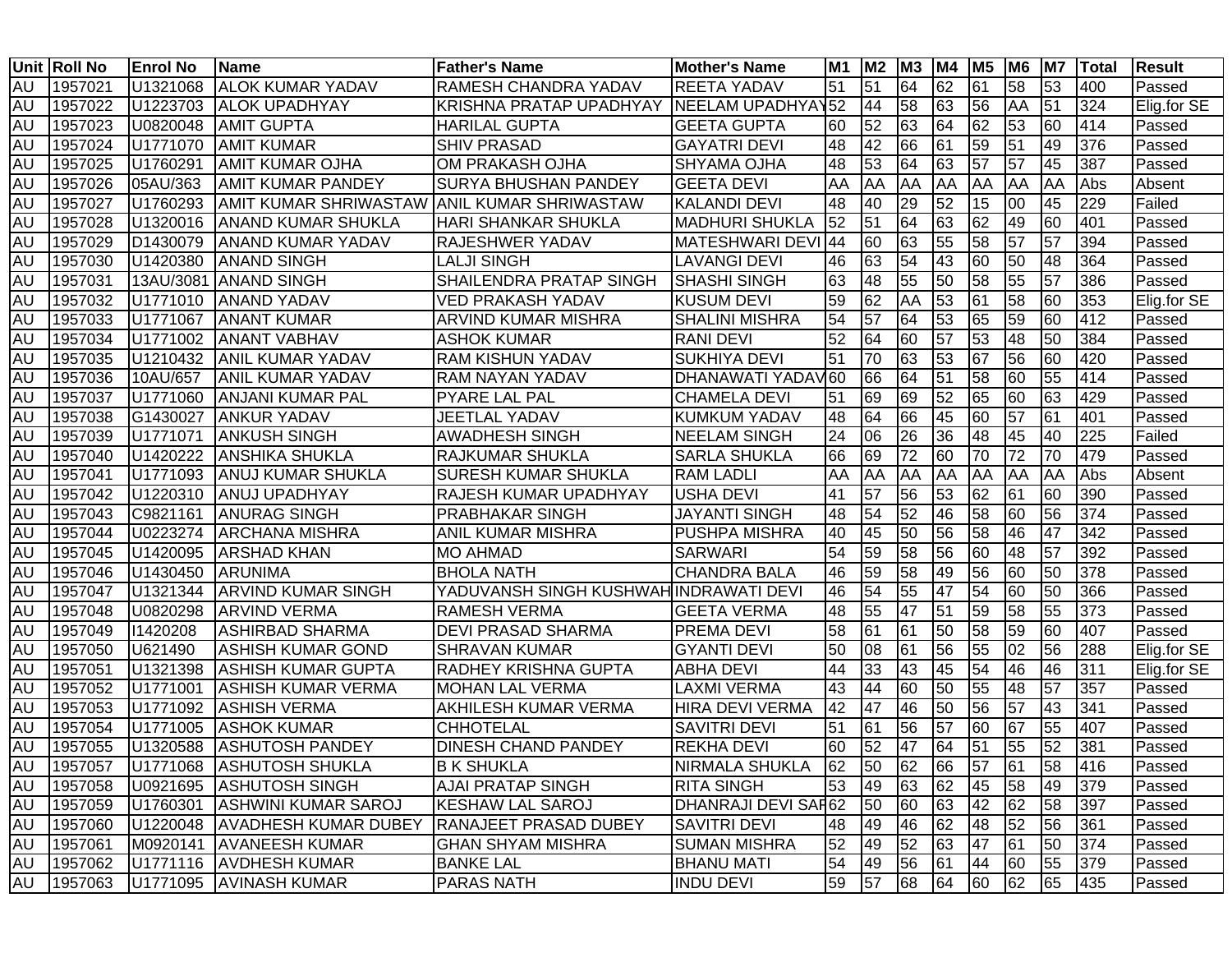| Unit | Roll No | Enrol No | Name | Father's Name | Mother's Name | M1 | M2 | M3 | M4 | M5 | M6 | M7 | Total | Result |
|---|---|---|---|---|---|---|---|---|---|---|---|---|---|---|
| AU | 1957021 | U1321068 | ALOK KUMAR YADAV | RAMESH CHANDRA YADAV | REETA YADAV | 51 | 51 | 64 | 62 | 61 | 58 | 53 | 400 | Passed |
| AU | 1957022 | U1223703 | ALOK UPADHYAY | KRISHNA PRATAP UPADHYAY | NEELAM UPADHYAY | 52 | 44 | 58 | 63 | 56 | AA | 51 | 324 | Elig.for SE |
| AU | 1957023 | U0820048 | AMIT GUPTA | HARILAL GUPTA | GEETA GUPTA | 60 | 52 | 63 | 64 | 62 | 53 | 60 | 414 | Passed |
| AU | 1957024 | U1771070 | AMIT KUMAR | SHIV PRASAD | GAYATRI DEVI | 48 | 42 | 66 | 61 | 59 | 51 | 49 | 376 | Passed |
| AU | 1957025 | U1760291 | AMIT KUMAR OJHA | OM PRAKASH OJHA | SHYAMA OJHA | 48 | 53 | 64 | 63 | 57 | 57 | 45 | 387 | Passed |
| AU | 1957026 | 05AU/363 | AMIT KUMAR PANDEY | SURYA BHUSHAN PANDEY | GEETA DEVI | AA | AA | AA | AA | AA | AA | AA | Abs | Absent |
| AU | 1957027 | U1760293 | AMIT KUMAR SHRIWASTAW | ANIL KUMAR SHRIWASTAW | KALANDI DEVI | 48 | 40 | 29 | 52 | 15 | 00 | 45 | 229 | Failed |
| AU | 1957028 | U1320016 | ANAND KUMAR SHUKLA | HARI SHANKAR SHUKLA | MADHURI SHUKLA | 52 | 51 | 64 | 63 | 62 | 49 | 60 | 401 | Passed |
| AU | 1957029 | D1430079 | ANAND KUMAR YADAV | RAJESHWER YADAV | MATESHWARI DEVI | 44 | 60 | 63 | 55 | 58 | 57 | 57 | 394 | Passed |
| AU | 1957030 | U1420380 | ANAND SINGH | LALJI SINGH | LAVANGI DEVI | 46 | 63 | 54 | 43 | 60 | 50 | 48 | 364 | Passed |
| AU | 1957031 | 13AU/3081 | ANAND SINGH | SHAILENDRA PRATAP SINGH | SHASHI SINGH | 63 | 48 | 55 | 50 | 58 | 55 | 57 | 386 | Passed |
| AU | 1957032 | U1771010 | ANAND YADAV | VED PRAKASH YADAV | KUSUM DEVI | 59 | 62 | AA | 53 | 61 | 58 | 60 | 353 | Elig.for SE |
| AU | 1957033 | U1771067 | ANANT KUMAR | ARVIND KUMAR MISHRA | SHALINI MISHRA | 54 | 57 | 64 | 53 | 65 | 59 | 60 | 412 | Passed |
| AU | 1957034 | U1771002 | ANANT VABHAV | ASHOK KUMAR | RANI DEVI | 52 | 64 | 60 | 57 | 53 | 48 | 50 | 384 | Passed |
| AU | 1957035 | U1210432 | ANIL KUMAR YADAV | RAM KISHUN YADAV | SUKHIYA DEVI | 51 | 70 | 63 | 53 | 67 | 56 | 60 | 420 | Passed |
| AU | 1957036 | 10AU/657 | ANIL KUMAR YADAV | RAM NAYAN YADAV | DHANAWATI YADAV | 60 | 66 | 64 | 51 | 58 | 60 | 55 | 414 | Passed |
| AU | 1957037 | U1771060 | ANJANI KUMAR PAL | PYARE LAL PAL | CHAMELA DEVI | 51 | 69 | 69 | 52 | 65 | 60 | 63 | 429 | Passed |
| AU | 1957038 | G1430027 | ANKUR YADAV | JEETLAL YADAV | KUMKUM YADAV | 48 | 64 | 66 | 45 | 60 | 57 | 61 | 401 | Passed |
| AU | 1957039 | U1771071 | ANKUSH SINGH | AWADHESH SINGH | NEELAM SINGH | 24 | 06 | 26 | 36 | 48 | 45 | 40 | 225 | Failed |
| AU | 1957040 | U1420222 | ANSHIKA SHUKLA | RAJKUMAR SHUKLA | SARLA SHUKLA | 66 | 69 | 72 | 60 | 70 | 72 | 70 | 479 | Passed |
| AU | 1957041 | U1771093 | ANUJ KUMAR SHUKLA | SURESH KUMAR SHUKLA | RAM LADLI | AA | AA | AA | AA | AA | AA | AA | Abs | Absent |
| AU | 1957042 | U1220310 | ANUJ UPADHYAY | RAJESH KUMAR UPADHYAY | USHA DEVI | 41 | 57 | 56 | 53 | 62 | 61 | 60 | 390 | Passed |
| AU | 1957043 | C9821161 | ANURAG SINGH | PRABHAKAR SINGH | JAYANTI SINGH | 48 | 54 | 52 | 46 | 58 | 60 | 56 | 374 | Passed |
| AU | 1957044 | U0223274 | ARCHANA MISHRA | ANIL KUMAR MISHRA | PUSHPA MISHRA | 40 | 45 | 50 | 56 | 58 | 46 | 47 | 342 | Passed |
| AU | 1957045 | U1420095 | ARSHAD KHAN | MO AHMAD | SARWARI | 54 | 59 | 58 | 56 | 60 | 48 | 57 | 392 | Passed |
| AU | 1957046 | U1430450 | ARUNIMA | BHOLA NATH | CHANDRA BALA | 46 | 59 | 58 | 49 | 56 | 60 | 50 | 378 | Passed |
| AU | 1957047 | U1321344 | ARVIND KUMAR SINGH | YADUVANSH SINGH KUSHWAH | INDRAWATI DEVI | 46 | 54 | 55 | 47 | 54 | 60 | 50 | 366 | Passed |
| AU | 1957048 | U0820298 | ARVIND VERMA | RAMESH VERMA | GEETA VERMA | 48 | 55 | 47 | 51 | 59 | 58 | 55 | 373 | Passed |
| AU | 1957049 | I1420208 | ASHIRBAD SHARMA | DEVI PRASAD SHARMA | PREMA DEVI | 58 | 61 | 61 | 50 | 58 | 59 | 60 | 407 | Passed |
| AU | 1957050 | U621490 | ASHISH KUMAR GOND | SHRAVAN KUMAR | GYANTI DEVI | 50 | 08 | 61 | 56 | 55 | 02 | 56 | 288 | Elig.for SE |
| AU | 1957051 | U1321398 | ASHISH KUMAR GUPTA | RADHEY KRISHNA GUPTA | ABHA DEVI | 44 | 33 | 43 | 45 | 54 | 46 | 46 | 311 | Elig.for SE |
| AU | 1957052 | U1771001 | ASHISH KUMAR VERMA | MOHAN LAL VERMA | LAXMI VERMA | 43 | 44 | 60 | 50 | 55 | 48 | 57 | 357 | Passed |
| AU | 1957053 | U1771092 | ASHISH VERMA | AKHILESH KUMAR VERMA | HIRA DEVI VERMA | 42 | 47 | 46 | 50 | 56 | 57 | 43 | 341 | Passed |
| AU | 1957054 | U1771005 | ASHOK KUMAR | CHHOTELAL | SAVITRI DEVI | 51 | 61 | 56 | 57 | 60 | 67 | 55 | 407 | Passed |
| AU | 1957055 | U1320588 | ASHUTOSH PANDEY | DINESH CHAND PANDEY | REKHA DEVI | 60 | 52 | 47 | 64 | 51 | 55 | 52 | 381 | Passed |
| AU | 1957057 | U1771068 | ASHUTOSH SHUKLA | B K SHUKLA | NIRMALA SHUKLA | 62 | 50 | 62 | 66 | 57 | 61 | 58 | 416 | Passed |
| AU | 1957058 | U0921695 | ASHUTOSH SINGH | AJAI PRATAP SINGH | RITA SINGH | 53 | 49 | 63 | 62 | 45 | 58 | 49 | 379 | Passed |
| AU | 1957059 | U1760301 | ASHWINI KUMAR SAROJ | KESHAW LAL SAROJ | DHANRAJI DEVI SAR | 62 | 50 | 60 | 63 | 42 | 62 | 58 | 397 | Passed |
| AU | 1957060 | U1220048 | AVADHESH KUMAR DUBEY | RANAJEET PRASAD DUBEY | SAVITRI DEVI | 48 | 49 | 46 | 62 | 48 | 52 | 56 | 361 | Passed |
| AU | 1957061 | M0920141 | AVANEESH KUMAR | GHAN SHYAM MISHRA | SUMAN MISHRA | 52 | 49 | 52 | 63 | 47 | 61 | 50 | 374 | Passed |
| AU | 1957062 | U1771116 | AVDHESH KUMAR | BANKE LAL | BHANU MATI | 54 | 49 | 56 | 61 | 44 | 60 | 55 | 379 | Passed |
| AU | 1957063 | U1771095 | AVINASH KUMAR | PARAS NATH | INDU DEVI | 59 | 57 | 68 | 64 | 60 | 62 | 65 | 435 | Passed |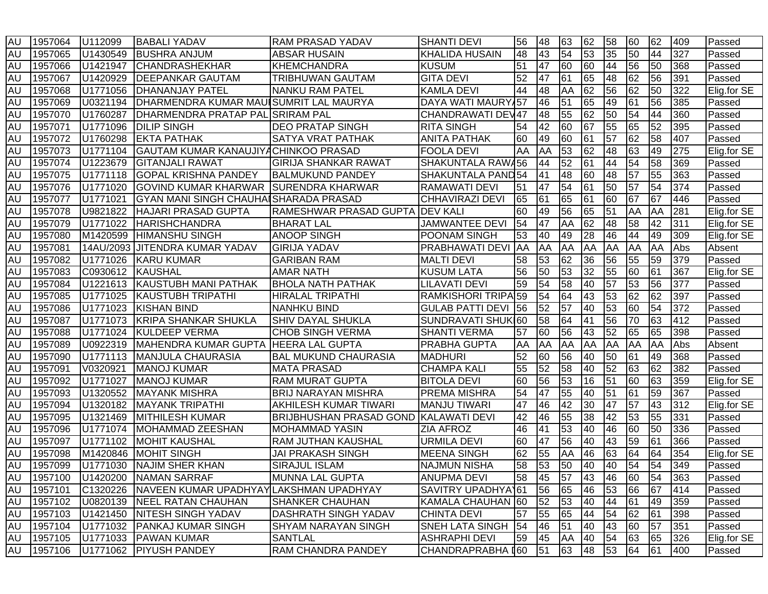| AU | 1957064 | U112099 | BABALI YADAV | RAM PRASAD YADAV | SHANTI DEVI | 56 | 48 | 63 | 62 | 58 | 60 | 62 | 409 | Passed |
|---|---|---|---|---|---|---|---|---|---|---|---|---|---|---|
| AU | 1957065 | U1430549 | BUSHRA ANJUM | ABSAR HUSAIN | KHALIDA HUSAIN | 48 | 43 | 54 | 53 | 35 | 50 | 44 | 327 | Passed |
| AU | 1957066 | U1421947 | CHANDRASHEKHAR | KHEMCHANDRA | KUSUM | 51 | 47 | 60 | 60 | 44 | 56 | 50 | 368 | Passed |
| AU | 1957067 | U1420929 | DEEPANKAR GAUTAM | TRIBHUWAN GAUTAM | GITA DEVI | 52 | 47 | 61 | 65 | 48 | 62 | 56 | 391 | Passed |
| AU | 1957068 | U1771056 | DHANANJAY PATEL | NANKU RAM PATEL | KAMLA DEVI | 44 | 48 | AA | 62 | 56 | 62 | 50 | 322 | Elig.for SE |
| AU | 1957069 | U0321194 | DHARMENDRA KUMAR MAUI | SUMRIT LAL MAURYA | DAYA WATI MAURYA | 57 | 46 | 51 | 65 | 49 | 61 | 56 | 385 | Passed |
| AU | 1957070 | U1760287 | DHARMENDRA PRATAP PAL | SRIRAM PAL | CHANDRAWATI DEV | 47 | 48 | 55 | 62 | 50 | 54 | 44 | 360 | Passed |
| AU | 1957071 | U1771096 | DILIP SINGH | DEO PRATAP SINGH | RITA SINGH | 54 | 42 | 60 | 67 | 55 | 65 | 52 | 395 | Passed |
| AU | 1957072 | U1760298 | EKTA PATHAK | SATYA VRAT PATHAK | ANITA PATHAK | 60 | 49 | 60 | 61 | 57 | 62 | 58 | 407 | Passed |
| AU | 1957073 | U1771104 | GAUTAM KUMAR KANAUJIYA | CHINKOO PRASAD | FOOLA DEVI | AA | AA | 53 | 62 | 48 | 63 | 49 | 275 | Elig.for SE |
| AU | 1957074 | U1223679 | GITANJALI RAWAT | GIRIJA SHANKAR RAWAT | SHAKUNTALA RAWA | 56 | 44 | 52 | 61 | 44 | 54 | 58 | 369 | Passed |
| AU | 1957075 | U1771118 | GOPAL KRISHNA PANDEY | BALMUKUND PANDEY | SHAKUNTALA PAND | 54 | 41 | 48 | 60 | 48 | 57 | 55 | 363 | Passed |
| AU | 1957076 | U1771020 | GOVIND KUMAR KHARWAR | SURENDRA KHARWAR | RAMAWATI DEVI | 51 | 47 | 54 | 61 | 50 | 57 | 54 | 374 | Passed |
| AU | 1957077 | U1771021 | GYAN MANI SINGH CHAUHA | SHARADA PRASAD | CHHAVIRAZI DEVI | 65 | 61 | 65 | 61 | 60 | 67 | 67 | 446 | Passed |
| AU | 1957078 | U9821822 | HAJARI PRASAD GUPTA | RAMESHWAR PRASAD GUPTA | DEV KALI | 60 | 49 | 56 | 65 | 51 | AA | AA | 281 | Elig.for SE |
| AU | 1957079 | U1771022 | HARISHCHANDRA | BHARAT LAL | JAMWANTEE DEVI | 54 | 47 | AA | 62 | 48 | 58 | 42 | 311 | Elig.for SE |
| AU | 1957080 | M1420599 | HIMANSHU SINGH | ANOOP SINGH | POONAM SINGH | 53 | 40 | 49 | 28 | 46 | 44 | 49 | 309 | Elig.for SE |
| AU | 1957081 | 14AU/2093 | JITENDRA KUMAR YADAV | GIRIJA YADAV | PRABHAWATI DEVI | AA | AA | AA | AA | AA | AA | AA | Abs | Absent |
| AU | 1957082 | U1771026 | KARU KUMAR | GARIBAN RAM | MALTI DEVI | 58 | 53 | 62 | 36 | 56 | 55 | 59 | 379 | Passed |
| AU | 1957083 | C0930612 | KAUSHAL | AMAR NATH | KUSUM LATA | 56 | 50 | 53 | 32 | 55 | 60 | 61 | 367 | Elig.for SE |
| AU | 1957084 | U1221613 | KAUSTUBH MANI PATHAK | BHOLA NATH PATHAK | LILAVATI DEVI | 59 | 54 | 58 | 40 | 57 | 53 | 56 | 377 | Passed |
| AU | 1957085 | U1771025 | KAUSTUBH TRIPATHI | HIRALAL TRIPATHI | RAMKISHORI TRIPA | 59 | 54 | 64 | 43 | 53 | 62 | 62 | 397 | Passed |
| AU | 1957086 | U1771023 | KISHAN BIND | NANHKU BIND | GULAB PATTI DEVI | 56 | 52 | 57 | 40 | 53 | 60 | 54 | 372 | Passed |
| AU | 1957087 | U1771073 | KRIPA SHANKAR SHUKLA | SHIV DAYAL SHUKLA | SUNDRAVATI SHUK | 60 | 58 | 64 | 41 | 56 | 70 | 63 | 412 | Passed |
| AU | 1957088 | U1771024 | KULDEEP VERMA | CHOB SINGH VERMA | SHANTI VERMA | 57 | 60 | 56 | 43 | 52 | 65 | 65 | 398 | Passed |
| AU | 1957089 | U0922319 | MAHENDRA KUMAR GUPTA | HEERA LAL GUPTA | PRABHA GUPTA | AA | AA | AA | AA | AA | AA | AA | Abs | Absent |
| AU | 1957090 | U1771113 | MANJULA CHAURASIA | BAL MUKUND CHAURASIA | MADHURI | 52 | 60 | 56 | 40 | 50 | 61 | 49 | 368 | Passed |
| AU | 1957091 | V0320921 | MANOJ KUMAR | MATA PRASAD | CHAMPA KALI | 55 | 52 | 58 | 40 | 52 | 63 | 62 | 382 | Passed |
| AU | 1957092 | U1771027 | MANOJ KUMAR | RAM MURAT GUPTA | BITOLA DEVI | 60 | 56 | 53 | 16 | 51 | 60 | 63 | 359 | Elig.for SE |
| AU | 1957093 | U1320552 | MAYANK MISHRA | BRIJ NARAYAN MISHRA | PREMA MISHRA | 54 | 47 | 55 | 40 | 51 | 61 | 59 | 367 | Passed |
| AU | 1957094 | U1320182 | MAYANK TRIPATHI | AKHILESH KUMAR TIWARI | MANJU TIWARI | 47 | 46 | 42 | 30 | 47 | 57 | 43 | 312 | Elig.for SE |
| AU | 1957095 | U1321469 | MITHILESH KUMAR | BRIJBHUSHAN PRASAD GOND | KALAWATI DEVI | 42 | 46 | 55 | 38 | 42 | 53 | 55 | 331 | Passed |
| AU | 1957096 | U1771074 | MOHAMMAD ZEESHAN | MOHAMMAD YASIN | ZIA AFROZ | 46 | 41 | 53 | 40 | 46 | 60 | 50 | 336 | Passed |
| AU | 1957097 | U1771102 | MOHIT KAUSHAL | RAM JUTHAN KAUSHAL | URMILA DEVI | 60 | 47 | 56 | 40 | 43 | 59 | 61 | 366 | Passed |
| AU | 1957098 | M1420846 | MOHIT SINGH | JAI PRAKASH SINGH | MEENA SINGH | 62 | 55 | AA | 46 | 63 | 64 | 64 | 354 | Elig.for SE |
| AU | 1957099 | U1771030 | NAJIM SHER KHAN | SIRAJUL ISLAM | NAJMUN NISHA | 58 | 53 | 50 | 40 | 40 | 54 | 54 | 349 | Passed |
| AU | 1957100 | U1420200 | NAMAN SARRAF | MUNNA LAL GUPTA | ANUPMA DEVI | 58 | 45 | 57 | 43 | 46 | 60 | 54 | 363 | Passed |
| AU | 1957101 | C1320226 | NAVEEN KUMAR UPADHYAY | LAKSHMAN UPADHYAY | SAVITRY UPADHYAY | 61 | 56 | 65 | 46 | 53 | 66 | 67 | 414 | Passed |
| AU | 1957102 | U0820139 | NEEL RATAN CHAUHAN | SHANKER CHAUHAN | KAMALA CHAUHAN | 60 | 52 | 53 | 40 | 44 | 61 | 49 | 359 | Passed |
| AU | 1957103 | U1421450 | NITESH SINGH YADAV | DASHRATH SINGH YADAV | CHINTA DEVI | 57 | 55 | 65 | 44 | 54 | 62 | 61 | 398 | Passed |
| AU | 1957104 | U1771032 | PANKAJ KUMAR SINGH | SHYAM NARAYAN SINGH | SNEH LATA SINGH | 54 | 46 | 51 | 40 | 43 | 60 | 57 | 351 | Passed |
| AU | 1957105 | U1771033 | PAWAN KUMAR | SANTLAL | ASHRAPHI DEVI | 59 | 45 | AA | 40 | 54 | 63 | 65 | 326 | Elig.for SE |
| AU | 1957106 | U1771062 | PIYUSH PANDEY | RAM CHANDRA PANDEY | CHANDRAPRABHA I | 60 | 51 | 63 | 48 | 53 | 64 | 61 | 400 | Passed |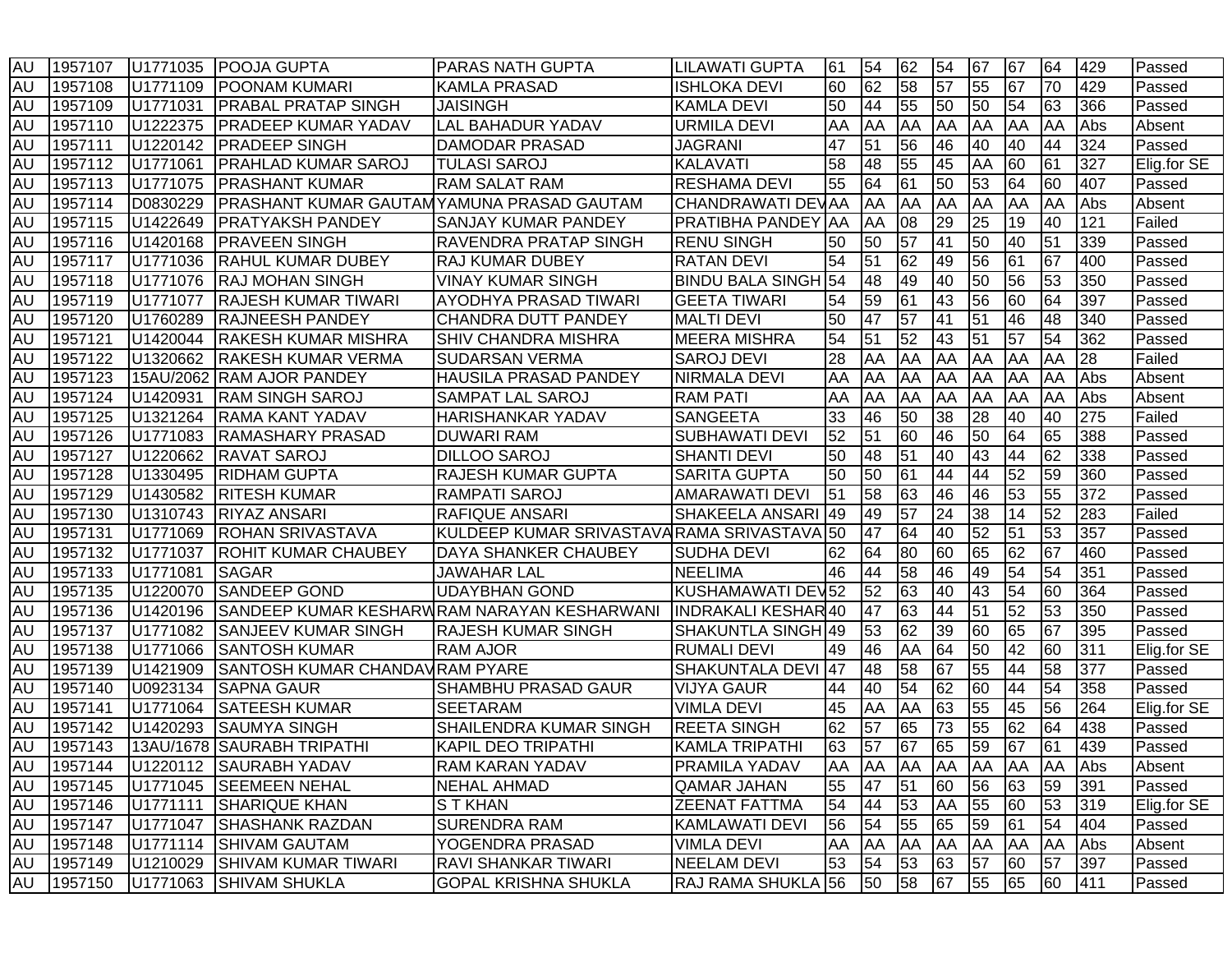| AU | 1957107 | U1771035 | POOJA GUPTA | PARAS NATH GUPTA | LILAWATI GUPTA | 61 | 54 | 62 | 54 | 67 | 67 | 64 | 429 | Passed |
|---|---|---|---|---|---|---|---|---|---|---|---|---|---|---|
| AU | 1957108 | U1771109 | POONAM KUMARI | KAMLA PRASAD | ISHLOKA DEVI | 60 | 62 | 58 | 57 | 55 | 67 | 70 | 429 | Passed |
| AU | 1957109 | U1771031 | PRABAL PRATAP SINGH | JAISINGH | KAMLA DEVI | 50 | 44 | 55 | 50 | 50 | 54 | 63 | 366 | Passed |
| AU | 1957110 | U1222375 | PRADEEP KUMAR YADAV | LAL BAHADUR YADAV | URMILA DEVI | AA | AA | AA | AA | AA | AA | AA | Abs | Absent |
| AU | 1957111 | U1220142 | PRADEEP SINGH | DAMODAR PRASAD | JAGRANI | 47 | 51 | 56 | 46 | 40 | 40 | 44 | 324 | Passed |
| AU | 1957112 | U1771061 | PRAHLAD KUMAR SAROJ | TULASI SAROJ | KALAVATI | 58 | 48 | 55 | 45 | AA | 60 | 61 | 327 | Elig.for SE |
| AU | 1957113 | U1771075 | PRASHANT KUMAR | RAM SALAT RAM | RESHAMA DEVI | 55 | 64 | 61 | 50 | 53 | 64 | 60 | 407 | Passed |
| AU | 1957114 | D0830229 | PRASHANT KUMAR GAUTAM | YAMUNA PRASAD GAUTAM | CHANDRAWATI DEV | AA | AA | AA | AA | AA | AA | AA | Abs | Absent |
| AU | 1957115 | U1422649 | PRATYAKSH PANDEY | SANJAY KUMAR PANDEY | PRATIBHA PANDEY | AA | AA | 08 | 29 | 25 | 19 | 40 | 121 | Failed |
| AU | 1957116 | U1420168 | PRAVEEN SINGH | RAVENDRA PRATAP SINGH | RENU SINGH | 50 | 50 | 57 | 41 | 50 | 40 | 51 | 339 | Passed |
| AU | 1957117 | U1771036 | RAHUL KUMAR DUBEY | RAJ KUMAR DUBEY | RATAN DEVI | 54 | 51 | 62 | 49 | 56 | 61 | 67 | 400 | Passed |
| AU | 1957118 | U1771076 | RAJ MOHAN SINGH | VINAY KUMAR SINGH | BINDU BALA SINGH | 54 | 48 | 49 | 40 | 50 | 56 | 53 | 350 | Passed |
| AU | 1957119 | U1771077 | RAJESH KUMAR TIWARI | AYODHYA PRASAD TIWARI | GEETA TIWARI | 54 | 59 | 61 | 43 | 56 | 60 | 64 | 397 | Passed |
| AU | 1957120 | U1760289 | RAJNEESH PANDEY | CHANDRA DUTT PANDEY | MALTI DEVI | 50 | 47 | 57 | 41 | 51 | 46 | 48 | 340 | Passed |
| AU | 1957121 | U1420044 | RAKESH KUMAR MISHRA | SHIV CHANDRA MISHRA | MEERA MISHRA | 54 | 51 | 52 | 43 | 51 | 57 | 54 | 362 | Passed |
| AU | 1957122 | U1320662 | RAKESH KUMAR VERMA | SUDARSAN VERMA | SAROJ DEVI | 28 | AA | AA | AA | AA | AA | AA | 28 | Failed |
| AU | 1957123 | 15AU/2062 | RAM AJOR PANDEY | HAUSILA PRASAD PANDEY | NIRMALA DEVI | AA | AA | AA | AA | AA | AA | AA | Abs | Absent |
| AU | 1957124 | U1420931 | RAM SINGH SAROJ | SAMPAT LAL SAROJ | RAM PATI | AA | AA | AA | AA | AA | AA | AA | Abs | Absent |
| AU | 1957125 | U1321264 | RAMA KANT YADAV | HARISHANKAR YADAV | SANGEETA | 33 | 46 | 50 | 38 | 28 | 40 | 40 | 275 | Failed |
| AU | 1957126 | U1771083 | RAMASHARY PRASAD | DUWARI RAM | SUBHAWATI DEVI | 52 | 51 | 60 | 46 | 50 | 64 | 65 | 388 | Passed |
| AU | 1957127 | U1220662 | RAVAT SAROJ | DILLOO SAROJ | SHANTI DEVI | 50 | 48 | 51 | 40 | 43 | 44 | 62 | 338 | Passed |
| AU | 1957128 | U1330495 | RIDHAM GUPTA | RAJESH KUMAR GUPTA | SARITA GUPTA | 50 | 50 | 61 | 44 | 44 | 52 | 59 | 360 | Passed |
| AU | 1957129 | U1430582 | RITESH KUMAR | RAMPATI SAROJ | AMARAWATI DEVI | 51 | 58 | 63 | 46 | 46 | 53 | 55 | 372 | Passed |
| AU | 1957130 | U1310743 | RIYAZ ANSARI | RAFIQUE ANSARI | SHAKEELA ANSARI | 49 | 49 | 57 | 24 | 38 | 14 | 52 | 283 | Failed |
| AU | 1957131 | U1771069 | ROHAN SRIVASTAVA | KULDEEP KUMAR SRIVASTAVA | RAMA SRIVASTAVA | 50 | 47 | 64 | 40 | 52 | 51 | 53 | 357 | Passed |
| AU | 1957132 | U1771037 | ROHIT KUMAR CHAUBEY | DAYA SHANKER CHAUBEY | SUDHA DEVI | 62 | 64 | 80 | 60 | 65 | 62 | 67 | 460 | Passed |
| AU | 1957133 | U1771081 | SAGAR | JAWAHAR LAL | NEELIMA | 46 | 44 | 58 | 46 | 49 | 54 | 54 | 351 | Passed |
| AU | 1957135 | U1220070 | SANDEEP GOND | UDAYBHAN GOND | KUSHAMAWATI DEV | 52 | 52 | 63 | 40 | 43 | 54 | 60 | 364 | Passed |
| AU | 1957136 | U1420196 | SANDEEP KUMAR KESHARW | RAM NARAYAN KESHARWANI | INDRAKALI KESHAR | 40 | 47 | 63 | 44 | 51 | 52 | 53 | 350 | Passed |
| AU | 1957137 | U1771082 | SANJEEV KUMAR SINGH | RAJESH KUMAR SINGH | SHAKUNTLA SINGH | 49 | 53 | 62 | 39 | 60 | 65 | 67 | 395 | Passed |
| AU | 1957138 | U1771066 | SANTOSH KUMAR | RAM AJOR | RUMALI DEVI | 49 | 46 | AA | 64 | 50 | 42 | 60 | 311 | Elig.for SE |
| AU | 1957139 | U1421909 | SANTOSH KUMAR CHANDAV | RAM PYARE | SHAKUNTALA DEVI | 47 | 48 | 58 | 67 | 55 | 44 | 58 | 377 | Passed |
| AU | 1957140 | U0923134 | SAPNA GAUR | SHAMBHU PRASAD GAUR | VIJYA GAUR | 44 | 40 | 54 | 62 | 60 | 44 | 54 | 358 | Passed |
| AU | 1957141 | U1771064 | SATEESH KUMAR | SEETARAM | VIMLA DEVI | 45 | AA | AA | 63 | 55 | 45 | 56 | 264 | Elig.for SE |
| AU | 1957142 | U1420293 | SAUMYA SINGH | SHAILENDRA KUMAR SINGH | REETA SINGH | 62 | 57 | 65 | 73 | 55 | 62 | 64 | 438 | Passed |
| AU | 1957143 | 13AU/1678 | SAURABH TRIPATHI | KAPIL DEO TRIPATHI | KAMLA TRIPATHI | 63 | 57 | 67 | 65 | 59 | 67 | 61 | 439 | Passed |
| AU | 1957144 | U1220112 | SAURABH YADAV | RAM KARAN YADAV | PRAMILA YADAV | AA | AA | AA | AA | AA | AA | AA | Abs | Absent |
| AU | 1957145 | U1771045 | SEEMEEN NEHAL | NEHAL AHMAD | QAMAR JAHAN | 55 | 47 | 51 | 60 | 56 | 63 | 59 | 391 | Passed |
| AU | 1957146 | U1771111 | SHARIQUE KHAN | S T KHAN | ZEENAT FATTMA | 54 | 44 | 53 | AA | 55 | 60 | 53 | 319 | Elig.for SE |
| AU | 1957147 | U1771047 | SHASHANK RAZDAN | SURENDRA RAM | KAMLAWATI DEVI | 56 | 54 | 55 | 65 | 59 | 61 | 54 | 404 | Passed |
| AU | 1957148 | U1771114 | SHIVAM GAUTAM | YOGENDRA PRASAD | VIMLA DEVI | AA | AA | AA | AA | AA | AA | AA | Abs | Absent |
| AU | 1957149 | U1210029 | SHIVAM KUMAR TIWARI | RAVI SHANKAR TIWARI | NEELAM DEVI | 53 | 54 | 53 | 63 | 57 | 60 | 57 | 397 | Passed |
| AU | 1957150 | U1771063 | SHIVAM SHUKLA | GOPAL KRISHNA SHUKLA | RAJ RAMA SHUKLA | 56 | 50 | 58 | 67 | 55 | 65 | 60 | 411 | Passed |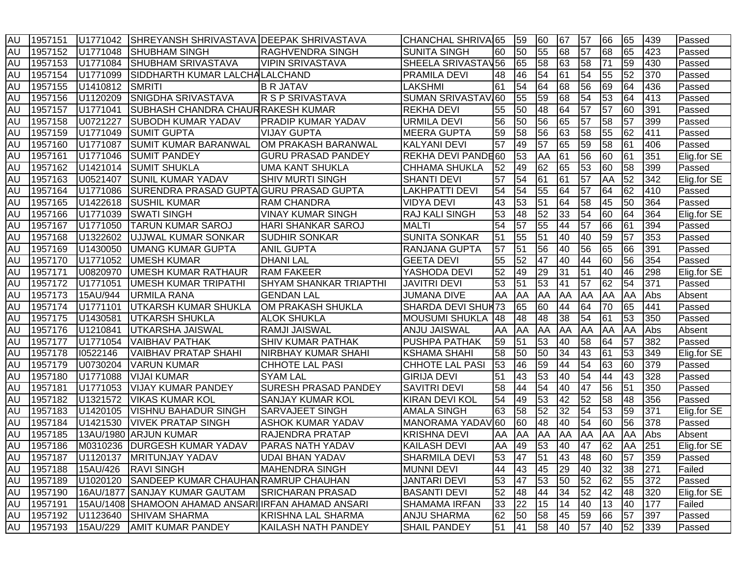| AU | 1957151 | U1771042 | SHREYANSH SHRIVASTAVA | DEEPAK SHRIVASTAVA | CHANCHAL SHRIVA | 65 | 59 | 60 | 67 | 57 | 66 | 65 | 439 | Passed |
|---|---|---|---|---|---|---|---|---|---|---|---|---|---|---|
| AU | 1957152 | U1771048 | SHUBHAM SINGH | RAGHVENDRA SINGH | SUNITA SINGH | 60 | 50 | 55 | 68 | 57 | 68 | 65 | 423 | Passed |
| AU | 1957153 | U1771084 | SHUBHAM SRIVASTAVA | VIPIN SRIVASTAVA | SHEELA SRIVASTAV | 56 | 65 | 58 | 63 | 58 | 71 | 59 | 430 | Passed |
| AU | 1957154 | U1771099 | SIDDHARTH KUMAR LALCHA | LALCHAND | PRAMILA DEVI | 48 | 46 | 54 | 61 | 54 | 55 | 52 | 370 | Passed |
| AU | 1957155 | U1410812 | SMRITI | B R JATAV | LAKSHMI | 61 | 54 | 64 | 68 | 56 | 69 | 64 | 436 | Passed |
| AU | 1957156 | U1120209 | SNIGDHA SRIVASTAVA | R S P SRIVASTAVA | SUMAN SRIVASTAV | 60 | 55 | 59 | 68 | 54 | 53 | 64 | 413 | Passed |
| AU | 1957157 | U1771041 | SUBHASH CHANDRA CHAUR | RAKESH KUMAR | REKHA DEVI | 55 | 50 | 48 | 64 | 57 | 57 | 60 | 391 | Passed |
| AU | 1957158 | U0721227 | SUBODH KUMAR YADAV | PRADIP KUMAR YADAV | URMILA DEVI | 56 | 50 | 56 | 65 | 57 | 58 | 57 | 399 | Passed |
| AU | 1957159 | U1771049 | SUMIT GUPTA | VIJAY GUPTA | MEERA GUPTA | 59 | 58 | 56 | 63 | 58 | 55 | 62 | 411 | Passed |
| AU | 1957160 | U1771087 | SUMIT KUMAR BARANWAL | OM PRAKASH BARANWAL | KALYANI DEVI | 57 | 49 | 57 | 65 | 59 | 58 | 61 | 406 | Passed |
| AU | 1957161 | U1771046 | SUMIT PANDEY | GURU PRASAD PANDEY | REKHA DEVI PANDE | 60 | 53 | AA | 61 | 56 | 60 | 61 | 351 | Elig.for SE |
| AU | 1957162 | U1421014 | SUMIT SHUKLA | UMA KANT SHUKLA | CHHAMA SHUKLA | 52 | 49 | 62 | 65 | 53 | 60 | 58 | 399 | Passed |
| AU | 1957163 | U0521407 | SUNIL KUMAR YADAV | SHIV MURTI SINGH | SHANTI DEVI | 57 | 54 | 61 | 61 | 57 | AA | 52 | 342 | Elig.for SE |
| AU | 1957164 | U1771086 | SURENDRA PRASAD GUPTA | GURU PRASAD GUPTA | LAKHPATTI DEVI | 54 | 54 | 55 | 64 | 57 | 64 | 62 | 410 | Passed |
| AU | 1957165 | U1422618 | SUSHIL KUMAR | RAM CHANDRA | VIDYA DEVI | 43 | 53 | 51 | 64 | 58 | 45 | 50 | 364 | Passed |
| AU | 1957166 | U1771039 | SWATI SINGH | VINAY KUMAR SINGH | RAJ KALI SINGH | 53 | 48 | 52 | 33 | 54 | 60 | 64 | 364 | Elig.for SE |
| AU | 1957167 | U1771050 | TARUN KUMAR SAROJ | HARI SHANKAR SAROJ | MALTI | 54 | 57 | 55 | 44 | 57 | 66 | 61 | 394 | Passed |
| AU | 1957168 | U1322602 | UJJWAL KUMAR SONKAR | SUDHIR SONKAR | SUNITA SONKAR | 51 | 55 | 51 | 40 | 40 | 59 | 57 | 353 | Passed |
| AU | 1957169 | U1430050 | UMANG KUMAR GUPTA | ANIL GUPTA | RANJANA GUPTA | 57 | 51 | 56 | 40 | 56 | 65 | 66 | 391 | Passed |
| AU | 1957170 | U1771052 | UMESH KUMAR | DHANI LAL | GEETA DEVI | 55 | 52 | 47 | 40 | 44 | 60 | 56 | 354 | Passed |
| AU | 1957171 | U0820970 | UMESH KUMAR RATHAUR | RAM FAKEER | YASHODA DEVI | 52 | 49 | 29 | 31 | 51 | 40 | 46 | 298 | Elig.for SE |
| AU | 1957172 | U1771051 | UMESH KUMAR TRIPATHI | SHYAM SHANKAR TRIAPTHI | JAVITRI DEVI | 53 | 51 | 53 | 41 | 57 | 62 | 54 | 371 | Passed |
| AU | 1957173 | 15AU/944 | URMILA RANA | GENDAN LAL | JUMANA DIVE | AA | AA | AA | AA | AA | AA | AA | Abs | Absent |
| AU | 1957174 | U1771101 | UTKARSH KUMAR SHUKLA | OM PRAKASH SHUKLA | SHARDA DEVI SHUK | 73 | 65 | 60 | 44 | 64 | 70 | 65 | 441 | Passed |
| AU | 1957175 | U1430581 | UTKARSH SHUKLA | ALOK SHUKLA | MOUSUMI SHUKLA | 48 | 48 | 48 | 38 | 54 | 61 | 53 | 350 | Passed |
| AU | 1957176 | U1210841 | UTKARSHA JAISWAL | RAMJI JAISWAL | ANJU JAISWAL | AA | AA | AA | AA | AA | AA | AA | Abs | Absent |
| AU | 1957177 | U1771054 | VAIBHAV PATHAK | SHIV KUMAR PATHAK | PUSHPA PATHAK | 59 | 51 | 53 | 40 | 58 | 64 | 57 | 382 | Passed |
| AU | 1957178 | I0522146 | VAIBHAV PRATAP SHAHI | NIRBHAY KUMAR SHAHI | KSHAMA SHAHI | 58 | 50 | 50 | 34 | 43 | 61 | 53 | 349 | Elig.for SE |
| AU | 1957179 | U0730204 | VARUN KUMAR | CHHOTE LAL PASI | CHHOTE LAL PASI | 53 | 46 | 59 | 44 | 54 | 63 | 60 | 379 | Passed |
| AU | 1957180 | U1771088 | VIJAI KUMAR | SYAM LAL | GIRIJA DEVI | 51 | 43 | 53 | 40 | 54 | 44 | 43 | 328 | Passed |
| AU | 1957181 | U1771053 | VIJAY KUMAR PANDEY | SURESH PRASAD PANDEY | SAVITRI DEVI | 58 | 44 | 54 | 40 | 47 | 56 | 51 | 350 | Passed |
| AU | 1957182 | U1321572 | VIKAS KUMAR KOL | SANJAY KUMAR KOL | KIRAN DEVI KOL | 54 | 49 | 53 | 42 | 52 | 58 | 48 | 356 | Passed |
| AU | 1957183 | U1420105 | VISHNU BAHADUR SINGH | SARVAJEET SINGH | AMALA SINGH | 63 | 58 | 52 | 32 | 54 | 53 | 59 | 371 | Elig.for SE |
| AU | 1957184 | U1421530 | VIVEK PRATAP SINGH | ASHOK KUMAR YADAV | MANORAMA YADAV | 60 | 60 | 48 | 40 | 54 | 60 | 56 | 378 | Passed |
| AU | 1957185 | 13AU/1980 | ARJUN KUMAR | RAJENDRA PRATAP | KRISHNA DEVI | AA | AA | AA | AA | AA | AA | AA | Abs | Absent |
| AU | 1957186 | M0310236 | DURGESH KUMAR YADAV | PARAS NATH YADAV | KAILASH DEVI | AA | 49 | 53 | 40 | 47 | 62 | AA | 251 | Elig.for SE |
| AU | 1957187 | U1120137 | MRITUNJAY YADAV | UDAI BHAN YADAV | SHARMILA DEVI | 53 | 47 | 51 | 43 | 48 | 60 | 57 | 359 | Passed |
| AU | 1957188 | 15AU/426 | RAVI SINGH | MAHENDRA SINGH | MUNNI DEVI | 44 | 43 | 45 | 29 | 40 | 32 | 38 | 271 | Failed |
| AU | 1957189 | U1020120 | SANDEEP KUMAR CHAUHAN | RAMRUP CHAUHAN | JANTARI DEVI | 53 | 47 | 53 | 50 | 52 | 62 | 55 | 372 | Passed |
| AU | 1957190 | 16AU/1877 | SANJAY KUMAR GAUTAM | SRICHARAN PRASAD | BASANTI DEVI | 52 | 48 | 44 | 34 | 52 | 42 | 48 | 320 | Elig.for SE |
| AU | 1957191 | 15AU/1408 | SHAMOON AHAMAD ANSARI | IRFAN AHAMAD ANSARI | SHAMAMA IRFAN | 33 | 22 | 15 | 14 | 40 | 13 | 40 | 177 | Failed |
| AU | 1957192 | U1123640 | SHIVAM SHARMA | KRISHNA LAL SHARMA | ANJU SHARMA | 62 | 50 | 58 | 45 | 59 | 66 | 57 | 397 | Passed |
| AU | 1957193 | 15AU/229 | AMIT KUMAR PANDEY | KAILASH NATH PANDEY | SHAIL PANDEY | 51 | 41 | 58 | 40 | 57 | 40 | 52 | 339 | Passed |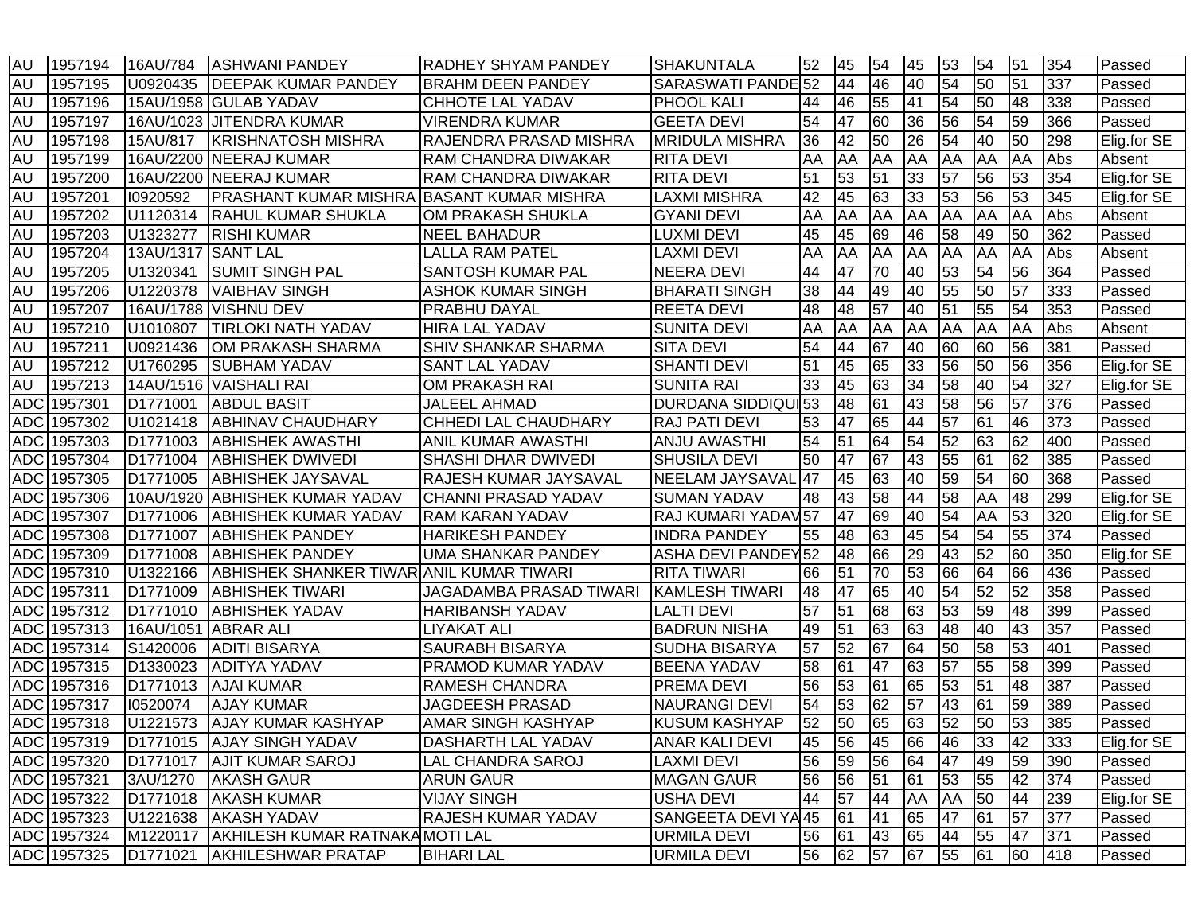| | | | | | | | | | | | | | | |
|---|---|---|---|---|---|---|---|---|---|---|---|---|---|---|
| AU | 1957194 | 16AU/784 | ASHWANI PANDEY | RADHEY SHYAM PANDEY | SHAKUNTALA | 52 | 45 | 54 | 45 | 53 | 54 | 51 | 354 | Passed |
| AU | 1957195 | U0920435 | DEEPAK KUMAR PANDEY | BRAHM DEEN PANDEY | SARASWATI PANDE | 52 | 44 | 46 | 40 | 54 | 50 | 51 | 337 | Passed |
| AU | 1957196 | 15AU/1958 | GULAB YADAV | CHHOTE LAL YADAV | PHOOL KALI | 44 | 46 | 55 | 41 | 54 | 50 | 48 | 338 | Passed |
| AU | 1957197 | 16AU/1023 | JITENDRA KUMAR | VIRENDRA KUMAR | GEETA DEVI | 54 | 47 | 60 | 36 | 56 | 54 | 59 | 366 | Passed |
| AU | 1957198 | 15AU/817 | KRISHNATOSH MISHRA | RAJENDRA PRASAD MISHRA | MRIDULA MISHRA | 36 | 42 | 50 | 26 | 54 | 40 | 50 | 298 | Elig.for SE |
| AU | 1957199 | 16AU/2200 | NEERAJ KUMAR | RAM CHANDRA DIWAKAR | RITA DEVI | AA | AA | AA | AA | AA | AA | AA | Abs | Absent |
| AU | 1957200 | 16AU/2200 | NEERAJ KUMAR | RAM CHANDRA DIWAKAR | RITA DEVI | 51 | 53 | 51 | 33 | 57 | 56 | 53 | 354 | Elig.for SE |
| AU | 1957201 | I0920592 | PRASHANT KUMAR MISHRA | BASANT KUMAR MISHRA | LAXMI MISHRA | 42 | 45 | 63 | 33 | 53 | 56 | 53 | 345 | Elig.for SE |
| AU | 1957202 | U1120314 | RAHUL KUMAR SHUKLA | OM PRAKASH SHUKLA | GYANI DEVI | AA | AA | AA | AA | AA | AA | AA | Abs | Absent |
| AU | 1957203 | U1323277 | RISHI KUMAR | NEEL BAHADUR | LUXMI DEVI | 45 | 45 | 69 | 46 | 58 | 49 | 50 | 362 | Passed |
| AU | 1957204 | 13AU/1317 | SANT LAL | LALLA RAM PATEL | LAXMI DEVI | AA | AA | AA | AA | AA | AA | AA | Abs | Absent |
| AU | 1957205 | U1320341 | SUMIT SINGH PAL | SANTOSH KUMAR PAL | NEERA DEVI | 44 | 47 | 70 | 40 | 53 | 54 | 56 | 364 | Passed |
| AU | 1957206 | U1220378 | VAIBHAV SINGH | ASHOK KUMAR SINGH | BHARATI SINGH | 38 | 44 | 49 | 40 | 55 | 50 | 57 | 333 | Passed |
| AU | 1957207 | 16AU/1788 | VISHNU DEV | PRABHU DAYAL | REETA DEVI | 48 | 48 | 57 | 40 | 51 | 55 | 54 | 353 | Passed |
| AU | 1957210 | U1010807 | TIRLOKI NATH YADAV | HIRA LAL YADAV | SUNITA DEVI | AA | AA | AA | AA | AA | AA | AA | Abs | Absent |
| AU | 1957211 | U0921436 | OM PRAKASH SHARMA | SHIV SHANKAR SHARMA | SITA DEVI | 54 | 44 | 67 | 40 | 60 | 60 | 56 | 381 | Passed |
| AU | 1957212 | U1760295 | SUBHAM YADAV | SANT LAL YADAV | SHANTI DEVI | 51 | 45 | 65 | 33 | 56 | 50 | 56 | 356 | Elig.for SE |
| AU | 1957213 | 14AU/1516 | VAISHALI RAI | OM PRAKASH RAI | SUNITA RAI | 33 | 45 | 63 | 34 | 58 | 40 | 54 | 327 | Elig.for SE |
| ADC | 1957301 | D1771001 | ABDUL BASIT | JALEEL AHMAD | DURDANA SIDDIQUI | 53 | 48 | 61 | 43 | 58 | 56 | 57 | 376 | Passed |
| ADC | 1957302 | U1021418 | ABHINAV CHAUDHARY | CHHEDI LAL CHAUDHARY | RAJ PATI DEVI | 53 | 47 | 65 | 44 | 57 | 61 | 46 | 373 | Passed |
| ADC | 1957303 | D1771003 | ABHISHEK AWASTHI | ANIL KUMAR AWASTHI | ANJU AWASTHI | 54 | 51 | 64 | 54 | 52 | 63 | 62 | 400 | Passed |
| ADC | 1957304 | D1771004 | ABHISHEK DWIVEDI | SHASHI DHAR DWIVEDI | SHUSILA DEVI | 50 | 47 | 67 | 43 | 55 | 61 | 62 | 385 | Passed |
| ADC | 1957305 | D1771005 | ABHISHEK JAYSAVAL | RAJESH KUMAR JAYSAVAL | NEELAM JAYSAVAL | 47 | 45 | 63 | 40 | 59 | 54 | 60 | 368 | Passed |
| ADC | 1957306 | 10AU/1920 | ABHISHEK KUMAR YADAV | CHANNI PRASAD YADAV | SUMAN YADAV | 48 | 43 | 58 | 44 | 58 | AA | 48 | 299 | Elig.for SE |
| ADC | 1957307 | D1771006 | ABHISHEK KUMAR YADAV | RAM KARAN YADAV | RAJ KUMARI YADAV | 57 | 47 | 69 | 40 | 54 | AA | 53 | 320 | Elig.for SE |
| ADC | 1957308 | D1771007 | ABHISHEK PANDEY | HARIKESH PANDEY | INDRA PANDEY | 55 | 48 | 63 | 45 | 54 | 54 | 55 | 374 | Passed |
| ADC | 1957309 | D1771008 | ABHISHEK PANDEY | UMA SHANKAR PANDEY | ASHA DEVI PANDEY | 52 | 48 | 66 | 29 | 43 | 52 | 60 | 350 | Elig.for SE |
| ADC | 1957310 | U1322166 | ABHISHEK SHANKER TIWAR | ANIL KUMAR TIWARI | RITA TIWARI | 66 | 51 | 70 | 53 | 66 | 64 | 66 | 436 | Passed |
| ADC | 1957311 | D1771009 | ABHISHEK TIWARI | JAGADAMBA PRASAD TIWARI | KAMLESH TIWARI | 48 | 47 | 65 | 40 | 54 | 52 | 52 | 358 | Passed |
| ADC | 1957312 | D1771010 | ABHISHEK YADAV | HARIBANSH YADAV | LALTI DEVI | 57 | 51 | 68 | 63 | 53 | 59 | 48 | 399 | Passed |
| ADC | 1957313 | 16AU/1051 | ABRAR ALI | LIYAKAT ALI | BADRUN NISHA | 49 | 51 | 63 | 63 | 48 | 40 | 43 | 357 | Passed |
| ADC | 1957314 | S1420006 | ADITI BISARYA | SAURABH BISARYA | SUDHA BISARYA | 57 | 52 | 67 | 64 | 50 | 58 | 53 | 401 | Passed |
| ADC | 1957315 | D1330023 | ADITYA YADAV | PRAMOD KUMAR YADAV | BEENA YADAV | 58 | 61 | 47 | 63 | 57 | 55 | 58 | 399 | Passed |
| ADC | 1957316 | D1771013 | AJAI KUMAR | RAMESH CHANDRA | PREMA DEVI | 56 | 53 | 61 | 65 | 53 | 51 | 48 | 387 | Passed |
| ADC | 1957317 | I0520074 | AJAY KUMAR | JAGDEESH PRASAD | NAURANGI DEVI | 54 | 53 | 62 | 57 | 43 | 61 | 59 | 389 | Passed |
| ADC | 1957318 | U1221573 | AJAY KUMAR KASHYAP | AMAR SINGH KASHYAP | KUSUM KASHYAP | 52 | 50 | 65 | 63 | 52 | 50 | 53 | 385 | Passed |
| ADC | 1957319 | D1771015 | AJAY SINGH YADAV | DASHARTH LAL YADAV | ANAR KALI DEVI | 45 | 56 | 45 | 66 | 46 | 33 | 42 | 333 | Elig.for SE |
| ADC | 1957320 | D1771017 | AJIT KUMAR SAROJ | LAL CHANDRA SAROJ | LAXMI DEVI | 56 | 59 | 56 | 64 | 47 | 49 | 59 | 390 | Passed |
| ADC | 1957321 | 3AU/1270 | AKASH GAUR | ARUN GAUR | MAGAN GAUR | 56 | 56 | 51 | 61 | 53 | 55 | 42 | 374 | Passed |
| ADC | 1957322 | D1771018 | AKASH KUMAR | VIJAY SINGH | USHA DEVI | 44 | 57 | 44 | AA | AA | 50 | 44 | 239 | Elig.for SE |
| ADC | 1957323 | U1221638 | AKASH YADAV | RAJESH KUMAR YADAV | SANGEETA DEVI YA | 45 | 61 | 41 | 65 | 47 | 61 | 57 | 377 | Passed |
| ADC | 1957324 | M1220117 | AKHILESH KUMAR RATNAKA | MOTI LAL | URMILA DEVI | 56 | 61 | 43 | 65 | 44 | 55 | 47 | 371 | Passed |
| ADC | 1957325 | D1771021 | AKHILESHWAR PRATAP | BIHARI LAL | URMILA DEVI | 56 | 62 | 57 | 67 | 55 | 61 | 60 | 418 | Passed |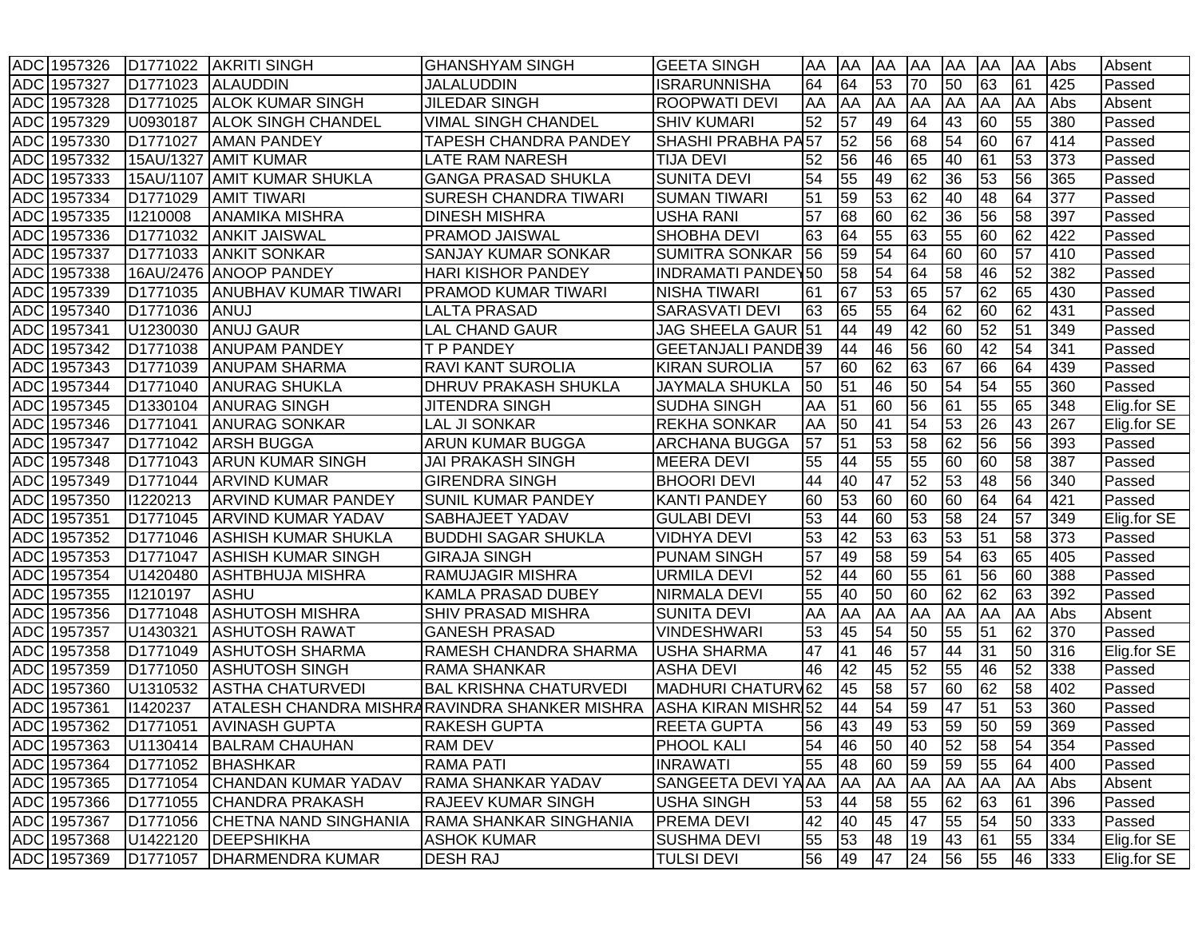| ADC | 1957326 | D1771022 | AKRITI SINGH | GHANSHYAM SINGH | GEETA SINGH | AA | AA | AA | AA | AA | AA | AA | Abs | Absent |
|---|---|---|---|---|---|---|---|---|---|---|---|---|---|---|
| ADC | 1957327 | D1771023 | ALAUDDIN | JALALUDDIN | ISRARUNNISHA | 64 | 64 | 53 | 70 | 50 | 63 | 61 | 425 | Passed |
| ADC | 1957328 | D1771025 | ALOK KUMAR SINGH | JILEDAR SINGH | ROOPWATI DEVI | AA | AA | AA | AA | AA | AA | AA | Abs | Absent |
| ADC | 1957329 | U0930187 | ALOK SINGH CHANDEL | VIMAL SINGH CHANDEL | SHIV KUMARI | 52 | 57 | 49 | 64 | 43 | 60 | 55 | 380 | Passed |
| ADC | 1957330 | D1771027 | AMAN PANDEY | TAPESH CHANDRA PANDEY | SHASHI PRABHA PA | 57 | 52 | 56 | 68 | 54 | 60 | 67 | 414 | Passed |
| ADC | 1957332 | 15AU/1327 | AMIT KUMAR | LATE RAM NARESH | TIJA DEVI | 52 | 56 | 46 | 65 | 40 | 61 | 53 | 373 | Passed |
| ADC | 1957333 | 15AU/1107 | AMIT KUMAR SHUKLA | GANGA PRASAD SHUKLA | SUNITA DEVI | 54 | 55 | 49 | 62 | 36 | 53 | 56 | 365 | Passed |
| ADC | 1957334 | D1771029 | AMIT TIWARI | SURESH CHANDRA TIWARI | SUMAN TIWARI | 51 | 59 | 53 | 62 | 40 | 48 | 64 | 377 | Passed |
| ADC | 1957335 | I1210008 | ANAMIKA MISHRA | DINESH MISHRA | USHA RANI | 57 | 68 | 60 | 62 | 36 | 56 | 58 | 397 | Passed |
| ADC | 1957336 | D1771032 | ANKIT JAISWAL | PRAMOD JAISWAL | SHOBHA DEVI | 63 | 64 | 55 | 63 | 55 | 60 | 62 | 422 | Passed |
| ADC | 1957337 | D1771033 | ANKIT SONKAR | SANJAY KUMAR SONKAR | SUMITRA SONKAR | 56 | 59 | 54 | 64 | 60 | 60 | 57 | 410 | Passed |
| ADC | 1957338 | 16AU/2476 | ANOOP PANDEY | HARI KISHOR PANDEY | INDRAMATI PANDEY | 50 | 58 | 54 | 64 | 58 | 46 | 52 | 382 | Passed |
| ADC | 1957339 | D1771035 | ANUBHAV KUMAR TIWARI | PRAMOD KUMAR TIWARI | NISHA TIWARI | 61 | 67 | 53 | 65 | 57 | 62 | 65 | 430 | Passed |
| ADC | 1957340 | D1771036 | ANUJ | LALTA PRASAD | SARASVATI DEVI | 63 | 65 | 55 | 64 | 62 | 60 | 62 | 431 | Passed |
| ADC | 1957341 | U1230030 | ANUJ GAUR | LAL CHAND GAUR | JAG SHEELA GAUR | 51 | 44 | 49 | 42 | 60 | 52 | 51 | 349 | Passed |
| ADC | 1957342 | D1771038 | ANUPAM PANDEY | T P PANDEY | GEETANJALI PANDE | 39 | 44 | 46 | 56 | 60 | 42 | 54 | 341 | Passed |
| ADC | 1957343 | D1771039 | ANUPAM SHARMA | RAVI KANT SUROLIA | KIRAN SUROLIA | 57 | 60 | 62 | 63 | 67 | 66 | 64 | 439 | Passed |
| ADC | 1957344 | D1771040 | ANURAG SHUKLA | DHRUV PRAKASH SHUKLA | JAYMALA SHUKLA | 50 | 51 | 46 | 50 | 54 | 54 | 55 | 360 | Passed |
| ADC | 1957345 | D1330104 | ANURAG SINGH | JITENDRA SINGH | SUDHA SINGH | AA | 51 | 60 | 56 | 61 | 55 | 65 | 348 | Elig.for SE |
| ADC | 1957346 | D1771041 | ANURAG SONKAR | LAL JI SONKAR | REKHA SONKAR | AA | 50 | 41 | 54 | 53 | 26 | 43 | 267 | Elig.for SE |
| ADC | 1957347 | D1771042 | ARSH BUGGA | ARUN KUMAR BUGGA | ARCHANA BUGGA | 57 | 51 | 53 | 58 | 62 | 56 | 56 | 393 | Passed |
| ADC | 1957348 | D1771043 | ARUN KUMAR SINGH | JAI PRAKASH SINGH | MEERA DEVI | 55 | 44 | 55 | 55 | 60 | 60 | 58 | 387 | Passed |
| ADC | 1957349 | D1771044 | ARVIND KUMAR | GIRENDRA SINGH | BHOORI DEVI | 44 | 40 | 47 | 52 | 53 | 48 | 56 | 340 | Passed |
| ADC | 1957350 | I1220213 | ARVIND KUMAR PANDEY | SUNIL KUMAR PANDEY | KANTI PANDEY | 60 | 53 | 60 | 60 | 60 | 64 | 64 | 421 | Passed |
| ADC | 1957351 | D1771045 | ARVIND KUMAR YADAV | SABHAJEET YADAV | GULABI DEVI | 53 | 44 | 60 | 53 | 58 | 24 | 57 | 349 | Elig.for SE |
| ADC | 1957352 | D1771046 | ASHISH KUMAR SHUKLA | BUDDHI SAGAR SHUKLA | VIDHYA DEVI | 53 | 42 | 53 | 63 | 53 | 51 | 58 | 373 | Passed |
| ADC | 1957353 | D1771047 | ASHISH KUMAR SINGH | GIRAJA SINGH | PUNAM SINGH | 57 | 49 | 58 | 59 | 54 | 63 | 65 | 405 | Passed |
| ADC | 1957354 | U1420480 | ASHTBHUJA MISHRA | RAMUJAGIR MISHRA | URMILA DEVI | 52 | 44 | 60 | 55 | 61 | 56 | 60 | 388 | Passed |
| ADC | 1957355 | I1210197 | ASHU | KAMLA PRASAD DUBEY | NIRMALA DEVI | 55 | 40 | 50 | 60 | 62 | 62 | 63 | 392 | Passed |
| ADC | 1957356 | D1771048 | ASHUTOSH MISHRA | SHIV PRASAD MISHRA | SUNITA DEVI | AA | AA | AA | AA | AA | AA | AA | Abs | Absent |
| ADC | 1957357 | U1430321 | ASHUTOSH RAWAT | GANESH PRASAD | VINDESHWARI | 53 | 45 | 54 | 50 | 55 | 51 | 62 | 370 | Passed |
| ADC | 1957358 | D1771049 | ASHUTOSH SHARMA | RAMESH CHANDRA SHARMA | USHA SHARMA | 47 | 41 | 46 | 57 | 44 | 31 | 50 | 316 | Elig.for SE |
| ADC | 1957359 | D1771050 | ASHUTOSH SINGH | RAMA SHANKAR | ASHA DEVI | 46 | 42 | 45 | 52 | 55 | 46 | 52 | 338 | Passed |
| ADC | 1957360 | U1310532 | ASTHA CHATURVEDI | BAL KRISHNA CHATURVEDI | MADHURI CHATURV | 62 | 45 | 58 | 57 | 60 | 62 | 58 | 402 | Passed |
| ADC | 1957361 | I1420237 | ATALESH CHANDRA MISHRA | RAVINDRA SHANKER MISHRA | ASHA KIRAN MISHR | 52 | 44 | 54 | 59 | 47 | 51 | 53 | 360 | Passed |
| ADC | 1957362 | D1771051 | AVINASH GUPTA | RAKESH GUPTA | REETA GUPTA | 56 | 43 | 49 | 53 | 59 | 50 | 59 | 369 | Passed |
| ADC | 1957363 | U1130414 | BALRAM CHAUHAN | RAM DEV | PHOOL KALI | 54 | 46 | 50 | 40 | 52 | 58 | 54 | 354 | Passed |
| ADC | 1957364 | D1771052 | BHASHKAR | RAMA PATI | INRAWATI | 55 | 48 | 60 | 59 | 59 | 55 | 64 | 400 | Passed |
| ADC | 1957365 | D1771054 | CHANDAN KUMAR YADAV | RAMA SHANKAR YADAV | SANGEETA DEVI YA | AA | AA | AA | AA | AA | AA | AA | Abs | Absent |
| ADC | 1957366 | D1771055 | CHANDRA PRAKASH | RAJEEV KUMAR SINGH | USHA SINGH | 53 | 44 | 58 | 55 | 62 | 63 | 61 | 396 | Passed |
| ADC | 1957367 | D1771056 | CHETNA NAND SINGHANIA | RAMA SHANKAR SINGHANIA | PREMA DEVI | 42 | 40 | 45 | 47 | 55 | 54 | 50 | 333 | Passed |
| ADC | 1957368 | U1422120 | DEEPSHIKHA | ASHOK KUMAR | SUSHMA DEVI | 55 | 53 | 48 | 19 | 43 | 61 | 55 | 334 | Elig.for SE |
| ADC | 1957369 | D1771057 | DHARMENDRA KUMAR | DESH RAJ | TULSI DEVI | 56 | 49 | 47 | 24 | 56 | 55 | 46 | 333 | Elig.for SE |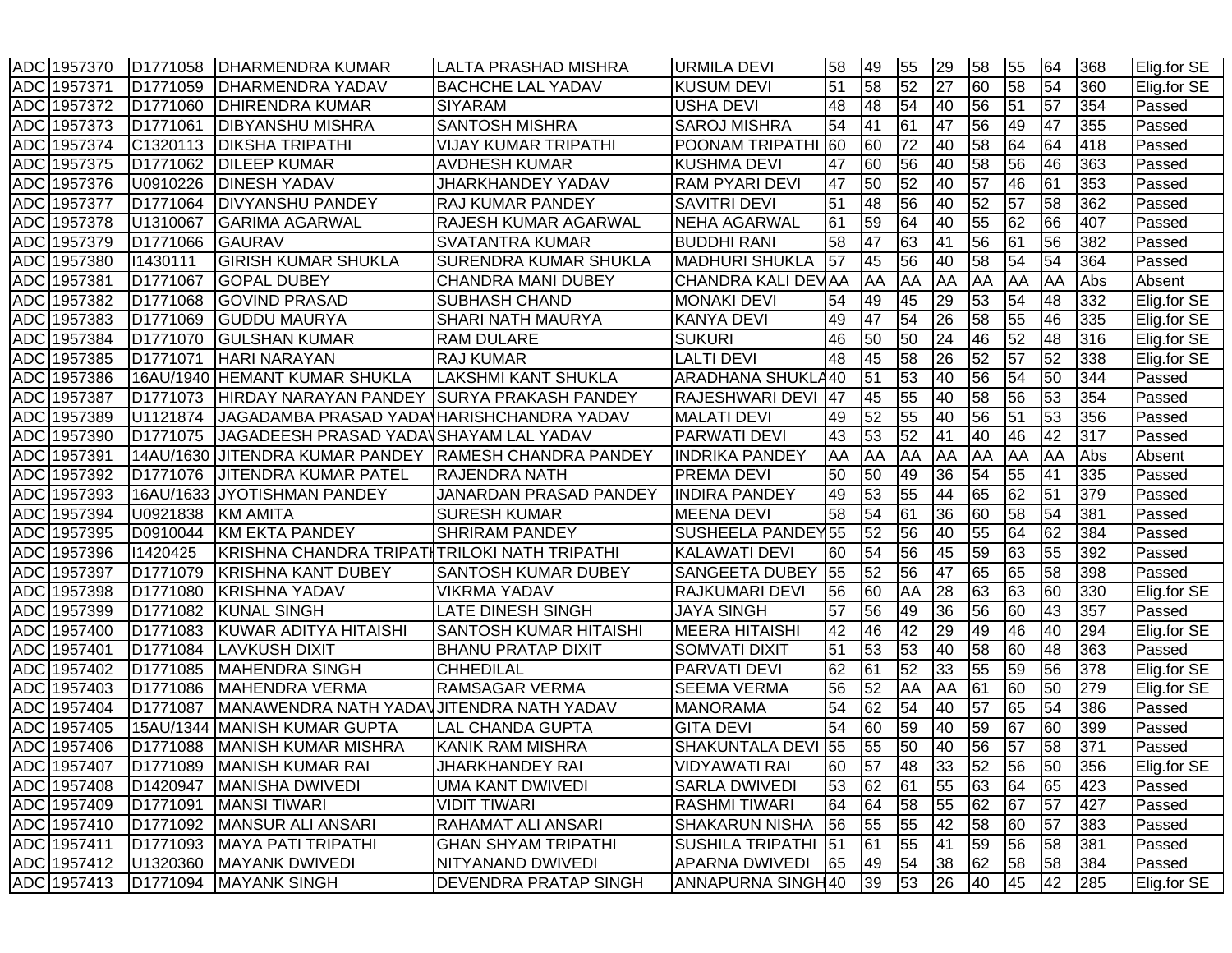| ADC | 1957370 | D1771058 | DHARMENDRA KUMAR | LALTA PRASHAD MISHRA | URMILA DEVI | 58 | 49 | 55 | 29 | 58 | 55 | 64 | 368 | Elig.for SE |
|---|---|---|---|---|---|---|---|---|---|---|---|---|---|---|
| ADC | 1957371 | D1771059 | DHARMENDRA YADAV | BACHCHE LAL YADAV | KUSUM DEVI | 51 | 58 | 52 | 27 | 60 | 58 | 54 | 360 | Elig.for SE |
| ADC | 1957372 | D1771060 | DHIRENDRA KUMAR | SIYARAM | USHA DEVI | 48 | 48 | 54 | 40 | 56 | 51 | 57 | 354 | Passed |
| ADC | 1957373 | D1771061 | DIBYANSHU MISHRA | SANTOSH MISHRA | SAROJ MISHRA | 54 | 41 | 61 | 47 | 56 | 49 | 47 | 355 | Passed |
| ADC | 1957374 | C1320113 | DIKSHA TRIPATHI | VIJAY KUMAR TRIPATHI | POONAM TRIPATHI | 60 | 60 | 72 | 40 | 58 | 64 | 64 | 418 | Passed |
| ADC | 1957375 | D1771062 | DILEEP KUMAR | AVDHESH KUMAR | KUSHMA DEVI | 47 | 60 | 56 | 40 | 58 | 56 | 46 | 363 | Passed |
| ADC | 1957376 | U0910226 | DINESH YADAV | JHARKHANDEY YADAV | RAM PYARI DEVI | 47 | 50 | 52 | 40 | 57 | 46 | 61 | 353 | Passed |
| ADC | 1957377 | D1771064 | DIVYANSHU PANDEY | RAJ KUMAR PANDEY | SAVITRI DEVI | 51 | 48 | 56 | 40 | 52 | 57 | 58 | 362 | Passed |
| ADC | 1957378 | U1310067 | GARIMA AGARWAL | RAJESH KUMAR AGARWAL | NEHA AGARWAL | 61 | 59 | 64 | 40 | 55 | 62 | 66 | 407 | Passed |
| ADC | 1957379 | D1771066 | GAURAV | SVATANTRA KUMAR | BUDDHI RANI | 58 | 47 | 63 | 41 | 56 | 61 | 56 | 382 | Passed |
| ADC | 1957380 | I1430111 | GIRISH KUMAR SHUKLA | SURENDRA KUMAR SHUKLA | MADHURI SHUKLA | 57 | 45 | 56 | 40 | 58 | 54 | 54 | 364 | Passed |
| ADC | 1957381 | D1771067 | GOPAL DUBEY | CHANDRA MANI DUBEY | CHANDRA KALI DEV | AA | AA | AA | AA | AA | AA | AA | Abs | Absent |
| ADC | 1957382 | D1771068 | GOVIND PRASAD | SUBHASH CHAND | MONAKI DEVI | 54 | 49 | 45 | 29 | 53 | 54 | 48 | 332 | Elig.for SE |
| ADC | 1957383 | D1771069 | GUDDU MAURYA | SHARI NATH MAURYA | KANYA DEVI | 49 | 47 | 54 | 26 | 58 | 55 | 46 | 335 | Elig.for SE |
| ADC | 1957384 | D1771070 | GULSHAN KUMAR | RAM DULARE | SUKURI | 46 | 50 | 50 | 24 | 46 | 52 | 48 | 316 | Elig.for SE |
| ADC | 1957385 | D1771071 | HARI NARAYAN | RAJ KUMAR | LALTI DEVI | 48 | 45 | 58 | 26 | 52 | 57 | 52 | 338 | Elig.for SE |
| ADC | 1957386 | 16AU/1940 | HEMANT KUMAR SHUKLA | LAKSHMI KANT SHUKLA | ARADHANA SHUKLA | 40 | 51 | 53 | 40 | 56 | 54 | 50 | 344 | Passed |
| ADC | 1957387 | D1771073 | HIRDAY NARAYAN PANDEY | SURYA PRAKASH PANDEY | RAJESHWARI DEVI | 47 | 45 | 55 | 40 | 58 | 56 | 53 | 354 | Passed |
| ADC | 1957389 | U1121874 | JAGADAMBA PRASAD YADAV | HARISHCHANDRA YADAV | MALATI DEVI | 49 | 52 | 55 | 40 | 56 | 51 | 53 | 356 | Passed |
| ADC | 1957390 | D1771075 | JAGADEESH PRASAD YADAV | SHAYAM LAL YADAV | PARWATI DEVI | 43 | 53 | 52 | 41 | 40 | 46 | 42 | 317 | Passed |
| ADC | 1957391 | 14AU/1630 | JITENDRA KUMAR PANDEY | RAMESH CHANDRA PANDEY | INDRIKA PANDEY | AA | AA | AA | AA | AA | AA | AA | Abs | Absent |
| ADC | 1957392 | D1771076 | JITENDRA KUMAR PATEL | RAJENDRA NATH | PREMA DEVI | 50 | 50 | 49 | 36 | 54 | 55 | 41 | 335 | Passed |
| ADC | 1957393 | 16AU/1633 | JYOTISHMAN PANDEY | JANARDAN PRASAD PANDEY | INDIRA PANDEY | 49 | 53 | 55 | 44 | 65 | 62 | 51 | 379 | Passed |
| ADC | 1957394 | U0921838 | KM AMITA | SURESH KUMAR | MEENA DEVI | 58 | 54 | 61 | 36 | 60 | 58 | 54 | 381 | Passed |
| ADC | 1957395 | D0910044 | KM EKTA PANDEY | SHRIRAM PANDEY | SUSHEELA PANDEY | 55 | 52 | 56 | 40 | 55 | 64 | 62 | 384 | Passed |
| ADC | 1957396 | I1420425 | KRISHNA CHANDRA TRIPATHI | TRILOKI NATH TRIPATHI | KALAWATI DEVI | 60 | 54 | 56 | 45 | 59 | 63 | 55 | 392 | Passed |
| ADC | 1957397 | D1771079 | KRISHNA KANT DUBEY | SANTOSH KUMAR DUBEY | SANGEETA DUBEY | 55 | 52 | 56 | 47 | 65 | 65 | 58 | 398 | Passed |
| ADC | 1957398 | D1771080 | KRISHNA YADAV | VIKRMA YADAV | RAJKUMARI DEVI | 56 | 60 | AA | 28 | 63 | 63 | 60 | 330 | Elig.for SE |
| ADC | 1957399 | D1771082 | KUNAL SINGH | LATE DINESH SINGH | JAYA SINGH | 57 | 56 | 49 | 36 | 56 | 60 | 43 | 357 | Passed |
| ADC | 1957400 | D1771083 | KUWAR ADITYA HITAISHI | SANTOSH KUMAR HITAISHI | MEERA HITAISHI | 42 | 46 | 42 | 29 | 49 | 46 | 40 | 294 | Elig.for SE |
| ADC | 1957401 | D1771084 | LAVKUSH DIXIT | BHANU PRATAP DIXIT | SOMVATI DIXIT | 51 | 53 | 53 | 40 | 58 | 60 | 48 | 363 | Passed |
| ADC | 1957402 | D1771085 | MAHENDRA SINGH | CHHEDILAL | PARVATI DEVI | 62 | 61 | 52 | 33 | 55 | 59 | 56 | 378 | Elig.for SE |
| ADC | 1957403 | D1771086 | MAHENDRA VERMA | RAMSAGAR VERMA | SEEMA VERMA | 56 | 52 | AA | AA | 61 | 60 | 50 | 279 | Elig.for SE |
| ADC | 1957404 | D1771087 | MANAWENDRA NATH YADAV | JITENDRA NATH YADAV | MANORAMA | 54 | 62 | 54 | 40 | 57 | 65 | 54 | 386 | Passed |
| ADC | 1957405 | 15AU/1344 | MANISH KUMAR GUPTA | LAL CHANDA GUPTA | GITA DEVI | 54 | 60 | 59 | 40 | 59 | 67 | 60 | 399 | Passed |
| ADC | 1957406 | D1771088 | MANISH KUMAR MISHRA | KANIK RAM MISHRA | SHAKUNTALA DEVI | 55 | 55 | 50 | 40 | 56 | 57 | 58 | 371 | Passed |
| ADC | 1957407 | D1771089 | MANISH KUMAR RAI | JHARKHANDEY RAI | VIDYAWATI RAI | 60 | 57 | 48 | 33 | 52 | 56 | 50 | 356 | Elig.for SE |
| ADC | 1957408 | D1420947 | MANISHA DWIVEDI | UMA KANT DWIVEDI | SARLA DWIVEDI | 53 | 62 | 61 | 55 | 63 | 64 | 65 | 423 | Passed |
| ADC | 1957409 | D1771091 | MANSI TIWARI | VIDIT TIWARI | RASHMI TIWARI | 64 | 64 | 58 | 55 | 62 | 67 | 57 | 427 | Passed |
| ADC | 1957410 | D1771092 | MANSUR ALI ANSARI | RAHAMAT ALI ANSARI | SHAKARUN NISHA | 56 | 55 | 55 | 42 | 58 | 60 | 57 | 383 | Passed |
| ADC | 1957411 | D1771093 | MAYA PATI TRIPATHI | GHAN SHYAM TRIPATHI | SUSHILA TRIPATHI | 51 | 61 | 55 | 41 | 59 | 56 | 58 | 381 | Passed |
| ADC | 1957412 | U1320360 | MAYANK DWIVEDI | NITYANAND DWIVEDI | APARNA DWIVEDI | 65 | 49 | 54 | 38 | 62 | 58 | 58 | 384 | Passed |
| ADC | 1957413 | D1771094 | MAYANK SINGH | DEVENDRA PRATAP SINGH | ANNAPURNA SINGH | 40 | 39 | 53 | 26 | 40 | 45 | 42 | 285 | Elig.for SE |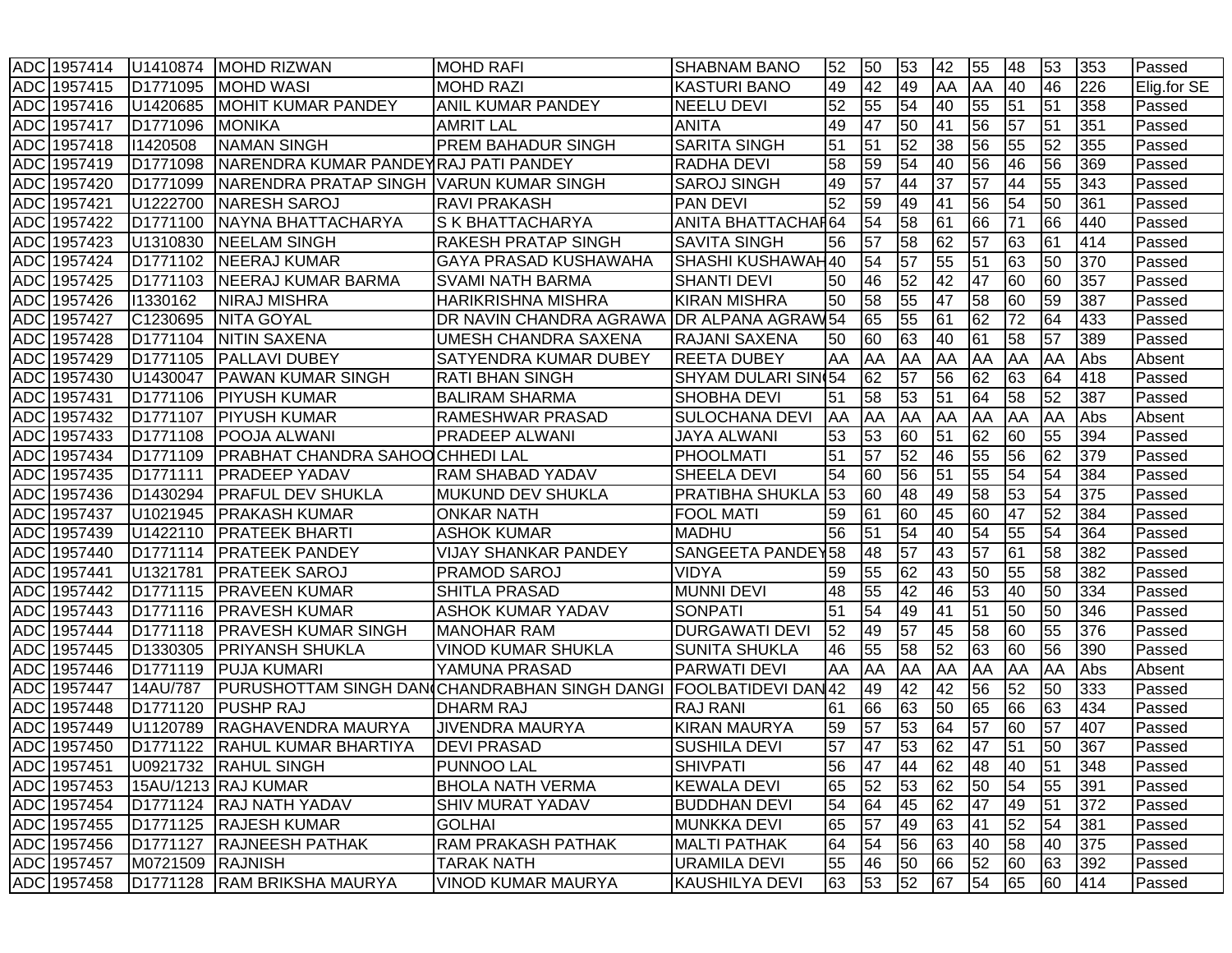| ADC | 1957414 | U1410874 | MOHD RIZWAN | MOHD RAFI | SHABNAM BANO | 52 | 50 | 53 | 42 | 55 | 48 | 53 | 353 | Passed |
|---|---|---|---|---|---|---|---|---|---|---|---|---|---|---|
| ADC | 1957415 | D1771095 | MOHD WASI | MOHD RAZI | KASTURI BANO | 49 | 42 | 49 | AA | AA | 40 | 46 | 226 | Elig.for SE |
| ADC | 1957416 | U1420685 | MOHIT KUMAR PANDEY | ANIL KUMAR PANDEY | NEELU DEVI | 52 | 55 | 54 | 40 | 55 | 51 | 51 | 358 | Passed |
| ADC | 1957417 | D1771096 | MONIKA | AMRIT LAL | ANITA | 49 | 47 | 50 | 41 | 56 | 57 | 51 | 351 | Passed |
| ADC | 1957418 | I1420508 | NAMAN SINGH | PREM BAHADUR SINGH | SARITA SINGH | 51 | 51 | 52 | 38 | 56 | 55 | 52 | 355 | Passed |
| ADC | 1957419 | D1771098 | NARENDRA KUMAR PANDEY | RAJ PATI PANDEY | RADHA DEVI | 58 | 59 | 54 | 40 | 56 | 46 | 56 | 369 | Passed |
| ADC | 1957420 | D1771099 | NARENDRA PRATAP SINGH | VARUN KUMAR SINGH | SAROJ SINGH | 49 | 57 | 44 | 37 | 57 | 44 | 55 | 343 | Passed |
| ADC | 1957421 | U1222700 | NARESH SAROJ | RAVI PRAKASH | PAN DEVI | 52 | 59 | 49 | 41 | 56 | 54 | 50 | 361 | Passed |
| ADC | 1957422 | D1771100 | NAYNA BHATTACHARYA | S K BHATTACHARYA | ANITA BHATTACHAR | 64 | 54 | 58 | 61 | 66 | 71 | 66 | 440 | Passed |
| ADC | 1957423 | U1310830 | NEELAM SINGH | RAKESH PRATAP SINGH | SAVITA SINGH | 56 | 57 | 58 | 62 | 57 | 63 | 61 | 414 | Passed |
| ADC | 1957424 | D1771102 | NEERAJ KUMAR | GAYA PRASAD KUSHAWAHA | SHASHI KUSHAWAH | 40 | 54 | 57 | 55 | 51 | 63 | 50 | 370 | Passed |
| ADC | 1957425 | D1771103 | NEERAJ KUMAR BARMA | SVAMI NATH BARMA | SHANTI DEVI | 50 | 46 | 52 | 42 | 47 | 60 | 60 | 357 | Passed |
| ADC | 1957426 | I1330162 | NIRAJ MISHRA | HARIKRISHNA MISHRA | KIRAN MISHRA | 50 | 58 | 55 | 47 | 58 | 60 | 59 | 387 | Passed |
| ADC | 1957427 | C1230695 | NITA GOYAL | DR NAVIN CHANDRA AGRAWA | DR ALPANA AGRAW | 54 | 65 | 55 | 61 | 62 | 72 | 64 | 433 | Passed |
| ADC | 1957428 | D1771104 | NITIN SAXENA | UMESH CHANDRA SAXENA | RAJANI SAXENA | 50 | 60 | 63 | 40 | 61 | 58 | 57 | 389 | Passed |
| ADC | 1957429 | D1771105 | PALLAVI DUBEY | SATYENDRA KUMAR DUBEY | REETA DUBEY | AA | AA | AA | AA | AA | AA | AA | Abs | Absent |
| ADC | 1957430 | U1430047 | PAWAN KUMAR SINGH | RATI BHAN SINGH | SHYAM DULARI SIN | 54 | 62 | 57 | 56 | 62 | 63 | 64 | 418 | Passed |
| ADC | 1957431 | D1771106 | PIYUSH KUMAR | BALIRAM SHARMA | SHOBHA DEVI | 51 | 58 | 53 | 51 | 64 | 58 | 52 | 387 | Passed |
| ADC | 1957432 | D1771107 | PIYUSH KUMAR | RAMESHWAR PRASAD | SULOCHANA DEVI | AA | AA | AA | AA | AA | AA | AA | Abs | Absent |
| ADC | 1957433 | D1771108 | POOJA ALWANI | PRADEEP ALWANI | JAYA ALWANI | 53 | 53 | 60 | 51 | 62 | 60 | 55 | 394 | Passed |
| ADC | 1957434 | D1771109 | PRABHAT CHANDRA SAHOO | CHHEDI LAL | PHOOLMATI | 51 | 57 | 52 | 46 | 55 | 56 | 62 | 379 | Passed |
| ADC | 1957435 | D1771111 | PRADEEP YADAV | RAM SHABAD YADAV | SHEELA DEVI | 54 | 60 | 56 | 51 | 55 | 54 | 54 | 384 | Passed |
| ADC | 1957436 | D1430294 | PRAFUL DEV SHUKLA | MUKUND DEV SHUKLA | PRATIBHA SHUKLA | 53 | 60 | 48 | 49 | 58 | 53 | 54 | 375 | Passed |
| ADC | 1957437 | U1021945 | PRAKASH KUMAR | ONKAR NATH | FOOL MATI | 59 | 61 | 60 | 45 | 60 | 47 | 52 | 384 | Passed |
| ADC | 1957439 | U1422110 | PRATEEK BHARTI | ASHOK KUMAR | MADHU | 56 | 51 | 54 | 40 | 54 | 55 | 54 | 364 | Passed |
| ADC | 1957440 | D1771114 | PRATEEK PANDEY | VIJAY SHANKAR PANDEY | SANGEETA PANDEY | 58 | 48 | 57 | 43 | 57 | 61 | 58 | 382 | Passed |
| ADC | 1957441 | U1321781 | PRATEEK SAROJ | PRAMOD SAROJ | VIDYA | 59 | 55 | 62 | 43 | 50 | 55 | 58 | 382 | Passed |
| ADC | 1957442 | D1771115 | PRAVEEN KUMAR | SHITLA PRASAD | MUNNI DEVI | 48 | 55 | 42 | 46 | 53 | 40 | 50 | 334 | Passed |
| ADC | 1957443 | D1771116 | PRAVESH KUMAR | ASHOK KUMAR YADAV | SONPATI | 51 | 54 | 49 | 41 | 51 | 50 | 50 | 346 | Passed |
| ADC | 1957444 | D1771118 | PRAVESH KUMAR SINGH | MANOHAR RAM | DURGAWATI DEVI | 52 | 49 | 57 | 45 | 58 | 60 | 55 | 376 | Passed |
| ADC | 1957445 | D1330305 | PRIYANSH SHUKLA | VINOD KUMAR SHUKLA | SUNITA SHUKLA | 46 | 55 | 58 | 52 | 63 | 60 | 56 | 390 | Passed |
| ADC | 1957446 | D1771119 | PUJA KUMARI | YAMUNA PRASAD | PARWATI DEVI | AA | AA | AA | AA | AA | AA | AA | Abs | Absent |
| ADC | 1957447 | 14AU/787 | PURUSHOTTAM SINGH DAN | CHANDRABHAN SINGH DANGI | FOOLBATIDEVI DAN | 42 | 49 | 42 | 42 | 56 | 52 | 50 | 333 | Passed |
| ADC | 1957448 | D1771120 | PUSHP RAJ | DHARM RAJ | RAJ RANI | 61 | 66 | 63 | 50 | 65 | 66 | 63 | 434 | Passed |
| ADC | 1957449 | U1120789 | RAGHAVENDRA MAURYA | JIVENDRA MAURYA | KIRAN MAURYA | 59 | 57 | 53 | 64 | 57 | 60 | 57 | 407 | Passed |
| ADC | 1957450 | D1771122 | RAHUL KUMAR BHARTIYA | DEVI PRASAD | SUSHILA DEVI | 57 | 47 | 53 | 62 | 47 | 51 | 50 | 367 | Passed |
| ADC | 1957451 | U0921732 | RAHUL SINGH | PUNNOO LAL | SHIVPATI | 56 | 47 | 44 | 62 | 48 | 40 | 51 | 348 | Passed |
| ADC | 1957453 | 15AU/1213 | RAJ KUMAR | BHOLA NATH VERMA | KEWALA DEVI | 65 | 52 | 53 | 62 | 50 | 54 | 55 | 391 | Passed |
| ADC | 1957454 | D1771124 | RAJ NATH YADAV | SHIV MURAT YADAV | BUDDHAN DEVI | 54 | 64 | 45 | 62 | 47 | 49 | 51 | 372 | Passed |
| ADC | 1957455 | D1771125 | RAJESH KUMAR | GOLHAI | MUNKKA DEVI | 65 | 57 | 49 | 63 | 41 | 52 | 54 | 381 | Passed |
| ADC | 1957456 | D1771127 | RAJNEESH PATHAK | RAM PRAKASH PATHAK | MALTI PATHAK | 64 | 54 | 56 | 63 | 40 | 58 | 40 | 375 | Passed |
| ADC | 1957457 | M0721509 | RAJNISH | TARAK NATH | URAMILA DEVI | 55 | 46 | 50 | 66 | 52 | 60 | 63 | 392 | Passed |
| ADC | 1957458 | D1771128 | RAM BRIKSHA MAURYA | VINOD KUMAR MAURYA | KAUSHILYA DEVI | 63 | 53 | 52 | 67 | 54 | 65 | 60 | 414 | Passed |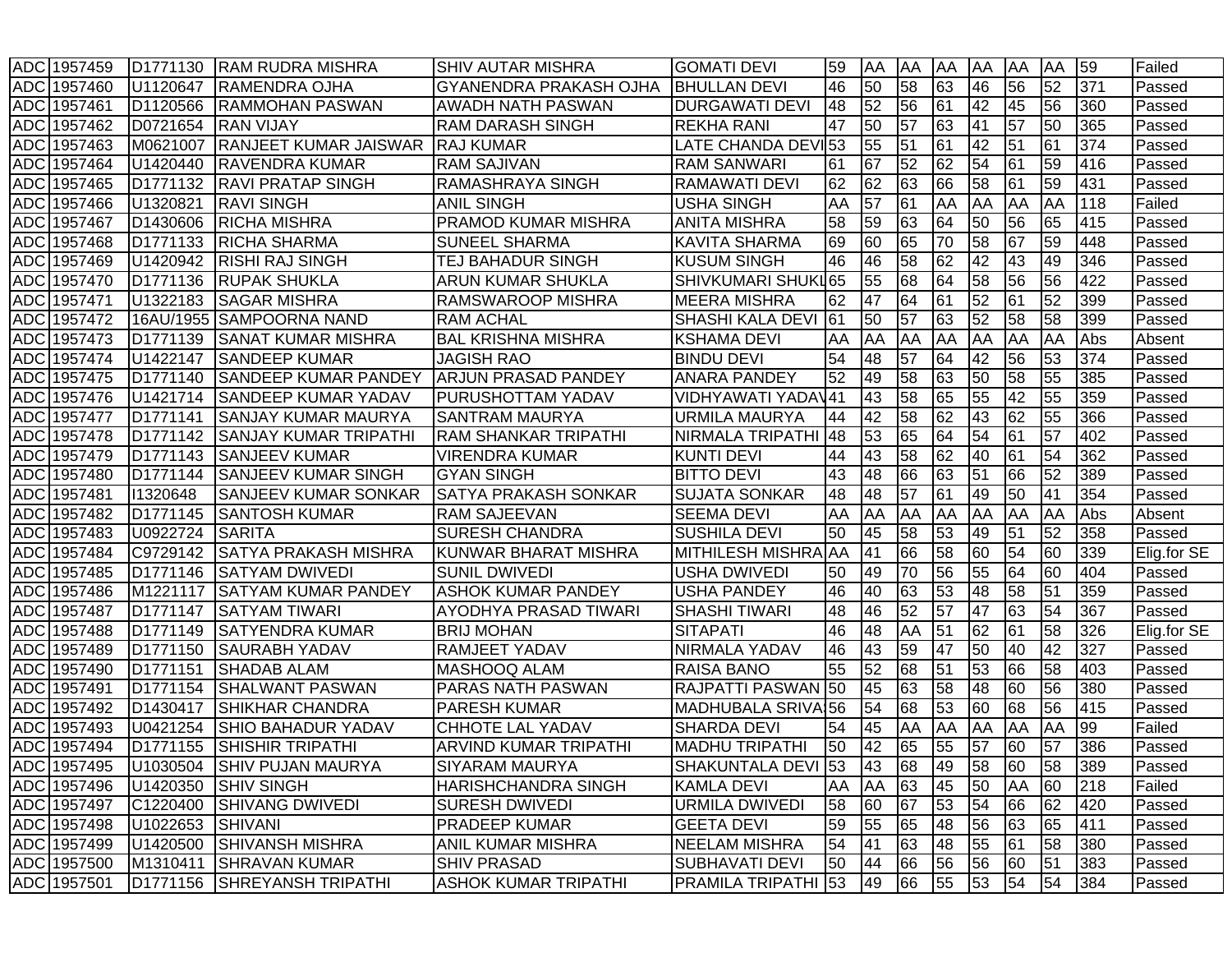| ADC | 1957459 | D1771130 | RAM RUDRA MISHRA | SHIV AUTAR MISHRA | GOMATI DEVI | 59 | AA | AA | AA | AA | AA | AA | 59 | Failed |
|---|---|---|---|---|---|---|---|---|---|---|---|---|---|---|
| ADC | 1957460 | U1120647 | RAMENDRA OJHA | GYANENDRA PRAKASH OJHA | BHULLAN DEVI | 46 | 50 | 58 | 63 | 46 | 56 | 52 | 371 | Passed |
| ADC | 1957461 | D1120566 | RAMMOHAN PASWAN | AWADH NATH PASWAN | DURGAWATI DEVI | 48 | 52 | 56 | 61 | 42 | 45 | 56 | 360 | Passed |
| ADC | 1957462 | D0721654 | RAN VIJAY | RAM DARASH SINGH | REKHA RANI | 47 | 50 | 57 | 63 | 41 | 57 | 50 | 365 | Passed |
| ADC | 1957463 | M0621007 | RANJEET KUMAR JAISWAR | RAJ KUMAR | LATE CHANDA DEVI | 53 | 55 | 51 | 61 | 42 | 51 | 61 | 374 | Passed |
| ADC | 1957464 | U1420440 | RAVENDRA KUMAR | RAM SAJIVAN | RAM SANWARI | 61 | 67 | 52 | 62 | 54 | 61 | 59 | 416 | Passed |
| ADC | 1957465 | D1771132 | RAVI PRATAP SINGH | RAMASHRAYA SINGH | RAMAWATI DEVI | 62 | 62 | 63 | 66 | 58 | 61 | 59 | 431 | Passed |
| ADC | 1957466 | U1320821 | RAVI SINGH | ANIL SINGH | USHA SINGH | AA | 57 | 61 | AA | AA | AA | AA | 118 | Failed |
| ADC | 1957467 | D1430606 | RICHA MISHRA | PRAMOD KUMAR MISHRA | ANITA MISHRA | 58 | 59 | 63 | 64 | 50 | 56 | 65 | 415 | Passed |
| ADC | 1957468 | D1771133 | RICHA SHARMA | SUNEEL SHARMA | KAVITA SHARMA | 69 | 60 | 65 | 70 | 58 | 67 | 59 | 448 | Passed |
| ADC | 1957469 | U1420942 | RISHI RAJ SINGH | TEJ BAHADUR SINGH | KUSUM SINGH | 46 | 46 | 58 | 62 | 42 | 43 | 49 | 346 | Passed |
| ADC | 1957470 | D1771136 | RUPAK SHUKLA | ARUN KUMAR SHUKLA | SHIVKUMARI SHUKL | 65 | 55 | 68 | 64 | 58 | 56 | 56 | 422 | Passed |
| ADC | 1957471 | U1322183 | SAGAR MISHRA | RAMSWAROOP MISHRA | MEERA MISHRA | 62 | 47 | 64 | 61 | 52 | 61 | 52 | 399 | Passed |
| ADC | 1957472 | 16AU/1955 | SAMPOORNA NAND | RAM ACHAL | SHASHI KALA DEVI | 61 | 50 | 57 | 63 | 52 | 58 | 58 | 399 | Passed |
| ADC | 1957473 | D1771139 | SANAT KUMAR MISHRA | BAL KRISHNA MISHRA | KSHAMA DEVI | AA | AA | AA | AA | AA | AA | AA | Abs | Absent |
| ADC | 1957474 | U1422147 | SANDEEP KUMAR | JAGISH RAO | BINDU DEVI | 54 | 48 | 57 | 64 | 42 | 56 | 53 | 374 | Passed |
| ADC | 1957475 | D1771140 | SANDEEP KUMAR PANDEY | ARJUN PRASAD PANDEY | ANARA PANDEY | 52 | 49 | 58 | 63 | 50 | 58 | 55 | 385 | Passed |
| ADC | 1957476 | U1421714 | SANDEEP KUMAR YADAV | PURUSHOTTAM YADAV | VIDHYAWATI YADAV | 41 | 43 | 58 | 65 | 55 | 42 | 55 | 359 | Passed |
| ADC | 1957477 | D1771141 | SANJAY KUMAR MAURYA | SANTRAM MAURYA | URMILA MAURYA | 44 | 42 | 58 | 62 | 43 | 62 | 55 | 366 | Passed |
| ADC | 1957478 | D1771142 | SANJAY KUMAR TRIPATHI | RAM SHANKAR TRIPATHI | NIRMALA TRIPATHI | 48 | 53 | 65 | 64 | 54 | 61 | 57 | 402 | Passed |
| ADC | 1957479 | D1771143 | SANJEEV KUMAR | VIRENDRA KUMAR | KUNTI DEVI | 44 | 43 | 58 | 62 | 40 | 61 | 54 | 362 | Passed |
| ADC | 1957480 | D1771144 | SANJEEV KUMAR SINGH | GYAN SINGH | BITTO DEVI | 43 | 48 | 66 | 63 | 51 | 66 | 52 | 389 | Passed |
| ADC | 1957481 | I1320648 | SANJEEV KUMAR SONKAR | SATYA PRAKASH SONKAR | SUJATA SONKAR | 48 | 48 | 57 | 61 | 49 | 50 | 41 | 354 | Passed |
| ADC | 1957482 | D1771145 | SANTOSH KUMAR | RAM SAJEEVAN | SEEMA DEVI | AA | AA | AA | AA | AA | AA | AA | Abs | Absent |
| ADC | 1957483 | U0922724 | SARITA | SURESH CHANDRA | SUSHILA DEVI | 50 | 45 | 58 | 53 | 49 | 51 | 52 | 358 | Passed |
| ADC | 1957484 | C9729142 | SATYA PRAKASH MISHRA | KUNWAR BHARAT MISHRA | MITHILESH MISHRA | AA | 41 | 66 | 58 | 60 | 54 | 60 | 339 | Elig.for SE |
| ADC | 1957485 | D1771146 | SATYAM DWIVEDI | SUNIL DWIVEDI | USHA DWIVEDI | 50 | 49 | 70 | 56 | 55 | 64 | 60 | 404 | Passed |
| ADC | 1957486 | M1221117 | SATYAM KUMAR PANDEY | ASHOK KUMAR PANDEY | USHA PANDEY | 46 | 40 | 63 | 53 | 48 | 58 | 51 | 359 | Passed |
| ADC | 1957487 | D1771147 | SATYAM TIWARI | AYODHYA PRASAD TIWARI | SHASHI TIWARI | 48 | 46 | 52 | 57 | 47 | 63 | 54 | 367 | Passed |
| ADC | 1957488 | D1771149 | SATYENDRA KUMAR | BRIJ MOHAN | SITAPATI | 46 | 48 | AA | 51 | 62 | 61 | 58 | 326 | Elig.for SE |
| ADC | 1957489 | D1771150 | SAURABH YADAV | RAMJEET YADAV | NIRMALA YADAV | 46 | 43 | 59 | 47 | 50 | 40 | 42 | 327 | Passed |
| ADC | 1957490 | D1771151 | SHADAB ALAM | MASHOOQ ALAM | RAISA BANO | 55 | 52 | 68 | 51 | 53 | 66 | 58 | 403 | Passed |
| ADC | 1957491 | D1771154 | SHALWANT PASWAN | PARAS NATH PASWAN | RAJPATTI PASWAN | 50 | 45 | 63 | 58 | 48 | 60 | 56 | 380 | Passed |
| ADC | 1957492 | D1430417 | SHIKHAR CHANDRA | PARESH KUMAR | MADHUBALA SRIVA | 56 | 54 | 68 | 53 | 60 | 68 | 56 | 415 | Passed |
| ADC | 1957493 | U0421254 | SHIO BAHADUR YADAV | CHHOTE LAL YADAV | SHARDA DEVI | 54 | 45 | AA | AA | AA | AA | AA | 99 | Failed |
| ADC | 1957494 | D1771155 | SHISHIR TRIPATHI | ARVIND KUMAR TRIPATHI | MADHU TRIPATHI | 50 | 42 | 65 | 55 | 57 | 60 | 57 | 386 | Passed |
| ADC | 1957495 | U1030504 | SHIV PUJAN MAURYA | SIYARAM MAURYA | SHAKUNTALA DEVI | 53 | 43 | 68 | 49 | 58 | 60 | 58 | 389 | Passed |
| ADC | 1957496 | U1420350 | SHIV SINGH | HARISHCHANDRA SINGH | KAMLA DEVI | AA | AA | 63 | 45 | 50 | AA | 60 | 218 | Failed |
| ADC | 1957497 | C1220400 | SHIVANG DWIVEDI | SURESH DWIVEDI | URMILA DWIVEDI | 58 | 60 | 67 | 53 | 54 | 66 | 62 | 420 | Passed |
| ADC | 1957498 | U1022653 | SHIVANI | PRADEEP KUMAR | GEETA DEVI | 59 | 55 | 65 | 48 | 56 | 63 | 65 | 411 | Passed |
| ADC | 1957499 | U1420500 | SHIVANSH MISHRA | ANIL KUMAR MISHRA | NEELAM MISHRA | 54 | 41 | 63 | 48 | 55 | 61 | 58 | 380 | Passed |
| ADC | 1957500 | M1310411 | SHRAVAN KUMAR | SHIV PRASAD | SUBHAVATI DEVI | 50 | 44 | 66 | 56 | 56 | 60 | 51 | 383 | Passed |
| ADC | 1957501 | D1771156 | SHREYANSH TRIPATHI | ASHOK KUMAR TRIPATHI | PRAMILA TRIPATHI | 53 | 49 | 66 | 55 | 53 | 54 | 54 | 384 | Passed |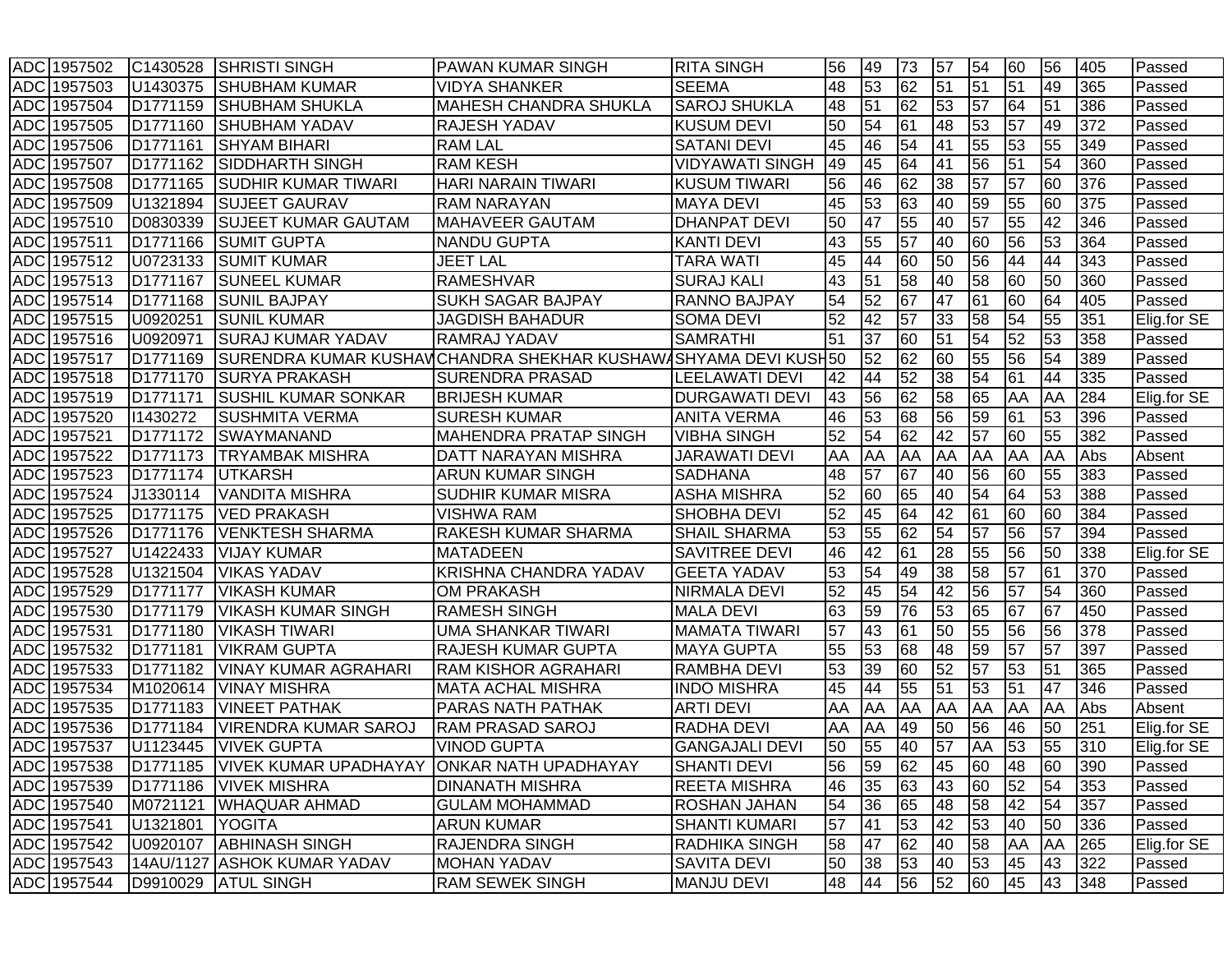| ADC | 1957502 | C1430528 | SHRISTI SINGH | PAWAN KUMAR SINGH | RITA SINGH | 56 | 49 | 73 | 57 | 54 | 60 | 56 | 405 | Passed |
|---|---|---|---|---|---|---|---|---|---|---|---|---|---|---|
| ADC | 1957503 | U1430375 | SHUBHAM KUMAR | VIDYA SHANKER | SEEMA | 48 | 53 | 62 | 51 | 51 | 51 | 49 | 365 | Passed |
| ADC | 1957504 | D1771159 | SHUBHAM SHUKLA | MAHESH CHANDRA SHUKLA | SAROJ SHUKLA | 48 | 51 | 62 | 53 | 57 | 64 | 51 | 386 | Passed |
| ADC | 1957505 | D1771160 | SHUBHAM YADAV | RAJESH YADAV | KUSUM DEVI | 50 | 54 | 61 | 48 | 53 | 57 | 49 | 372 | Passed |
| ADC | 1957506 | D1771161 | SHYAM BIHARI | RAM LAL | SATANI DEVI | 45 | 46 | 54 | 41 | 55 | 53 | 55 | 349 | Passed |
| ADC | 1957507 | D1771162 | SIDDHARTH SINGH | RAM KESH | VIDYAWATI SINGH | 49 | 45 | 64 | 41 | 56 | 51 | 54 | 360 | Passed |
| ADC | 1957508 | D1771165 | SUDHIR KUMAR TIWARI | HARI NARAIN TIWARI | KUSUM TIWARI | 56 | 46 | 62 | 38 | 57 | 57 | 60 | 376 | Passed |
| ADC | 1957509 | U1321894 | SUJEET GAURAV | RAM NARAYAN | MAYA DEVI | 45 | 53 | 63 | 40 | 59 | 55 | 60 | 375 | Passed |
| ADC | 1957510 | D0830339 | SUJEET KUMAR GAUTAM | MAHAVEER GAUTAM | DHANPAT DEVI | 50 | 47 | 55 | 40 | 57 | 55 | 42 | 346 | Passed |
| ADC | 1957511 | D1771166 | SUMIT GUPTA | NANDU GUPTA | KANTI DEVI | 43 | 55 | 57 | 40 | 60 | 56 | 53 | 364 | Passed |
| ADC | 1957512 | U0723133 | SUMIT KUMAR | JEET LAL | TARA WATI | 45 | 44 | 60 | 50 | 56 | 44 | 44 | 343 | Passed |
| ADC | 1957513 | D1771167 | SUNEEL KUMAR | RAMESHVAR | SURAJ KALI | 43 | 51 | 58 | 40 | 58 | 60 | 50 | 360 | Passed |
| ADC | 1957514 | D1771168 | SUNIL BAJPAY | SUKH SAGAR BAJPAY | RANNO BAJPAY | 54 | 52 | 67 | 47 | 61 | 60 | 64 | 405 | Passed |
| ADC | 1957515 | U0920251 | SUNIL KUMAR | JAGDISH BAHADUR | SOMA DEVI | 52 | 42 | 57 | 33 | 58 | 54 | 55 | 351 | Elig.for SE |
| ADC | 1957516 | U0920971 | SURAJ KUMAR YADAV | RAMRAJ YADAV | SAMRATHI | 51 | 37 | 60 | 51 | 54 | 52 | 53 | 358 | Passed |
| ADC | 1957517 | D1771169 | SURENDRA KUMAR KUSHAW | CHANDRA SHEKHAR KUSHAWA | SHYAMA DEVI KUSH | 50 | 52 | 62 | 60 | 55 | 56 | 54 | 389 | Passed |
| ADC | 1957518 | D1771170 | SURYA PRAKASH | SURENDRA PRASAD | LEELAWATI DEVI | 42 | 44 | 52 | 38 | 54 | 61 | 44 | 335 | Passed |
| ADC | 1957519 | D1771171 | SUSHIL KUMAR SONKAR | BRIJESH KUMAR | DURGAWATI DEVI | 43 | 56 | 62 | 58 | 65 | AA | AA | 284 | Elig.for SE |
| ADC | 1957520 | I1430272 | SUSHMITA VERMA | SURESH KUMAR | ANITA VERMA | 46 | 53 | 68 | 56 | 59 | 61 | 53 | 396 | Passed |
| ADC | 1957521 | D1771172 | SWAYMANAND | MAHENDRA PRATAP SINGH | VIBHA SINGH | 52 | 54 | 62 | 42 | 57 | 60 | 55 | 382 | Passed |
| ADC | 1957522 | D1771173 | TRYAMBAK MISHRA | DATT NARAYAN MISHRA | JARAWATI DEVI | AA | AA | AA | AA | AA | AA | AA | Abs | Absent |
| ADC | 1957523 | D1771174 | UTKARSH | ARUN KUMAR SINGH | SADHANA | 48 | 57 | 67 | 40 | 56 | 60 | 55 | 383 | Passed |
| ADC | 1957524 | J1330114 | VANDITA MISHRA | SUDHIR KUMAR MISRA | ASHA MISHRA | 52 | 60 | 65 | 40 | 54 | 64 | 53 | 388 | Passed |
| ADC | 1957525 | D1771175 | VED PRAKASH | VISHWA RAM | SHOBHA DEVI | 52 | 45 | 64 | 42 | 61 | 60 | 60 | 384 | Passed |
| ADC | 1957526 | D1771176 | VENKTESH SHARMA | RAKESH KUMAR SHARMA | SHAIL SHARMA | 53 | 55 | 62 | 54 | 57 | 56 | 57 | 394 | Passed |
| ADC | 1957527 | U1422433 | VIJAY KUMAR | MATADEEN | SAVITREE DEVI | 46 | 42 | 61 | 28 | 55 | 56 | 50 | 338 | Elig.for SE |
| ADC | 1957528 | U1321504 | VIKAS YADAV | KRISHNA CHANDRA YADAV | GEETA YADAV | 53 | 54 | 49 | 38 | 58 | 57 | 61 | 370 | Passed |
| ADC | 1957529 | D1771177 | VIKASH KUMAR | OM PRAKASH | NIRMALA DEVI | 52 | 45 | 54 | 42 | 56 | 57 | 54 | 360 | Passed |
| ADC | 1957530 | D1771179 | VIKASH KUMAR SINGH | RAMESH SINGH | MALA DEVI | 63 | 59 | 76 | 53 | 65 | 67 | 67 | 450 | Passed |
| ADC | 1957531 | D1771180 | VIKASH TIWARI | UMA SHANKAR TIWARI | MAMATA TIWARI | 57 | 43 | 61 | 50 | 55 | 56 | 56 | 378 | Passed |
| ADC | 1957532 | D1771181 | VIKRAM GUPTA | RAJESH KUMAR GUPTA | MAYA GUPTA | 55 | 53 | 68 | 48 | 59 | 57 | 57 | 397 | Passed |
| ADC | 1957533 | D1771182 | VINAY KUMAR AGRAHARI | RAM KISHOR AGRAHARI | RAMBHA DEVI | 53 | 39 | 60 | 52 | 57 | 53 | 51 | 365 | Passed |
| ADC | 1957534 | M1020614 | VINAY MISHRA | MATA ACHAL MISHRA | INDO MISHRA | 45 | 44 | 55 | 51 | 53 | 51 | 47 | 346 | Passed |
| ADC | 1957535 | D1771183 | VINEET PATHAK | PARAS NATH PATHAK | ARTI DEVI | AA | AA | AA | AA | AA | AA | AA | Abs | Absent |
| ADC | 1957536 | D1771184 | VIRENDRA KUMAR SAROJ | RAM PRASAD SAROJ | RADHA DEVI | AA | AA | 49 | 50 | 56 | 46 | 50 | 251 | Elig.for SE |
| ADC | 1957537 | U1123445 | VIVEK GUPTA | VINOD GUPTA | GANGAJALI DEVI | 50 | 55 | 40 | 57 | AA | 53 | 55 | 310 | Elig.for SE |
| ADC | 1957538 | D1771185 | VIVEK KUMAR UPADHAYAY | ONKAR NATH UPADHAYAY | SHANTI DEVI | 56 | 59 | 62 | 45 | 60 | 48 | 60 | 390 | Passed |
| ADC | 1957539 | D1771186 | VIVEK MISHRA | DINANATH MISHRA | REETA MISHRA | 46 | 35 | 63 | 43 | 60 | 52 | 54 | 353 | Passed |
| ADC | 1957540 | M0721121 | WHAQUAR AHMAD | GULAM MOHAMMAD | ROSHAN JAHAN | 54 | 36 | 65 | 48 | 58 | 42 | 54 | 357 | Passed |
| ADC | 1957541 | U1321801 | YOGITA | ARUN KUMAR | SHANTI KUMARI | 57 | 41 | 53 | 42 | 53 | 40 | 50 | 336 | Passed |
| ADC | 1957542 | U0920107 | ABHINASH SINGH | RAJENDRA SINGH | RADHIKA SINGH | 58 | 47 | 62 | 40 | 58 | AA | AA | 265 | Elig.for SE |
| ADC | 1957543 | 14AU/1127 | ASHOK KUMAR YADAV | MOHAN YADAV | SAVITA DEVI | 50 | 38 | 53 | 40 | 53 | 45 | 43 | 322 | Passed |
| ADC | 1957544 | D9910029 | ATUL SINGH | RAM SEWEK SINGH | MANJU DEVI | 48 | 44 | 56 | 52 | 60 | 45 | 43 | 348 | Passed |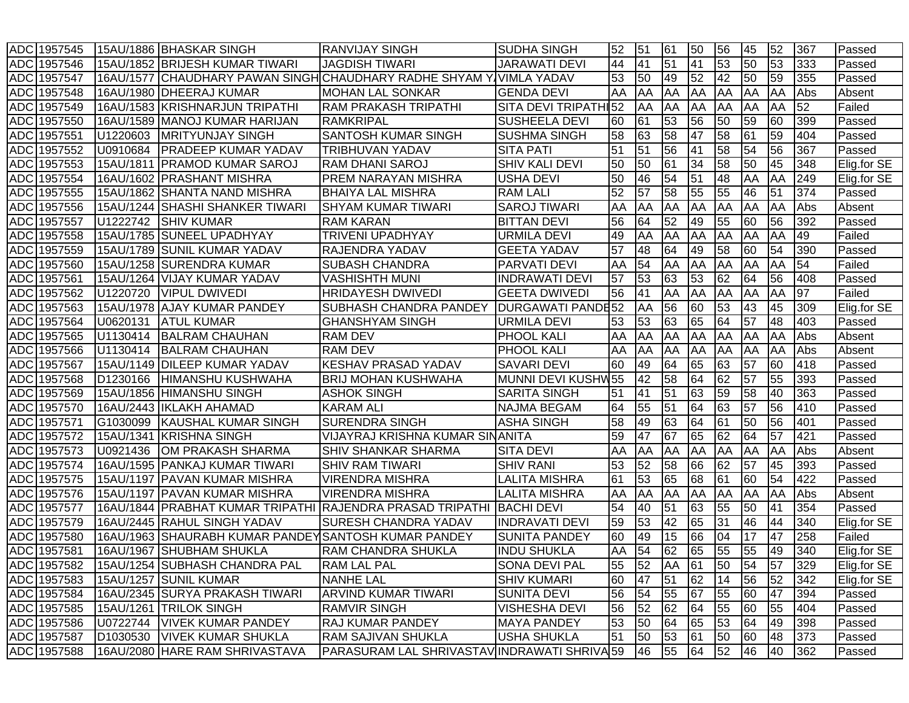| | | | | | | | | | | | | | | | |
|---|---|---|---|---|---|---|---|---|---|---|---|---|---|---|---|
| ADC | 1957545 | 15AU/1886 | BHASKAR SINGH | RANVIJAY SINGH | SUDHA SINGH | 52 | 51 | 61 | 50 | 56 | 45 | 52 | 367 | Passed |
| ADC | 1957546 | 15AU/1852 | BRIJESH KUMAR TIWARI | JAGDISH TIWARI | JARAWATI DEVI | 44 | 41 | 51 | 41 | 53 | 50 | 53 | 333 | Passed |
| ADC | 1957547 | 16AU/1577 | CHAUDHARY PAWAN SINGH | CHAUDHARY RADHE SHYAM YA | VIMLA YADAV | 53 | 50 | 49 | 52 | 42 | 50 | 59 | 355 | Passed |
| ADC | 1957548 | 16AU/1980 | DHEERAJ KUMAR | MOHAN LAL SONKAR | GENDA DEVI | AA | AA | AA | AA | AA | AA | AA | Abs | Absent |
| ADC | 1957549 | 16AU/1583 | KRISHNARJUN TRIPATHI | RAM PRAKASH TRIPATHI | SITA DEVI TRIPATHI | 52 | AA | AA | AA | AA | AA | AA | 52 | Failed |
| ADC | 1957550 | 16AU/1589 | MANOJ KUMAR HARIJAN | RAMKRIPAL | SUSHEELA DEVI | 60 | 61 | 53 | 56 | 50 | 59 | 60 | 399 | Passed |
| ADC | 1957551 | U1220603 | MRITYUNJAY SINGH | SANTOSH KUMAR SINGH | SUSHMA SINGH | 58 | 63 | 58 | 47 | 58 | 61 | 59 | 404 | Passed |
| ADC | 1957552 | U0910684 | PRADEEP KUMAR YADAV | TRIBHUVAN YADAV | SITA PATI | 51 | 51 | 56 | 41 | 58 | 54 | 56 | 367 | Passed |
| ADC | 1957553 | 15AU/1811 | PRAMOD KUMAR SAROJ | RAM DHANI SAROJ | SHIV KALI DEVI | 50 | 50 | 61 | 34 | 58 | 50 | 45 | 348 | Elig.for SE |
| ADC | 1957554 | 16AU/1602 | PRASHANT MISHRA | PREM NARAYAN MISHRA | USHA DEVI | 50 | 46 | 54 | 51 | 48 | AA | AA | 249 | Elig.for SE |
| ADC | 1957555 | 15AU/1862 | SHANTA NAND MISHRA | BHAIYA LAL MISHRA | RAM LALI | 52 | 57 | 58 | 55 | 55 | 46 | 51 | 374 | Passed |
| ADC | 1957556 | 15AU/1244 | SHASHI SHANKER TIWARI | SHYAM KUMAR TIWARI | SAROJ TIWARI | AA | AA | AA | AA | AA | AA | AA | Abs | Absent |
| ADC | 1957557 | U1222742 | SHIV KUMAR | RAM KARAN | BITTAN DEVI | 56 | 64 | 52 | 49 | 55 | 60 | 56 | 392 | Passed |
| ADC | 1957558 | 15AU/1785 | SUNEEL UPADHYAY | TRIVENI UPADHYAY | URMILA DEVI | 49 | AA | AA | AA | AA | AA | AA | 49 | Failed |
| ADC | 1957559 | 15AU/1789 | SUNIL KUMAR YADAV | RAJENDRA YADAV | GEETA YADAV | 57 | 48 | 64 | 49 | 58 | 60 | 54 | 390 | Passed |
| ADC | 1957560 | 15AU/1258 | SURENDRA KUMAR | SUBASH CHANDRA | PARVATI DEVI | AA | 54 | AA | AA | AA | AA | AA | 54 | Failed |
| ADC | 1957561 | 15AU/1264 | VIJAY KUMAR YADAV | VASHISHTH MUNI | INDRAWATI DEVI | 57 | 53 | 63 | 53 | 62 | 64 | 56 | 408 | Passed |
| ADC | 1957562 | U1220720 | VIPUL DWIVEDI | HRIDAYESH DWIVEDI | GEETA DWIVEDI | 56 | 41 | AA | AA | AA | AA | AA | 97 | Failed |
| ADC | 1957563 | 15AU/1978 | AJAY KUMAR PANDEY | SUBHASH CHANDRA PANDEY | DURGAWATI PANDE | 52 | AA | 56 | 60 | 53 | 43 | 45 | 309 | Elig.for SE |
| ADC | 1957564 | U0620131 | ATUL KUMAR | GHANSHYAM SINGH | URMILA DEVI | 53 | 53 | 63 | 65 | 64 | 57 | 48 | 403 | Passed |
| ADC | 1957565 | U1130414 | BALRAM CHAUHAN | RAM DEV | PHOOL KALI | AA | AA | AA | AA | AA | AA | AA | Abs | Absent |
| ADC | 1957566 | U1130414 | BALRAM CHAUHAN | RAM DEV | PHOOL KALI | AA | AA | AA | AA | AA | AA | AA | Abs | Absent |
| ADC | 1957567 | 15AU/1149 | DILEEP KUMAR YADAV | KESHAV PRASAD YADAV | SAVARI DEVI | 60 | 49 | 64 | 65 | 63 | 57 | 60 | 418 | Passed |
| ADC | 1957568 | D1230166 | HIMANSHU KUSHWAHA | BRIJ MOHAN KUSHWAHA | MUNNI DEVI KUSHW | 55 | 42 | 58 | 64 | 62 | 57 | 55 | 393 | Passed |
| ADC | 1957569 | 15AU/1856 | HIMANSHU SINGH | ASHOK SINGH | SARITA SINGH | 51 | 41 | 51 | 63 | 59 | 58 | 40 | 363 | Passed |
| ADC | 1957570 | 16AU/2443 | IKLAKH AHAMAD | KARAM ALI | NAJMA BEGAM | 64 | 55 | 51 | 64 | 63 | 57 | 56 | 410 | Passed |
| ADC | 1957571 | G1030099 | KAUSHAL KUMAR SINGH | SURENDRA SINGH | ASHA SINGH | 58 | 49 | 63 | 64 | 61 | 50 | 56 | 401 | Passed |
| ADC | 1957572 | 15AU/1341 | KRISHNA SINGH | VIJAYRAJ KRISHNA KUMAR SIN | ANITA | 59 | 47 | 67 | 65 | 62 | 64 | 57 | 421 | Passed |
| ADC | 1957573 | U0921436 | OM PRAKASH SHARMA | SHIV SHANKAR SHARMA | SITA DEVI | AA | AA | AA | AA | AA | AA | AA | Abs | Absent |
| ADC | 1957574 | 16AU/1595 | PANKAJ KUMAR TIWARI | SHIV RAM TIWARI | SHIV RANI | 53 | 52 | 58 | 66 | 62 | 57 | 45 | 393 | Passed |
| ADC | 1957575 | 15AU/1197 | PAVAN KUMAR MISHRA | VIRENDRA MISHRA | LALITA MISHRA | 61 | 53 | 65 | 68 | 61 | 60 | 54 | 422 | Passed |
| ADC | 1957576 | 15AU/1197 | PAVAN KUMAR MISHRA | VIRENDRA MISHRA | LALITA MISHRA | AA | AA | AA | AA | AA | AA | AA | Abs | Absent |
| ADC | 1957577 | 16AU/1844 | PRABHAT KUMAR TRIPATHI | RAJENDRA PRASAD TRIPATHI | BACHI DEVI | 54 | 40 | 51 | 63 | 55 | 50 | 41 | 354 | Passed |
| ADC | 1957579 | 16AU/2445 | RAHUL SINGH YADAV | SURESH CHANDRA YADAV | INDRAVATI DEVI | 59 | 53 | 42 | 65 | 31 | 46 | 44 | 340 | Elig.for SE |
| ADC | 1957580 | 16AU/1963 | SHAURABH KUMAR PANDEY | SANTOSH KUMAR PANDEY | SUNITA PANDEY | 60 | 49 | 15 | 66 | 04 | 17 | 47 | 258 | Failed |
| ADC | 1957581 | 16AU/1967 | SHUBHAM SHUKLA | RAM CHANDRA SHUKLA | INDU SHUKLA | AA | 54 | 62 | 65 | 55 | 55 | 49 | 340 | Elig.for SE |
| ADC | 1957582 | 15AU/1254 | SUBHASH CHANDRA PAL | RAM LAL PAL | SONA DEVI PAL | 55 | 52 | AA | 61 | 50 | 54 | 57 | 329 | Elig.for SE |
| ADC | 1957583 | 15AU/1257 | SUNIL KUMAR | NANHE LAL | SHIV KUMARI | 60 | 47 | 51 | 62 | 14 | 56 | 52 | 342 | Elig.for SE |
| ADC | 1957584 | 16AU/2345 | SURYA PRAKASH TIWARI | ARVIND KUMAR TIWARI | SUNITA DEVI | 56 | 54 | 55 | 67 | 55 | 60 | 47 | 394 | Passed |
| ADC | 1957585 | 15AU/1261 | TRILOK SINGH | RAMVIR SINGH | VISHESHA DEVI | 56 | 52 | 62 | 64 | 55 | 60 | 55 | 404 | Passed |
| ADC | 1957586 | U0722744 | VIVEK KUMAR PANDEY | RAJ KUMAR PANDEY | MAYA PANDEY | 53 | 50 | 64 | 65 | 53 | 64 | 49 | 398 | Passed |
| ADC | 1957587 | D1030530 | VIVEK KUMAR SHUKLA | RAM SAJIVAN SHUKLA | USHA SHUKLA | 51 | 50 | 53 | 61 | 50 | 60 | 48 | 373 | Passed |
| ADC | 1957588 | 16AU/2080 | HARE RAM SHRIVASTAVA | PARASURAM LAL SHRIVASTAV | INDRAWATI SHRIVA | 59 | 46 | 55 | 64 | 52 | 46 | 40 | 362 | Passed |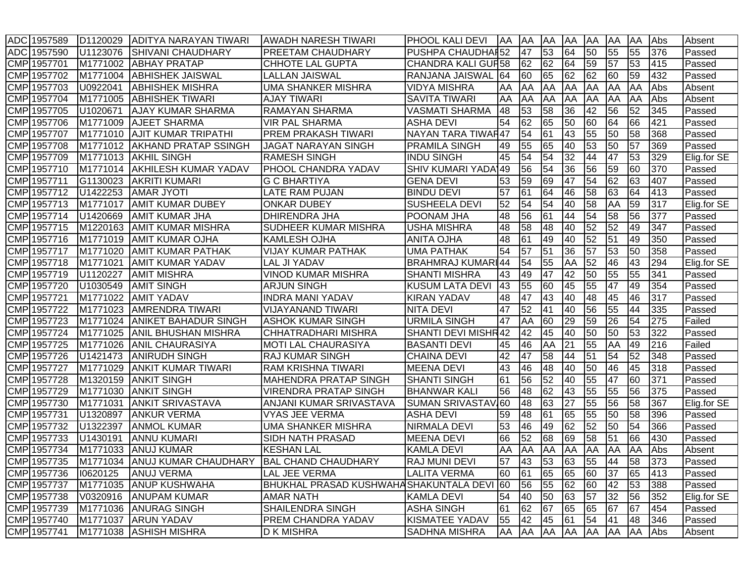| | | | | | | | | | | | | | | |
|---|---|---|---|---|---|---|---|---|---|---|---|---|---|---|
| ADC | 1957589 | D1120029 | ADITYA NARAYAN TIWARI | AWADH NARESH TIWARI | PHOOL KALI DEVI | AA | AA | AA | AA | AA | AA | AA | Abs | Absent |
| ADC | 1957590 | U1123076 | SHIVANI CHAUDHARY | PREETAM CHAUDHARY | PUSHPA CHAUDHAR | 52 | 47 | 53 | 64 | 50 | 55 | 55 | 376 | Passed |
| CMP | 1957701 | M1771002 | ABHAY PRATAP | CHHOTE LAL GUPTA | CHANDRA KALI GUF | 58 | 62 | 62 | 64 | 59 | 57 | 53 | 415 | Passed |
| CMP | 1957702 | M1771004 | ABHISHEK JAISWAL | LALLAN JAISWAL | RANJANA JAISWAL | 64 | 60 | 65 | 62 | 62 | 60 | 59 | 432 | Passed |
| CMP | 1957703 | U0922041 | ABHISHEK MISHRA | UMA SHANKER MISHRA | VIDYA MISHRA | AA | AA | AA | AA | AA | AA | AA | Abs | Absent |
| CMP | 1957704 | M1771005 | ABHISHEK TIWARI | AJAY TIWARI | SAVITA TIWARI | AA | AA | AA | AA | AA | AA | AA | Abs | Absent |
| CMP | 1957705 | U1020671 | AJAY KUMAR SHARMA | RAMAYAN SHARMA | VASMATI SHARMA | 48 | 53 | 58 | 36 | 42 | 56 | 52 | 345 | Passed |
| CMP | 1957706 | M1771009 | AJEET SHARMA | VIR PAL SHARMA | ASHA DEVI | 54 | 62 | 65 | 50 | 60 | 64 | 66 | 421 | Passed |
| CMP | 1957707 | M1771010 | AJIT KUMAR TRIPATHI | PREM PRAKASH TIWARI | NAYAN TARA TIWAR | 47 | 54 | 61 | 43 | 55 | 50 | 58 | 368 | Passed |
| CMP | 1957708 | M1771012 | AKHAND PRATAP SSINGH | JAGAT NARAYAN SINGH | PRAMILA SINGH | 49 | 55 | 65 | 40 | 53 | 50 | 57 | 369 | Passed |
| CMP | 1957709 | M1771013 | AKHIL SINGH | RAMESH SINGH | INDU SINGH | 45 | 54 | 54 | 32 | 44 | 47 | 53 | 329 | Elig.for SE |
| CMP | 1957710 | M1771014 | AKHILESH KUMAR YADAV | PHOOL CHANDRA YADAV | SHIV KUMARI YADA | 49 | 56 | 54 | 36 | 56 | 59 | 60 | 370 | Passed |
| CMP | 1957711 | G1130023 | AKRITI KUMARI | G C BHARTIYA | GENA DEVI | 53 | 59 | 69 | 47 | 54 | 62 | 63 | 407 | Passed |
| CMP | 1957712 | U1422253 | AMAR JYOTI | LATE RAM PUJAN | BINDU DEVI | 57 | 61 | 64 | 46 | 58 | 63 | 64 | 413 | Passed |
| CMP | 1957713 | M1771017 | AMIT KUMAR DUBEY | ONKAR DUBEY | SUSHEELA DEVI | 52 | 54 | 54 | 40 | 58 | AA | 59 | 317 | Elig.for SE |
| CMP | 1957714 | U1420669 | AMIT KUMAR JHA | DHIRENDRA JHA | POONAM JHA | 48 | 56 | 61 | 44 | 54 | 58 | 56 | 377 | Passed |
| CMP | 1957715 | M1220163 | AMIT KUMAR MISHRA | SUDHEER KUMAR MISHRA | USHA MISHRA | 48 | 58 | 48 | 40 | 52 | 52 | 49 | 347 | Passed |
| CMP | 1957716 | M1771019 | AMIT KUMAR OJHA | KAMLESH OJHA | ANITA OJHA | 48 | 61 | 49 | 40 | 52 | 51 | 49 | 350 | Passed |
| CMP | 1957717 | M1771020 | AMIT KUMAR PATHAK | VIJAY KUMAR PATHAK | UMA PATHAK | 54 | 57 | 51 | 36 | 57 | 53 | 50 | 358 | Passed |
| CMP | 1957718 | M1771021 | AMIT KUMAR YADAV | LAL JI YADAV | BRAHMRAJ KUMARI | 44 | 54 | 55 | AA | 52 | 46 | 43 | 294 | Elig.for SE |
| CMP | 1957719 | U1120227 | AMIT MISHRA | VINOD KUMAR MISHRA | SHANTI MISHRA | 43 | 49 | 47 | 42 | 50 | 55 | 55 | 341 | Passed |
| CMP | 1957720 | U1030549 | AMIT SINGH | ARJUN SINGH | KUSUM LATA DEVI | 43 | 55 | 60 | 45 | 55 | 47 | 49 | 354 | Passed |
| CMP | 1957721 | M1771022 | AMIT YADAV | INDRA MANI YADAV | KIRAN YADAV | 48 | 47 | 43 | 40 | 48 | 45 | 46 | 317 | Passed |
| CMP | 1957722 | M1771023 | AMRENDRA TIWARI | VIJAYANAND TIWARI | NITA DEVI | 47 | 52 | 41 | 40 | 56 | 55 | 44 | 335 | Passed |
| CMP | 1957723 | M1771024 | ANIKET BAHADUR SINGH | ASHOK KUMAR SINGH | URMILA SINGH | 47 | AA | 60 | 29 | 59 | 26 | 54 | 275 | Failed |
| CMP | 1957724 | M1771025 | ANIL BHUSHAN MISHRA | CHHATRADHARI MISHRA | SHANTI DEVI MISHR | 42 | 42 | 45 | 40 | 50 | 50 | 53 | 322 | Passed |
| CMP | 1957725 | M1771026 | ANIL CHAURASIYA | MOTI LAL CHAURASIYA | BASANTI DEVI | 45 | 46 | AA | 21 | 55 | AA | 49 | 216 | Failed |
| CMP | 1957726 | U1421473 | ANIRUDH SINGH | RAJ KUMAR SINGH | CHAINA DEVI | 42 | 47 | 58 | 44 | 51 | 54 | 52 | 348 | Passed |
| CMP | 1957727 | M1771029 | ANKIT KUMAR TIWARI | RAM KRISHNA TIWARI | MEENA DEVI | 43 | 46 | 48 | 40 | 50 | 46 | 45 | 318 | Passed |
| CMP | 1957728 | M1320159 | ANKIT SINGH | MAHENDRA PRATAP SINGH | SHANTI SINGH | 61 | 56 | 52 | 40 | 55 | 47 | 60 | 371 | Passed |
| CMP | 1957729 | M1771030 | ANKIT SINGH | VIRENDRA PRATAP SINGH | BHANWAR KALI | 56 | 48 | 62 | 43 | 55 | 55 | 56 | 375 | Passed |
| CMP | 1957730 | M1771031 | ANKIT SRIVASTAVA | ANJANI KUMAR SRIVASTAVA | SUMAN SRIVASTAV | 60 | 48 | 63 | 27 | 55 | 56 | 58 | 367 | Elig.for SE |
| CMP | 1957731 | U1320897 | ANKUR VERMA | VYAS JEE VERMA | ASHA DEVI | 59 | 48 | 61 | 65 | 55 | 50 | 58 | 396 | Passed |
| CMP | 1957732 | U1322397 | ANMOL KUMAR | UMA SHANKER MISHRA | NIRMALA DEVI | 53 | 46 | 49 | 62 | 52 | 50 | 54 | 366 | Passed |
| CMP | 1957733 | U1430191 | ANNU KUMARI | SIDH NATH PRASAD | MEENA DEVI | 66 | 52 | 68 | 69 | 58 | 51 | 66 | 430 | Passed |
| CMP | 1957734 | M1771033 | ANUJ KUMAR | KESHAN LAL | KAMLA DEVI | AA | AA | AA | AA | AA | AA | AA | Abs | Absent |
| CMP | 1957735 | M1771034 | ANUJ KUMAR CHAUDHARY | BAL CHAND CHAUDHARY | RAJ MUNI DEVI | 57 | 43 | 53 | 63 | 55 | 44 | 58 | 373 | Passed |
| CMP | 1957736 | I0620125 | ANUJ VERMA | LAL JEE VERMA | LALITA VERMA | 60 | 61 | 65 | 65 | 60 | 37 | 65 | 413 | Passed |
| CMP | 1957737 | M1771035 | ANUP KUSHWAHA | BHUKHAL PRASAD KUSHWAHA | SHAKUNTALA DEVI | 60 | 56 | 55 | 62 | 60 | 42 | 53 | 388 | Passed |
| CMP | 1957738 | V0320916 | ANUPAM KUMAR | AMAR NATH | KAMLA DEVI | 54 | 40 | 50 | 63 | 57 | 32 | 56 | 352 | Elig.for SE |
| CMP | 1957739 | M1771036 | ANURAG SINGH | SHAILENDRA SINGH | ASHA SINGH | 61 | 62 | 67 | 65 | 65 | 67 | 67 | 454 | Passed |
| CMP | 1957740 | M1771037 | ARUN YADAV | PREM CHANDRA YADAV | KISMATEE YADAV | 55 | 42 | 45 | 61 | 54 | 41 | 48 | 346 | Passed |
| CMP | 1957741 | M1771038 | ASHISH MISHRA | D K MISHRA | SADHNA MISHRA | AA | AA | AA | AA | AA | AA | AA | Abs | Absent |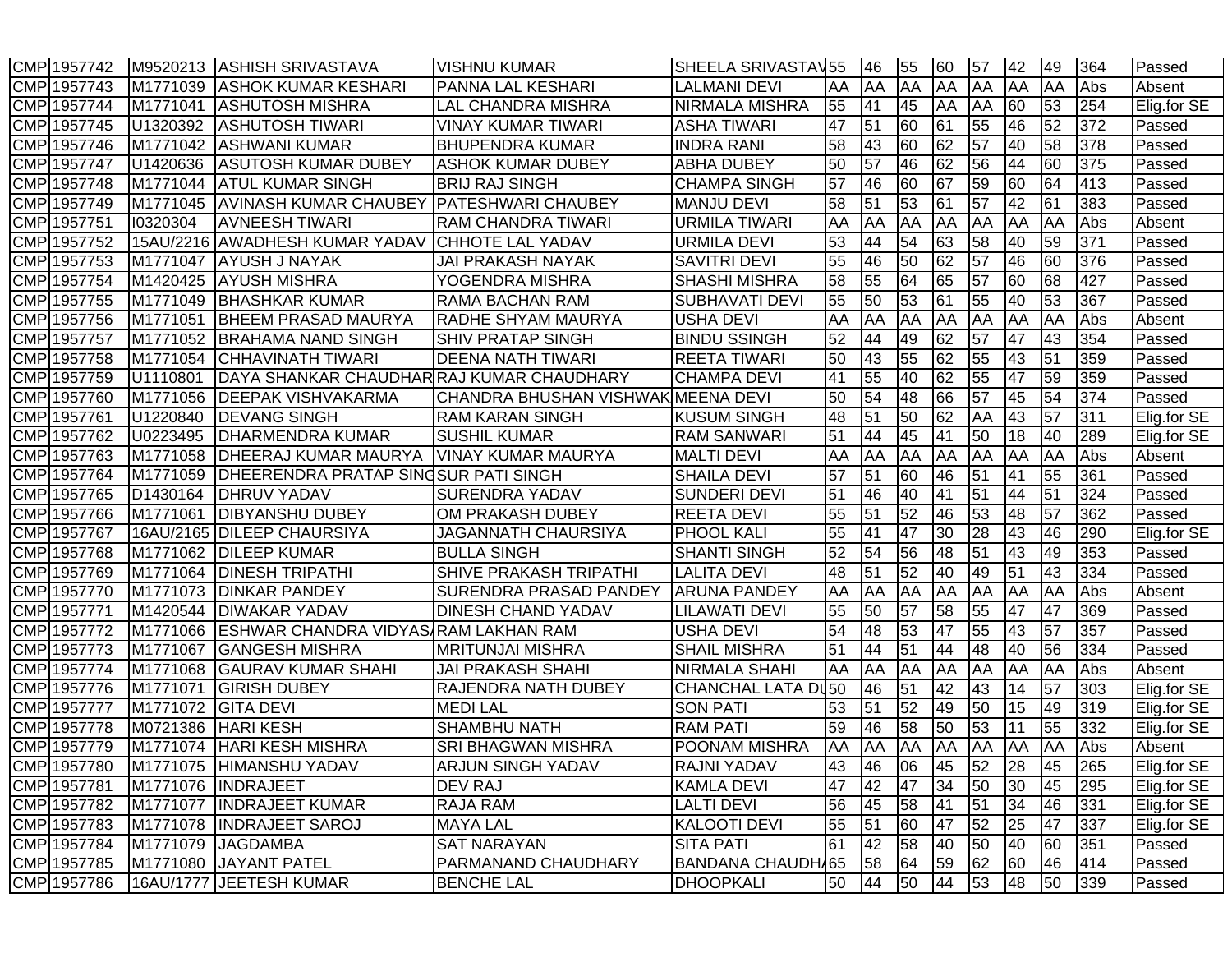| CMP | 1957742 | M9520213 | ASHISH SRIVASTAVA | VISHNU KUMAR | SHEELA SRIVASTAV | 55 | 46 | 55 | 60 | 57 | 42 | 49 | 364 | Passed |
|---|---|---|---|---|---|---|---|---|---|---|---|---|---|---|
| CMP | 1957743 | M1771039 | ASHOK KUMAR KESHARI | PANNA LAL KESHARI | LALMANI DEVI | AA | AA | AA | AA | AA | AA | AA | Abs | Absent |
| CMP | 1957744 | M1771041 | ASHUTOSH MISHRA | LAL CHANDRA MISHRA | NIRMALA MISHRA | 55 | 41 | 45 | AA | AA | 60 | 53 | 254 | Elig.for SE |
| CMP | 1957745 | U1320392 | ASHUTOSH TIWARI | VINAY KUMAR TIWARI | ASHA TIWARI | 47 | 51 | 60 | 61 | 55 | 46 | 52 | 372 | Passed |
| CMP | 1957746 | M1771042 | ASHWANI KUMAR | BHUPENDRA KUMAR | INDRA RANI | 58 | 43 | 60 | 62 | 57 | 40 | 58 | 378 | Passed |
| CMP | 1957747 | U1420636 | ASUTOSH KUMAR DUBEY | ASHOK KUMAR DUBEY | ABHA DUBEY | 50 | 57 | 46 | 62 | 56 | 44 | 60 | 375 | Passed |
| CMP | 1957748 | M1771044 | ATUL KUMAR SINGH | BRIJ RAJ SINGH | CHAMPA SINGH | 57 | 46 | 60 | 67 | 59 | 60 | 64 | 413 | Passed |
| CMP | 1957749 | M1771045 | AVINASH KUMAR CHAUBEY | PATESHWARI CHAUBEY | MANJU DEVI | 58 | 51 | 53 | 61 | 57 | 42 | 61 | 383 | Passed |
| CMP | 1957751 | I0320304 | AVNEESH TIWARI | RAM CHANDRA TIWARI | URMILA TIWARI | AA | AA | AA | AA | AA | AA | AA | Abs | Absent |
| CMP | 1957752 | 15AU/2216 | AWADHESH KUMAR YADAV | CHHOTE LAL YADAV | URMILA DEVI | 53 | 44 | 54 | 63 | 58 | 40 | 59 | 371 | Passed |
| CMP | 1957753 | M1771047 | AYUSH J NAYAK | JAI PRAKASH NAYAK | SAVITRI DEVI | 55 | 46 | 50 | 62 | 57 | 46 | 60 | 376 | Passed |
| CMP | 1957754 | M1420425 | AYUSH MISHRA | YOGENDRA MISHRA | SHASHI MISHRA | 58 | 55 | 64 | 65 | 57 | 60 | 68 | 427 | Passed |
| CMP | 1957755 | M1771049 | BHASHKAR KUMAR | RAMA BACHAN RAM | SUBHAVATI DEVI | 55 | 50 | 53 | 61 | 55 | 40 | 53 | 367 | Passed |
| CMP | 1957756 | M1771051 | BHEEM PRASAD MAURYA | RADHE SHYAM MAURYA | USHA DEVI | AA | AA | AA | AA | AA | AA | AA | Abs | Absent |
| CMP | 1957757 | M1771052 | BRAHAMA NAND SINGH | SHIV PRATAP SINGH | BINDU SSINGH | 52 | 44 | 49 | 62 | 57 | 47 | 43 | 354 | Passed |
| CMP | 1957758 | M1771054 | CHHAVINATH TIWARI | DEENA NATH TIWARI | REETA TIWARI | 50 | 43 | 55 | 62 | 55 | 43 | 51 | 359 | Passed |
| CMP | 1957759 | U1110801 | DAYA SHANKAR CHAUDHAR | RAJ KUMAR CHAUDHARY | CHAMPA DEVI | 41 | 55 | 40 | 62 | 55 | 47 | 59 | 359 | Passed |
| CMP | 1957760 | M1771056 | DEEPAK VISHVAKARMA | CHANDRA BHUSHAN VISHWAK | MEENA DEVI | 50 | 54 | 48 | 66 | 57 | 45 | 54 | 374 | Passed |
| CMP | 1957761 | U1220840 | DEVANG SINGH | RAM KARAN SINGH | KUSUM SINGH | 48 | 51 | 50 | 62 | AA | 43 | 57 | 311 | Elig.for SE |
| CMP | 1957762 | U0223495 | DHARMENDRA KUMAR | SUSHIL KUMAR | RAM SANWARI | 51 | 44 | 45 | 41 | 50 | 18 | 40 | 289 | Elig.for SE |
| CMP | 1957763 | M1771058 | DHEERAJ KUMAR MAURYA | VINAY KUMAR MAURYA | MALTI DEVI | AA | AA | AA | AA | AA | AA | AA | Abs | Absent |
| CMP | 1957764 | M1771059 | DHEERENDRA PRATAP SING | SUR PATI SINGH | SHAILA DEVI | 57 | 51 | 60 | 46 | 51 | 41 | 55 | 361 | Passed |
| CMP | 1957765 | D1430164 | DHRUV YADAV | SURENDRA YADAV | SUNDERI DEVI | 51 | 46 | 40 | 41 | 51 | 44 | 51 | 324 | Passed |
| CMP | 1957766 | M1771061 | DIBYANSHU DUBEY | OM PRAKASH DUBEY | REETA DEVI | 55 | 51 | 52 | 46 | 53 | 48 | 57 | 362 | Passed |
| CMP | 1957767 | 16AU/2165 | DILEEP CHAURSIYA | JAGANNATH CHAURSIYA | PHOOL KALI | 55 | 41 | 47 | 30 | 28 | 43 | 46 | 290 | Elig.for SE |
| CMP | 1957768 | M1771062 | DILEEP KUMAR | BULLA SINGH | SHANTI SINGH | 52 | 54 | 56 | 48 | 51 | 43 | 49 | 353 | Passed |
| CMP | 1957769 | M1771064 | DINESH TRIPATHI | SHIVE PRAKASH TRIPATHI | LALITA DEVI | 48 | 51 | 52 | 40 | 49 | 51 | 43 | 334 | Passed |
| CMP | 1957770 | M1771073 | DINKAR PANDEY | SURENDRA PRASAD PANDEY | ARUNA PANDEY | AA | AA | AA | AA | AA | AA | AA | Abs | Absent |
| CMP | 1957771 | M1420544 | DIWAKAR YADAV | DINESH CHAND YADAV | LILAWATI DEVI | 55 | 50 | 57 | 58 | 55 | 47 | 47 | 369 | Passed |
| CMP | 1957772 | M1771066 | ESHWAR CHANDRA VIDYAS | RAM LAKHAN RAM | USHA DEVI | 54 | 48 | 53 | 47 | 55 | 43 | 57 | 357 | Passed |
| CMP | 1957773 | M1771067 | GANGESH MISHRA | MRITUNJAI MISHRA | SHAIL MISHRA | 51 | 44 | 51 | 44 | 48 | 40 | 56 | 334 | Passed |
| CMP | 1957774 | M1771068 | GAURAV KUMAR SHAHI | JAI PRAKASH SHAHI | NIRMALA SHAHI | AA | AA | AA | AA | AA | AA | AA | Abs | Absent |
| CMP | 1957776 | M1771071 | GIRISH DUBEY | RAJENDRA NATH DUBEY | CHANCHAL LATA DU | 50 | 46 | 51 | 42 | 43 | 14 | 57 | 303 | Elig.for SE |
| CMP | 1957777 | M1771072 | GITA DEVI | MEDI LAL | SON PATI | 53 | 51 | 52 | 49 | 50 | 15 | 49 | 319 | Elig.for SE |
| CMP | 1957778 | M0721386 | HARI KESH | SHAMBHU NATH | RAM PATI | 59 | 46 | 58 | 50 | 53 | 11 | 55 | 332 | Elig.for SE |
| CMP | 1957779 | M1771074 | HARI KESH MISHRA | SRI BHAGWAN MISHRA | POONAM MISHRA | AA | AA | AA | AA | AA | AA | AA | Abs | Absent |
| CMP | 1957780 | M1771075 | HIMANSHU YADAV | ARJUN SINGH YADAV | RAJNI YADAV | 43 | 46 | 06 | 45 | 52 | 28 | 45 | 265 | Elig.for SE |
| CMP | 1957781 | M1771076 | INDRAJEET | DEV RAJ | KAMLA DEVI | 47 | 42 | 47 | 34 | 50 | 30 | 45 | 295 | Elig.for SE |
| CMP | 1957782 | M1771077 | INDRAJEET KUMAR | RAJA RAM | LALTI DEVI | 56 | 45 | 58 | 41 | 51 | 34 | 46 | 331 | Elig.for SE |
| CMP | 1957783 | M1771078 | INDRAJEET SAROJ | MAYA LAL | KALOOTI DEVI | 55 | 51 | 60 | 47 | 52 | 25 | 47 | 337 | Elig.for SE |
| CMP | 1957784 | M1771079 | JAGDAMBA | SAT NARAYAN | SITA PATI | 61 | 42 | 58 | 40 | 50 | 40 | 60 | 351 | Passed |
| CMP | 1957785 | M1771080 | JAYANT PATEL | PARMANAND CHAUDHARY | BANDANA CHAUDH | 65 | 58 | 64 | 59 | 62 | 60 | 46 | 414 | Passed |
| CMP | 1957786 | 16AU/1777 | JEETESH KUMAR | BENCHE LAL | DHOOPKALI | 50 | 44 | 50 | 44 | 53 | 48 | 50 | 339 | Passed |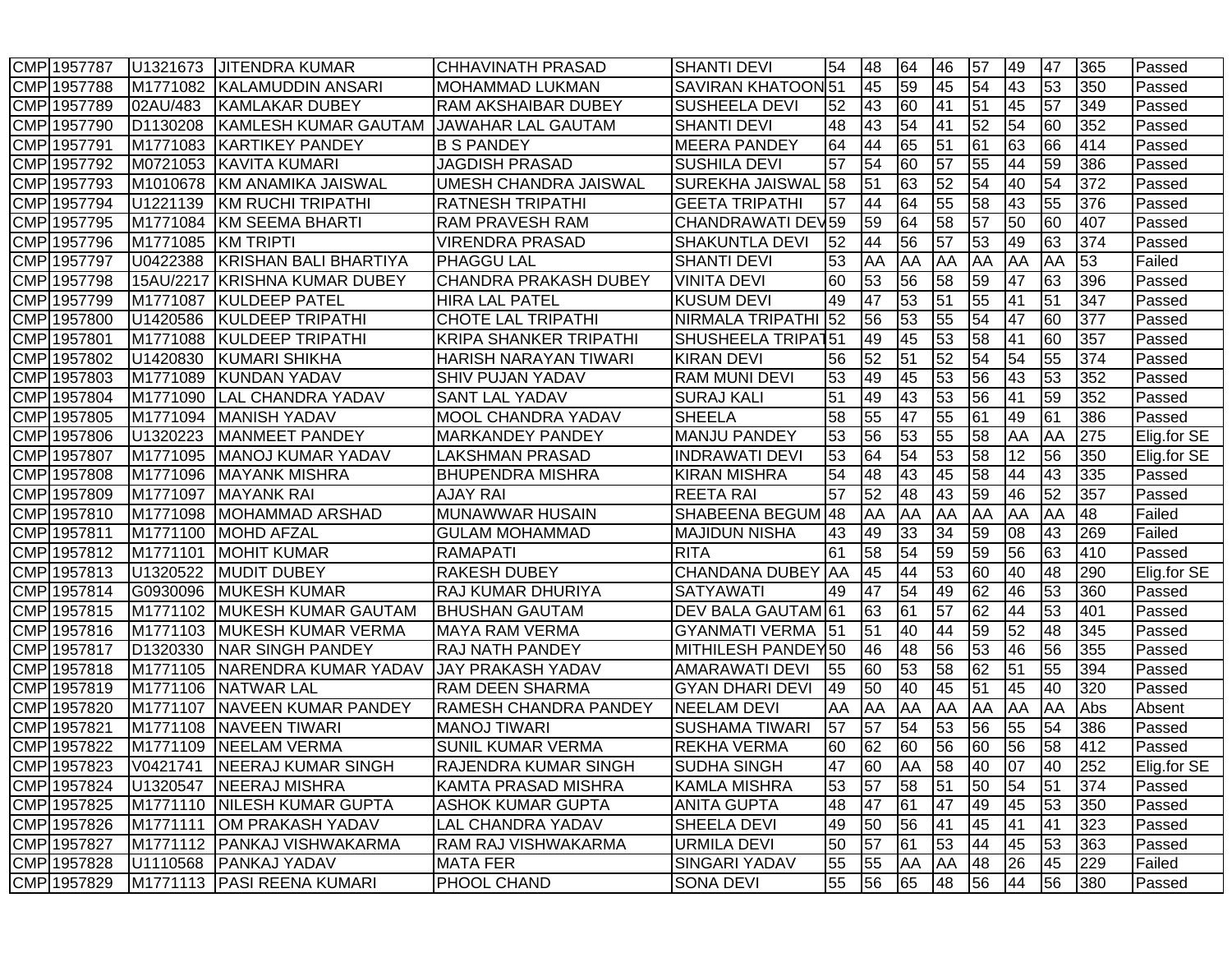| CMP | 1957787 | U1321673 | JITENDRA KUMAR | CHHAVINATH PRASAD | SHANTI DEVI | 54 | 48 | 64 | 46 | 57 | 49 | 47 | 365 | Passed |
|---|---|---|---|---|---|---|---|---|---|---|---|---|---|---|
| CMP | 1957788 | M1771082 | KALAMUDDIN ANSARI | MOHAMMAD LUKMAN | SAVIRAN KHATOON | 51 | 45 | 59 | 45 | 54 | 43 | 53 | 350 | Passed |
| CMP | 1957789 | 02AU/483 | KAMLAKAR DUBEY | RAM AKSHAIBAR DUBEY | SUSHEELA DEVI | 52 | 43 | 60 | 41 | 51 | 45 | 57 | 349 | Passed |
| CMP | 1957790 | D1130208 | KAMLESH KUMAR GAUTAM | JAWAHAR LAL GAUTAM | SHANTI DEVI | 48 | 43 | 54 | 41 | 52 | 54 | 60 | 352 | Passed |
| CMP | 1957791 | M1771083 | KARTIKEY PANDEY | B S PANDEY | MEERA PANDEY | 64 | 44 | 65 | 51 | 61 | 63 | 66 | 414 | Passed |
| CMP | 1957792 | M0721053 | KAVITA KUMARI | JAGDISH PRASAD | SUSHILA DEVI | 57 | 54 | 60 | 57 | 55 | 44 | 59 | 386 | Passed |
| CMP | 1957793 | M1010678 | KM ANAMIKA JAISWAL | UMESH CHANDRA JAISWAL | SUREKHA JAISWAL | 58 | 51 | 63 | 52 | 54 | 40 | 54 | 372 | Passed |
| CMP | 1957794 | U1221139 | KM RUCHI TRIPATHI | RATNESH TRIPATHI | GEETA TRIPATHI | 57 | 44 | 64 | 55 | 58 | 43 | 55 | 376 | Passed |
| CMP | 1957795 | M1771084 | KM SEEMA BHARTI | RAM PRAVESH RAM | CHANDRAWATI DEV | 59 | 59 | 64 | 58 | 57 | 50 | 60 | 407 | Passed |
| CMP | 1957796 | M1771085 | KM TRIPTI | VIRENDRA PRASAD | SHAKUNTLA DEVI | 52 | 44 | 56 | 57 | 53 | 49 | 63 | 374 | Passed |
| CMP | 1957797 | U0422388 | KRISHAN BALI BHARTIYA | PHAGGU LAL | SHANTI DEVI | 53 | AA | AA | AA | AA | AA | AA | 53 | Failed |
| CMP | 1957798 | 15AU/2217 | KRISHNA KUMAR DUBEY | CHANDRA PRAKASH DUBEY | VINITA DEVI | 60 | 53 | 56 | 58 | 59 | 47 | 63 | 396 | Passed |
| CMP | 1957799 | M1771087 | KULDEEP PATEL | HIRA LAL PATEL | KUSUM DEVI | 49 | 47 | 53 | 51 | 55 | 41 | 51 | 347 | Passed |
| CMP | 1957800 | U1420586 | KULDEEP TRIPATHI | CHOTE LAL TRIPATHI | NIRMALA TRIPATHI | 52 | 56 | 53 | 55 | 54 | 47 | 60 | 377 | Passed |
| CMP | 1957801 | M1771088 | KULDEEP TRIPATHI | KRIPA SHANKER TRIPATHI | SHUSHEELA TRIPAT | 51 | 49 | 45 | 53 | 58 | 41 | 60 | 357 | Passed |
| CMP | 1957802 | U1420830 | KUMARI SHIKHA | HARISH NARAYAN TIWARI | KIRAN DEVI | 56 | 52 | 51 | 52 | 54 | 54 | 55 | 374 | Passed |
| CMP | 1957803 | M1771089 | KUNDAN YADAV | SHIV PUJAN YADAV | RAM MUNI DEVI | 53 | 49 | 45 | 53 | 56 | 43 | 53 | 352 | Passed |
| CMP | 1957804 | M1771090 | LAL CHANDRA YADAV | SANT LAL YADAV | SURAJ KALI | 51 | 49 | 43 | 53 | 56 | 41 | 59 | 352 | Passed |
| CMP | 1957805 | M1771094 | MANISH YADAV | MOOL CHANDRA YADAV | SHEELA | 58 | 55 | 47 | 55 | 61 | 49 | 61 | 386 | Passed |
| CMP | 1957806 | U1320223 | MANMEET PANDEY | MARKANDEY PANDEY | MANJU PANDEY | 53 | 56 | 53 | 55 | 58 | AA | AA | 275 | Elig.for SE |
| CMP | 1957807 | M1771095 | MANOJ KUMAR YADAV | LAKSHMAN PRASAD | INDRAWATI DEVI | 53 | 64 | 54 | 53 | 58 | 12 | 56 | 350 | Elig.for SE |
| CMP | 1957808 | M1771096 | MAYANK MISHRA | BHUPENDRA MISHRA | KIRAN MISHRA | 54 | 48 | 43 | 45 | 58 | 44 | 43 | 335 | Passed |
| CMP | 1957809 | M1771097 | MAYANK RAI | AJAY RAI | REETA RAI | 57 | 52 | 48 | 43 | 59 | 46 | 52 | 357 | Passed |
| CMP | 1957810 | M1771098 | MOHAMMAD ARSHAD | MUNAWWAR HUSAIN | SHABEENA BEGUM | 48 | AA | AA | AA | AA | AA | AA | 48 | Failed |
| CMP | 1957811 | M1771100 | MOHD AFZAL | GULAM MOHAMMAD | MAJIDUN NISHA | 43 | 49 | 33 | 34 | 59 | 08 | 43 | 269 | Failed |
| CMP | 1957812 | M1771101 | MOHIT KUMAR | RAMAPATI | RITA | 61 | 58 | 54 | 59 | 59 | 56 | 63 | 410 | Passed |
| CMP | 1957813 | U1320522 | MUDIT DUBEY | RAKESH DUBEY | CHANDANA DUBEY | AA | 45 | 44 | 53 | 60 | 40 | 48 | 290 | Elig.for SE |
| CMP | 1957814 | G0930096 | MUKESH KUMAR | RAJ KUMAR DHURIYA | SATYAWATI | 49 | 47 | 54 | 49 | 62 | 46 | 53 | 360 | Passed |
| CMP | 1957815 | M1771102 | MUKESH KUMAR GAUTAM | BHUSHAN GAUTAM | DEV BALA GAUTAM | 61 | 63 | 61 | 57 | 62 | 44 | 53 | 401 | Passed |
| CMP | 1957816 | M1771103 | MUKESH KUMAR VERMA | MAYA RAM VERMA | GYANMATI VERMA | 51 | 51 | 40 | 44 | 59 | 52 | 48 | 345 | Passed |
| CMP | 1957817 | D1320330 | NAR SINGH PANDEY | RAJ NATH PANDEY | MITHILESH PANDEY | 50 | 46 | 48 | 56 | 53 | 46 | 56 | 355 | Passed |
| CMP | 1957818 | M1771105 | NARENDRA KUMAR YADAV | JAY PRAKASH YADAV | AMARAWATI DEVI | 55 | 60 | 53 | 58 | 62 | 51 | 55 | 394 | Passed |
| CMP | 1957819 | M1771106 | NATWAR LAL | RAM DEEN SHARMA | GYAN DHARI DEVI | 49 | 50 | 40 | 45 | 51 | 45 | 40 | 320 | Passed |
| CMP | 1957820 | M1771107 | NAVEEN KUMAR PANDEY | RAMESH CHANDRA PANDEY | NEELAM DEVI | AA | AA | AA | AA | AA | AA | AA | Abs | Absent |
| CMP | 1957821 | M1771108 | NAVEEN TIWARI | MANOJ TIWARI | SUSHAMA TIWARI | 57 | 57 | 54 | 53 | 56 | 55 | 54 | 386 | Passed |
| CMP | 1957822 | M1771109 | NEELAM VERMA | SUNIL KUMAR VERMA | REKHA VERMA | 60 | 62 | 60 | 56 | 60 | 56 | 58 | 412 | Passed |
| CMP | 1957823 | V0421741 | NEERAJ KUMAR SINGH | RAJENDRA KUMAR SINGH | SUDHA SINGH | 47 | 60 | AA | 58 | 40 | 07 | 40 | 252 | Elig.for SE |
| CMP | 1957824 | U1320547 | NEERAJ MISHRA | KAMTA PRASAD MISHRA | KAMLA MISHRA | 53 | 57 | 58 | 51 | 50 | 54 | 51 | 374 | Passed |
| CMP | 1957825 | M1771110 | NILESH KUMAR GUPTA | ASHOK KUMAR GUPTA | ANITA GUPTA | 48 | 47 | 61 | 47 | 49 | 45 | 53 | 350 | Passed |
| CMP | 1957826 | M1771111 | OM PRAKASH YADAV | LAL CHANDRA YADAV | SHEELA DEVI | 49 | 50 | 56 | 41 | 45 | 41 | 41 | 323 | Passed |
| CMP | 1957827 | M1771112 | PANKAJ VISHWAKARMA | RAM RAJ VISHWAKARMA | URMILA DEVI | 50 | 57 | 61 | 53 | 44 | 45 | 53 | 363 | Passed |
| CMP | 1957828 | U1110568 | PANKAJ YADAV | MATA FER | SINGARI YADAV | 55 | 55 | AA | AA | 48 | 26 | 45 | 229 | Failed |
| CMP | 1957829 | M1771113 | PASI REENA KUMARI | PHOOL CHAND | SONA DEVI | 55 | 56 | 65 | 48 | 56 | 44 | 56 | 380 | Passed |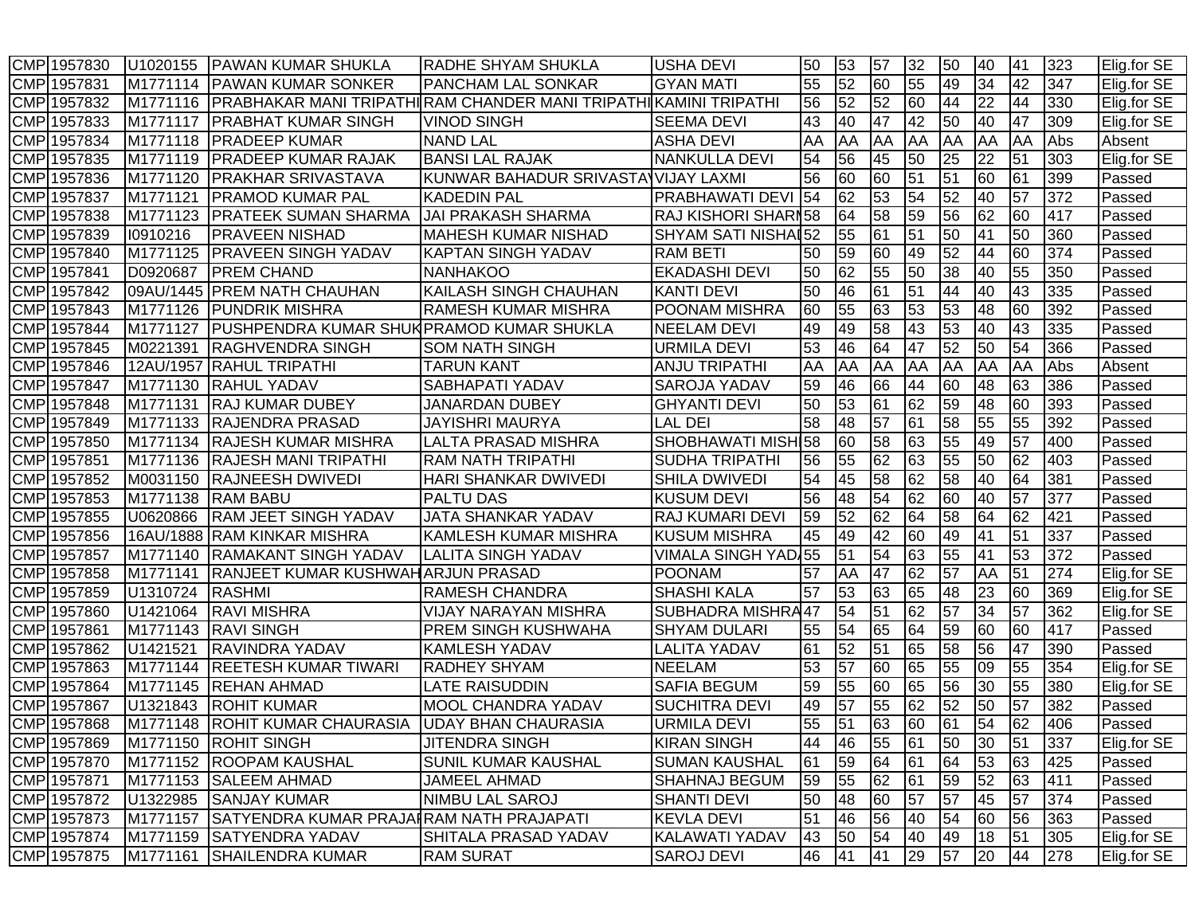| CMP | 1957830 | U1020155 | PAWAN KUMAR SHUKLA | RADHE SHYAM SHUKLA | USHA DEVI | 50 | 53 | 57 | 32 | 50 | 40 | 41 | 323 | Elig.for SE |
|---|---|---|---|---|---|---|---|---|---|---|---|---|---|---|
| CMP | 1957831 | M1771114 | PAWAN KUMAR SONKER | PANCHAM LAL SONKAR | GYAN MATI | 55 | 52 | 60 | 55 | 49 | 34 | 42 | 347 | Elig.for SE |
| CMP | 1957832 | M1771116 | PRABHAKAR MANI TRIPATHI | RAM CHANDER MANI TRIPATHI | KAMINI TRIPATHI | 56 | 52 | 52 | 60 | 44 | 22 | 44 | 330 | Elig.for SE |
| CMP | 1957833 | M1771117 | PRABHAT KUMAR SINGH | VINOD SINGH | SEEMA DEVI | 43 | 40 | 47 | 42 | 50 | 40 | 47 | 309 | Elig.for SE |
| CMP | 1957834 | M1771118 | PRADEEP KUMAR | NAND LAL | ASHA DEVI | AA | AA | AA | AA | AA | AA | AA | Abs | Absent |
| CMP | 1957835 | M1771119 | PRADEEP KUMAR RAJAK | BANSI LAL RAJAK | NANKULLA DEVI | 54 | 56 | 45 | 50 | 25 | 22 | 51 | 303 | Elig.for SE |
| CMP | 1957836 | M1771120 | PRAKHAR SRIVASTAVA | KUNWAR BAHADUR SRIVASTAV | VIJAY LAXMI | 56 | 60 | 60 | 51 | 51 | 60 | 61 | 399 | Passed |
| CMP | 1957837 | M1771121 | PRAMOD KUMAR PAL | KADEDIN PAL | PRABHAWATI DEVI | 54 | 62 | 53 | 54 | 52 | 40 | 57 | 372 | Passed |
| CMP | 1957838 | M1771123 | PRATEEK SUMAN SHARMA | JAI PRAKASH SHARMA | RAJ KISHORI SHARI | 58 | 64 | 58 | 59 | 56 | 62 | 60 | 417 | Passed |
| CMP | 1957839 | I0910216 | PRAVEEN NISHAD | MAHESH KUMAR NISHAD | SHYAM SATI NISHAI | 52 | 55 | 61 | 51 | 50 | 41 | 50 | 360 | Passed |
| CMP | 1957840 | M1771125 | PRAVEEN SINGH YADAV | KAPTAN SINGH YADAV | RAM BETI | 50 | 59 | 60 | 49 | 52 | 44 | 60 | 374 | Passed |
| CMP | 1957841 | D0920687 | PREM CHAND | NANHAKOO | EKADASHI DEVI | 50 | 62 | 55 | 50 | 38 | 40 | 55 | 350 | Passed |
| CMP | 1957842 | 09AU/1445 | PREM NATH CHAUHAN | KAILASH SINGH CHAUHAN | KANTI DEVI | 50 | 46 | 61 | 51 | 44 | 40 | 43 | 335 | Passed |
| CMP | 1957843 | M1771126 | PUNDRIK MISHRA | RAMESH KUMAR MISHRA | POONAM MISHRA | 60 | 55 | 63 | 53 | 53 | 48 | 60 | 392 | Passed |
| CMP | 1957844 | M1771127 | PUSHPENDRA KUMAR SHUK | PRAMOD KUMAR SHUKLA | NEELAM DEVI | 49 | 49 | 58 | 43 | 53 | 40 | 43 | 335 | Passed |
| CMP | 1957845 | M0221391 | RAGHVENDRA SINGH | SOM NATH SINGH | URMILA DEVI | 53 | 46 | 64 | 47 | 52 | 50 | 54 | 366 | Passed |
| CMP | 1957846 | 12AU/1957 | RAHUL TRIPATHI | TARUN KANT | ANJU TRIPATHI | AA | AA | AA | AA | AA | AA | AA | Abs | Absent |
| CMP | 1957847 | M1771130 | RAHUL YADAV | SABHAPATI YADAV | SAROJA YADAV | 59 | 46 | 66 | 44 | 60 | 48 | 63 | 386 | Passed |
| CMP | 1957848 | M1771131 | RAJ KUMAR DUBEY | JANARDAN DUBEY | GHYANTI DEVI | 50 | 53 | 61 | 62 | 59 | 48 | 60 | 393 | Passed |
| CMP | 1957849 | M1771133 | RAJENDRA PRASAD | JAYISHRI MAURYA | LAL DEI | 58 | 48 | 57 | 61 | 58 | 55 | 55 | 392 | Passed |
| CMP | 1957850 | M1771134 | RAJESH KUMAR MISHRA | LALTA PRASAD MISHRA | SHOBHAWATI MISH | 58 | 60 | 58 | 63 | 55 | 49 | 57 | 400 | Passed |
| CMP | 1957851 | M1771136 | RAJESH MANI TRIPATHI | RAM NATH TRIPATHI | SUDHA TRIPATHI | 56 | 55 | 62 | 63 | 55 | 50 | 62 | 403 | Passed |
| CMP | 1957852 | M0031150 | RAJNEESH DWIVEDI | HARI SHANKAR DWIVEDI | SHILA DWIVEDI | 54 | 45 | 58 | 62 | 58 | 40 | 64 | 381 | Passed |
| CMP | 1957853 | M1771138 | RAM BABU | PALTU DAS | KUSUM DEVI | 56 | 48 | 54 | 62 | 60 | 40 | 57 | 377 | Passed |
| CMP | 1957855 | U0620866 | RAM JEET SINGH YADAV | JATA SHANKAR YADAV | RAJ KUMARI DEVI | 59 | 52 | 62 | 64 | 58 | 64 | 62 | 421 | Passed |
| CMP | 1957856 | 16AU/1888 | RAM KINKAR MISHRA | KAMLESH KUMAR MISHRA | KUSUM MISHRA | 45 | 49 | 42 | 60 | 49 | 41 | 51 | 337 | Passed |
| CMP | 1957857 | M1771140 | RAMAKANT SINGH YADAV | LALITA SINGH YADAV | VIMALA SINGH YAD | 55 | 51 | 54 | 63 | 55 | 41 | 53 | 372 | Passed |
| CMP | 1957858 | M1771141 | RANJEET KUMAR KUSHWAH | ARJUN PRASAD | POONAM | 57 | AA | 47 | 62 | 57 | AA | 51 | 274 | Elig.for SE |
| CMP | 1957859 | U1310724 | RASHMI | RAMESH CHANDRA | SHASHI KALA | 57 | 53 | 63 | 65 | 48 | 23 | 60 | 369 | Elig.for SE |
| CMP | 1957860 | U1421064 | RAVI MISHRA | VIJAY NARAYAN MISHRA | SUBHADRA MISHRA | 47 | 54 | 51 | 62 | 57 | 34 | 57 | 362 | Elig.for SE |
| CMP | 1957861 | M1771143 | RAVI SINGH | PREM SINGH KUSHWAHA | SHYAM DULARI | 55 | 54 | 65 | 64 | 59 | 60 | 60 | 417 | Passed |
| CMP | 1957862 | U1421521 | RAVINDRA YADAV | KAMLESH YADAV | LALITA YADAV | 61 | 52 | 51 | 65 | 58 | 56 | 47 | 390 | Passed |
| CMP | 1957863 | M1771144 | REETESH KUMAR TIWARI | RADHEY SHYAM | NEELAM | 53 | 57 | 60 | 65 | 55 | 09 | 55 | 354 | Elig.for SE |
| CMP | 1957864 | M1771145 | REHAN AHMAD | LATE RAISUDDIN | SAFIA BEGUM | 59 | 55 | 60 | 65 | 56 | 30 | 55 | 380 | Elig.for SE |
| CMP | 1957867 | U1321843 | ROHIT KUMAR | MOOL CHANDRA YADAV | SUCHITRA DEVI | 49 | 57 | 55 | 62 | 52 | 50 | 57 | 382 | Passed |
| CMP | 1957868 | M1771148 | ROHIT KUMAR CHAURASIA | UDAY BHAN CHAURASIA | URMILA DEVI | 55 | 51 | 63 | 60 | 61 | 54 | 62 | 406 | Passed |
| CMP | 1957869 | M1771150 | ROHIT SINGH | JITENDRA SINGH | KIRAN SINGH | 44 | 46 | 55 | 61 | 50 | 30 | 51 | 337 | Elig.for SE |
| CMP | 1957870 | M1771152 | ROOPAM KAUSHAL | SUNIL KUMAR KAUSHAL | SUMAN KAUSHAL | 61 | 59 | 64 | 61 | 64 | 53 | 63 | 425 | Passed |
| CMP | 1957871 | M1771153 | SALEEM AHMAD | JAMEEL AHMAD | SHAHNAJ BEGUM | 59 | 55 | 62 | 61 | 59 | 52 | 63 | 411 | Passed |
| CMP | 1957872 | U1322985 | SANJAY KUMAR | NIMBU LAL SAROJ | SHANTI DEVI | 50 | 48 | 60 | 57 | 57 | 45 | 57 | 374 | Passed |
| CMP | 1957873 | M1771157 | SATYENDRA KUMAR PRAJAI | RAM NATH PRAJAPATI | KEVLA DEVI | 51 | 46 | 56 | 40 | 54 | 60 | 56 | 363 | Passed |
| CMP | 1957874 | M1771159 | SATYENDRA YADAV | SHITALA PRASAD YADAV | KALAWATI YADAV | 43 | 50 | 54 | 40 | 49 | 18 | 51 | 305 | Elig.for SE |
| CMP | 1957875 | M1771161 | SHAILENDRA KUMAR | RAM SURAT | SAROJ DEVI | 46 | 41 | 41 | 29 | 57 | 20 | 44 | 278 | Elig.for SE |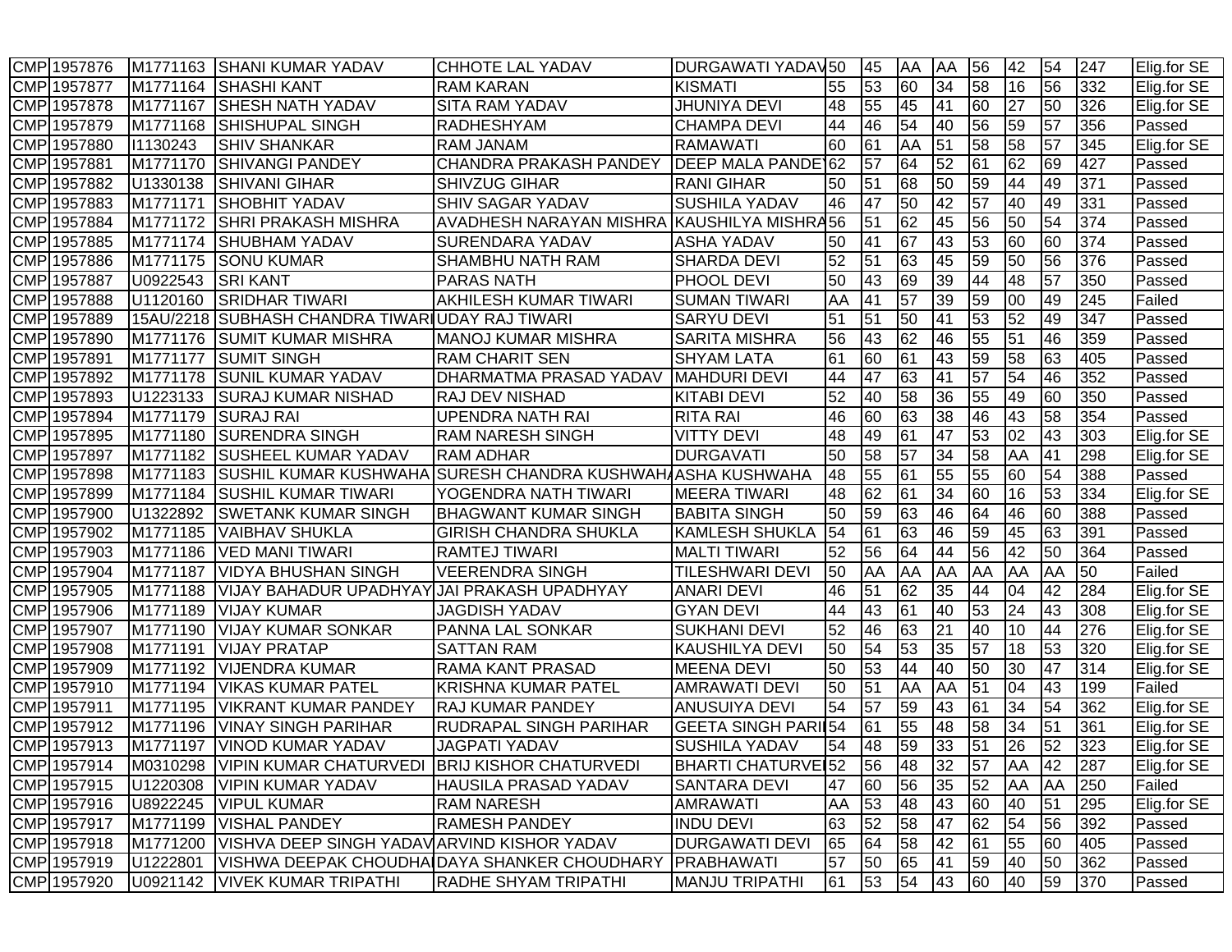| | | | | | | | | | | | | | | | |
|---|---|---|---|---|---|---|---|---|---|---|---|---|---|---|---|
| CMP | 1957876 | M1771163 | SHANI KUMAR YADAV | CHHOTE LAL YADAV | DURGAWATI YADAV | 50 | 45 | AA | AA | 56 | 42 | 54 | 247 | Elig.for SE |
| CMP | 1957877 | M1771164 | SHASHI KANT | RAM KARAN | KISMATI | 55 | 53 | 60 | 34 | 58 | 16 | 56 | 332 | Elig.for SE |
| CMP | 1957878 | M1771167 | SHESH NATH YADAV | SITA RAM YADAV | JHUNIYA DEVI | 48 | 55 | 45 | 41 | 60 | 27 | 50 | 326 | Elig.for SE |
| CMP | 1957879 | M1771168 | SHISHUPAL SINGH | RADHESHYAM | CHAMPA DEVI | 44 | 46 | 54 | 40 | 56 | 59 | 57 | 356 | Passed |
| CMP | 1957880 | I1130243 | SHIV SHANKAR | RAM JANAM | RAMAWATI | 60 | 61 | AA | 51 | 58 | 58 | 57 | 345 | Elig.for SE |
| CMP | 1957881 | M1771170 | SHIVANGI PANDEY | CHANDRA PRAKASH PANDEY | DEEP MALA PANDE | 62 | 57 | 64 | 52 | 61 | 62 | 69 | 427 | Passed |
| CMP | 1957882 | U1330138 | SHIVANI GIHAR | SHIVZUG GIHAR | RANI GIHAR | 50 | 51 | 68 | 50 | 59 | 44 | 49 | 371 | Passed |
| CMP | 1957883 | M1771171 | SHOBHIT YADAV | SHIV SAGAR YADAV | SUSHILA YADAV | 46 | 47 | 50 | 42 | 57 | 40 | 49 | 331 | Passed |
| CMP | 1957884 | M1771172 | SHRI PRAKASH MISHRA | AVADHESH NARAYAN MISHRA | KAUSHILYA MISHRA | 56 | 51 | 62 | 45 | 56 | 50 | 54 | 374 | Passed |
| CMP | 1957885 | M1771174 | SHUBHAM YADAV | SURENDARA YADAV | ASHA YADAV | 50 | 41 | 67 | 43 | 53 | 60 | 60 | 374 | Passed |
| CMP | 1957886 | M1771175 | SONU KUMAR | SHAMBHU NATH RAM | SHARDA DEVI | 52 | 51 | 63 | 45 | 59 | 50 | 56 | 376 | Passed |
| CMP | 1957887 | U0922543 | SRI KANT | PARAS NATH | PHOOL DEVI | 50 | 43 | 69 | 39 | 44 | 48 | 57 | 350 | Passed |
| CMP | 1957888 | U1120160 | SRIDHAR TIWARI | AKHILESH KUMAR TIWARI | SUMAN TIWARI | AA | 41 | 57 | 39 | 59 | 00 | 49 | 245 | Failed |
| CMP | 1957889 | 15AU/2218 | SUBHASH CHANDRA TIWARI | UDAY RAJ TIWARI | SARYU DEVI | 51 | 51 | 50 | 41 | 53 | 52 | 49 | 347 | Passed |
| CMP | 1957890 | M1771176 | SUMIT KUMAR MISHRA | MANOJ KUMAR MISHRA | SARITA MISHRA | 56 | 43 | 62 | 46 | 55 | 51 | 46 | 359 | Passed |
| CMP | 1957891 | M1771177 | SUMIT SINGH | RAM CHARIT SEN | SHYAM LATA | 61 | 60 | 61 | 43 | 59 | 58 | 63 | 405 | Passed |
| CMP | 1957892 | M1771178 | SUNIL KUMAR YADAV | DHARMATMA PRASAD YADAV | MAHDURI DEVI | 44 | 47 | 63 | 41 | 57 | 54 | 46 | 352 | Passed |
| CMP | 1957893 | U1223133 | SURAJ KUMAR NISHAD | RAJ DEV NISHAD | KITABI DEVI | 52 | 40 | 58 | 36 | 55 | 49 | 60 | 350 | Passed |
| CMP | 1957894 | M1771179 | SURAJ RAI | UPENDRA NATH RAI | RITA RAI | 46 | 60 | 63 | 38 | 46 | 43 | 58 | 354 | Passed |
| CMP | 1957895 | M1771180 | SURENDRA SINGH | RAM NARESH SINGH | VITTY DEVI | 48 | 49 | 61 | 47 | 53 | 02 | 43 | 303 | Elig.for SE |
| CMP | 1957897 | M1771182 | SUSHEEL KUMAR YADAV | RAM ADHAR | DURGAVATI | 50 | 58 | 57 | 34 | 58 | AA | 41 | 298 | Elig.for SE |
| CMP | 1957898 | M1771183 | SUSHIL KUMAR KUSHWAHA | SURESH CHANDRA KUSHWAHA | ASHA KUSHWAHA | 48 | 55 | 61 | 55 | 55 | 60 | 54 | 388 | Passed |
| CMP | 1957899 | M1771184 | SUSHIL KUMAR TIWARI | YOGENDRA NATH TIWARI | MEERA TIWARI | 48 | 62 | 61 | 34 | 60 | 16 | 53 | 334 | Elig.for SE |
| CMP | 1957900 | U1322892 | SWETANK KUMAR SINGH | BHAGWANT KUMAR SINGH | BABITA SINGH | 50 | 59 | 63 | 46 | 64 | 46 | 60 | 388 | Passed |
| CMP | 1957902 | M1771185 | VAIBHAV SHUKLA | GIRISH CHANDRA SHUKLA | KAMLESH SHUKLA | 54 | 61 | 63 | 46 | 59 | 45 | 63 | 391 | Passed |
| CMP | 1957903 | M1771186 | VED MANI TIWARI | RAMTEJ TIWARI | MALTI TIWARI | 52 | 56 | 64 | 44 | 56 | 42 | 50 | 364 | Passed |
| CMP | 1957904 | M1771187 | VIDYA BHUSHAN SINGH | VEERENDRA SINGH | TILESHWARI DEVI | 50 | AA | AA | AA | AA | AA | AA | 50 | Failed |
| CMP | 1957905 | M1771188 | VIJAY BAHADUR UPADHYAY | JAI PRAKASH UPADHYAY | ANARI DEVI | 46 | 51 | 62 | 35 | 44 | 04 | 42 | 284 | Elig.for SE |
| CMP | 1957906 | M1771189 | VIJAY KUMAR | JAGDISH YADAV | GYAN DEVI | 44 | 43 | 61 | 40 | 53 | 24 | 43 | 308 | Elig.for SE |
| CMP | 1957907 | M1771190 | VIJAY KUMAR SONKAR | PANNA LAL SONKAR | SUKHANI DEVI | 52 | 46 | 63 | 21 | 40 | 10 | 44 | 276 | Elig.for SE |
| CMP | 1957908 | M1771191 | VIJAY PRATAP | SATTAN RAM | KAUSHILYA DEVI | 50 | 54 | 53 | 35 | 57 | 18 | 53 | 320 | Elig.for SE |
| CMP | 1957909 | M1771192 | VIJENDRA KUMAR | RAMA KANT PRASAD | MEENA DEVI | 50 | 53 | 44 | 40 | 50 | 30 | 47 | 314 | Elig.for SE |
| CMP | 1957910 | M1771194 | VIKAS KUMAR PATEL | KRISHNA KUMAR PATEL | AMRAWATI DEVI | 50 | 51 | AA | AA | 51 | 04 | 43 | 199 | Failed |
| CMP | 1957911 | M1771195 | VIKRANT KUMAR PANDEY | RAJ KUMAR PANDEY | ANUSUIYA DEVI | 54 | 57 | 59 | 43 | 61 | 34 | 54 | 362 | Elig.for SE |
| CMP | 1957912 | M1771196 | VINAY SINGH PARIHAR | RUDRAPAL SINGH PARIHAR | GEETA SINGH PARI | 54 | 61 | 55 | 48 | 58 | 34 | 51 | 361 | Elig.for SE |
| CMP | 1957913 | M1771197 | VINOD KUMAR YADAV | JAGPATI YADAV | SUSHILA YADAV | 54 | 48 | 59 | 33 | 51 | 26 | 52 | 323 | Elig.for SE |
| CMP | 1957914 | M0310298 | VIPIN KUMAR CHATURVEDI | BRIJ KISHOR CHATURVEDI | BHARTI CHATURVE | 52 | 56 | 48 | 32 | 57 | AA | 42 | 287 | Elig.for SE |
| CMP | 1957915 | U1220308 | VIPIN KUMAR YADAV | HAUSILA PRASAD YADAV | SANTARA DEVI | 47 | 60 | 56 | 35 | 52 | AA | AA | 250 | Failed |
| CMP | 1957916 | U8922245 | VIPUL KUMAR | RAM NARESH | AMRAWATI | AA | 53 | 48 | 43 | 60 | 40 | 51 | 295 | Elig.for SE |
| CMP | 1957917 | M1771199 | VISHAL PANDEY | RAMESH PANDEY | INDU DEVI | 63 | 52 | 58 | 47 | 62 | 54 | 56 | 392 | Passed |
| CMP | 1957918 | M1771200 | VISHVA DEEP SINGH YADAV | ARVIND KISHOR YADAV | DURGAWATI DEVI | 65 | 64 | 58 | 42 | 61 | 55 | 60 | 405 | Passed |
| CMP | 1957919 | U1222801 | VISHWA DEEPAK CHOUDHA | DAYA SHANKER CHOUDHARY | PRABHAWATI | 57 | 50 | 65 | 41 | 59 | 40 | 50 | 362 | Passed |
| CMP | 1957920 | U0921142 | VIVEK KUMAR TRIPATHI | RADHE SHYAM TRIPATHI | MANJU TRIPATHI | 61 | 53 | 54 | 43 | 60 | 40 | 59 | 370 | Passed |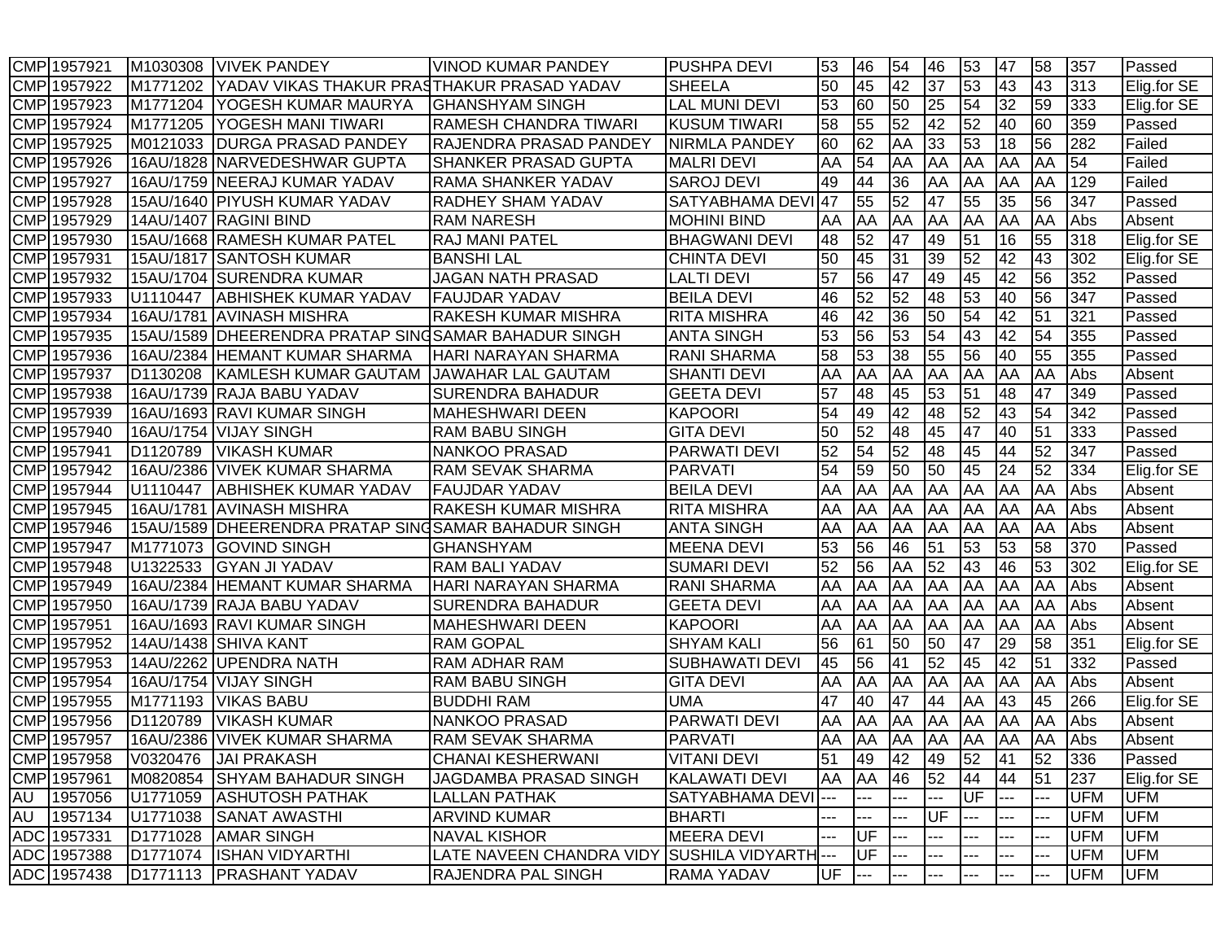| CMP | 1957921 | M1030308 | VIVEK PANDEY | VINOD KUMAR PANDEY | PUSHPA DEVI | 53 | 46 | 54 | 46 | 53 | 47 | 58 | 357 | Passed |
|---|---|---|---|---|---|---|---|---|---|---|---|---|---|---|
| CMP | 1957922 | M1771202 | YADAV VIKAS THAKUR PRAS | THAKUR PRASAD YADAV | SHEELA | 50 | 45 | 42 | 37 | 53 | 43 | 43 | 313 | Elig.for SE |
| CMP | 1957923 | M1771204 | YOGESH KUMAR MAURYA | GHANSHYAM SINGH | LAL MUNI DEVI | 53 | 60 | 50 | 25 | 54 | 32 | 59 | 333 | Elig.for SE |
| CMP | 1957924 | M1771205 | YOGESH MANI TIWARI | RAMESH CHANDRA TIWARI | KUSUM TIWARI | 58 | 55 | 52 | 42 | 52 | 40 | 60 | 359 | Passed |
| CMP | 1957925 | M0121033 | DURGA PRASAD PANDEY | RAJENDRA PRASAD PANDEY | NIRMLA PANDEY | 60 | 62 | AA | 33 | 53 | 18 | 56 | 282 | Failed |
| CMP | 1957926 | 16AU/1828 | NARVEDESHWAR GUPTA | SHANKER PRASAD GUPTA | MALRI DEVI | AA | 54 | AA | AA | AA | AA | AA | 54 | Failed |
| CMP | 1957927 | 16AU/1759 | NEERAJ KUMAR YADAV | RAMA SHANKER YADAV | SAROJ DEVI | 49 | 44 | 36 | AA | AA | AA | AA | 129 | Failed |
| CMP | 1957928 | 15AU/1640 | PIYUSH KUMAR YADAV | RADHEY SHAM YADAV | SATYABHAMA DEVI | 47 | 55 | 52 | 47 | 55 | 35 | 56 | 347 | Passed |
| CMP | 1957929 | 14AU/1407 | RAGINI BIND | RAM NARESH | MOHINI BIND | AA | AA | AA | AA | AA | AA | AA | Abs | Absent |
| CMP | 1957930 | 15AU/1668 | RAMESH KUMAR PATEL | RAJ MANI PATEL | BHAGWANI DEVI | 48 | 52 | 47 | 49 | 51 | 16 | 55 | 318 | Elig.for SE |
| CMP | 1957931 | 15AU/1817 | SANTOSH KUMAR | BANSHI LAL | CHINTA DEVI | 50 | 45 | 31 | 39 | 52 | 42 | 43 | 302 | Elig.for SE |
| CMP | 1957932 | 15AU/1704 | SURENDRA KUMAR | JAGAN NATH PRASAD | LALTI DEVI | 57 | 56 | 47 | 49 | 45 | 42 | 56 | 352 | Passed |
| CMP | 1957933 | U1110447 | ABHISHEK KUMAR YADAV | FAUJDAR YADAV | BEILA DEVI | 46 | 52 | 52 | 48 | 53 | 40 | 56 | 347 | Passed |
| CMP | 1957934 | 16AU/1781 | AVINASH MISHRA | RAKESH KUMAR MISHRA | RITA MISHRA | 46 | 42 | 36 | 50 | 54 | 42 | 51 | 321 | Passed |
| CMP | 1957935 | 15AU/1589 | DHEERENDRA PRATAP SING | SAMAR BAHADUR SINGH | ANTA SINGH | 53 | 56 | 53 | 54 | 43 | 42 | 54 | 355 | Passed |
| CMP | 1957936 | 16AU/2384 | HEMANT KUMAR SHARMA | HARI NARAYAN SHARMA | RANI SHARMA | 58 | 53 | 38 | 55 | 56 | 40 | 55 | 355 | Passed |
| CMP | 1957937 | D1130208 | KAMLESH KUMAR GAUTAM | JAWAHAR LAL GAUTAM | SHANTI DEVI | AA | AA | AA | AA | AA | AA | AA | Abs | Absent |
| CMP | 1957938 | 16AU/1739 | RAJA BABU YADAV | SURENDRA BAHADUR | GEETA DEVI | 57 | 48 | 45 | 53 | 51 | 48 | 47 | 349 | Passed |
| CMP | 1957939 | 16AU/1693 | RAVI KUMAR SINGH | MAHESHWARI DEEN | KAPOORI | 54 | 49 | 42 | 48 | 52 | 43 | 54 | 342 | Passed |
| CMP | 1957940 | 16AU/1754 | VIJAY SINGH | RAM BABU SINGH | GITA DEVI | 50 | 52 | 48 | 45 | 47 | 40 | 51 | 333 | Passed |
| CMP | 1957941 | D1120789 | VIKASH KUMAR | NANKOO PRASAD | PARWATI DEVI | 52 | 54 | 52 | 48 | 45 | 44 | 52 | 347 | Passed |
| CMP | 1957942 | 16AU/2386 | VIVEK KUMAR SHARMA | RAM SEVAK SHARMA | PARVATI | 54 | 59 | 50 | 50 | 45 | 24 | 52 | 334 | Elig.for SE |
| CMP | 1957944 | U1110447 | ABHISHEK KUMAR YADAV | FAUJDAR YADAV | BEILA DEVI | AA | AA | AA | AA | AA | AA | AA | Abs | Absent |
| CMP | 1957945 | 16AU/1781 | AVINASH MISHRA | RAKESH KUMAR MISHRA | RITA MISHRA | AA | AA | AA | AA | AA | AA | AA | Abs | Absent |
| CMP | 1957946 | 15AU/1589 | DHEERENDRA PRATAP SING | SAMAR BAHADUR SINGH | ANTA SINGH | AA | AA | AA | AA | AA | AA | AA | Abs | Absent |
| CMP | 1957947 | M1771073 | GOVIND SINGH | GHANSHYAM | MEENA DEVI | 53 | 56 | 46 | 51 | 53 | 53 | 58 | 370 | Passed |
| CMP | 1957948 | U1322533 | GYAN JI YADAV | RAM BALI YADAV | SUMARI DEVI | 52 | 56 | AA | 52 | 43 | 46 | 53 | 302 | Elig.for SE |
| CMP | 1957949 | 16AU/2384 | HEMANT KUMAR SHARMA | HARI NARAYAN SHARMA | RANI SHARMA | AA | AA | AA | AA | AA | AA | AA | Abs | Absent |
| CMP | 1957950 | 16AU/1739 | RAJA BABU YADAV | SURENDRA BAHADUR | GEETA DEVI | AA | AA | AA | AA | AA | AA | AA | Abs | Absent |
| CMP | 1957951 | 16AU/1693 | RAVI KUMAR SINGH | MAHESHWARI DEEN | KAPOORI | AA | AA | AA | AA | AA | AA | AA | Abs | Absent |
| CMP | 1957952 | 14AU/1438 | SHIVA KANT | RAM GOPAL | SHYAM KALI | 56 | 61 | 50 | 50 | 47 | 29 | 58 | 351 | Elig.for SE |
| CMP | 1957953 | 14AU/2262 | UPENDRA NATH | RAM ADHAR RAM | SUBHAWATI DEVI | 45 | 56 | 41 | 52 | 45 | 42 | 51 | 332 | Passed |
| CMP | 1957954 | 16AU/1754 | VIJAY SINGH | RAM BABU SINGH | GITA DEVI | AA | AA | AA | AA | AA | AA | AA | Abs | Absent |
| CMP | 1957955 | M1771193 | VIKAS BABU | BUDDHI RAM | UMA | 47 | 40 | 47 | 44 | AA | 43 | 45 | 266 | Elig.for SE |
| CMP | 1957956 | D1120789 | VIKASH KUMAR | NANKOO PRASAD | PARWATI DEVI | AA | AA | AA | AA | AA | AA | AA | Abs | Absent |
| CMP | 1957957 | 16AU/2386 | VIVEK KUMAR SHARMA | RAM SEVAK SHARMA | PARVATI | AA | AA | AA | AA | AA | AA | AA | Abs | Absent |
| CMP | 1957958 | V0320476 | JAI PRAKASH | CHANAI KESHERWANI | VITANI DEVI | 51 | 49 | 42 | 49 | 52 | 41 | 52 | 336 | Passed |
| CMP | 1957961 | M0820854 | SHYAM BAHADUR SINGH | JAGDAMBA PRASAD SINGH | KALAWATI DEVI | AA | AA | 46 | 52 | 44 | 44 | 51 | 237 | Elig.for SE |
| AU | 1957056 | U1771059 | ASHUTOSH PATHAK | LALLAN PATHAK | SATYABHAMA DEVI | --- | --- | --- | --- | UF | --- | --- | UFM | UFM |
| AU | 1957134 | U1771038 | SANAT AWASTHI | ARVIND KUMAR | BHARTI | --- | --- | --- | UF | --- | --- | --- | UFM | UFM |
| ADC | 1957331 | D1771028 | AMAR SINGH | NAVAL KISHOR | MEERA DEVI | --- | UF | --- | --- | --- | --- | --- | UFM | UFM |
| ADC | 1957388 | D1771074 | ISHAN VIDYARTHI | LATE NAVEEN CHANDRA VIDY | SUSHILA VIDYARTH | --- | UF | --- | --- | --- | --- | --- | UFM | UFM |
| ADC | 1957438 | D1771113 | PRASHANT YADAV | RAJENDRA PAL SINGH | RAMA YADAV | UF | --- | --- | --- | --- | --- | --- | UFM | UFM |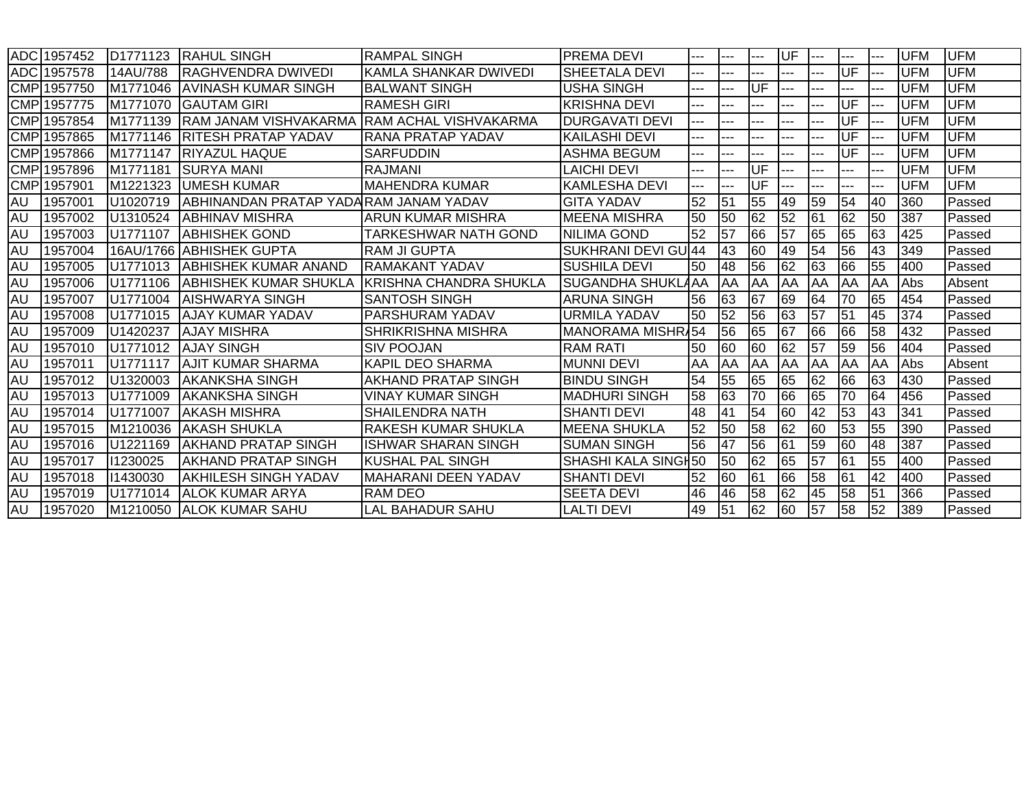| | | | | | | | | | | | | | | |
|---|---|---|---|---|---|---|---|---|---|---|---|---|---|---|
| ADC | 1957452 | D1771123 | RAHUL SINGH | RAMPAL SINGH | PREMA DEVI | --- | --- | --- | UF | --- | --- | --- | UFM | UFM |
| ADC | 1957578 | 14AU/788 | RAGHVENDRA DWIVEDI | KAMLA SHANKAR DWIVEDI | SHEETALA DEVI | --- | --- | --- | --- | --- | UF | --- | UFM | UFM |
| CMP | 1957750 | M1771046 | AVINASH KUMAR SINGH | BALWANT SINGH | USHA SINGH | --- | --- | UF | --- | --- | --- | --- | UFM | UFM |
| CMP | 1957775 | M1771070 | GAUTAM GIRI | RAMESH GIRI | KRISHNA DEVI | --- | --- | --- | --- | --- | UF | --- | UFM | UFM |
| CMP | 1957854 | M1771139 | RAM JANAM VISHVAKARMA | RAM ACHAL VISHVAKARMA | DURGAVATI DEVI | --- | --- | --- | --- | --- | UF | --- | UFM | UFM |
| CMP | 1957865 | M1771146 | RITESH PRATAP YADAV | RANA PRATAP YADAV | KAILASHI DEVI | --- | --- | --- | --- | --- | UF | --- | UFM | UFM |
| CMP | 1957866 | M1771147 | RIYAZUL HAQUE | SARFUDDIN | ASHMA BEGUM | --- | --- | --- | --- | --- | UF | --- | UFM | UFM |
| CMP | 1957896 | M1771181 | SURYA MANI | RAJMANI | LAICHI DEVI | --- | --- | UF | --- | --- | --- | --- | UFM | UFM |
| CMP | 1957901 | M1221323 | UMESH KUMAR | MAHENDRA KUMAR | KAMLESHA DEVI | --- | --- | UF | --- | --- | --- | --- | UFM | UFM |
| AU | 1957001 | U1020719 | ABHINANDAN PRATAP YADA | RAM JANAM YADAV | GITA YADAV | 52 | 51 | 55 | 49 | 59 | 54 | 40 | 360 | Passed |
| AU | 1957002 | U1310524 | ABHINAV MISHRA | ARUN KUMAR MISHRA | MEENA MISHRA | 50 | 50 | 62 | 52 | 61 | 62 | 50 | 387 | Passed |
| AU | 1957003 | U1771107 | ABHISHEK GOND | TARKESHWAR NATH GOND | NILIMA GOND | 52 | 57 | 66 | 57 | 65 | 65 | 63 | 425 | Passed |
| AU | 1957004 | 16AU/1766 | ABHISHEK GUPTA | RAM JI GUPTA | SUKHRANI DEVI GU | 44 | 43 | 60 | 49 | 54 | 56 | 43 | 349 | Passed |
| AU | 1957005 | U1771013 | ABHISHEK KUMAR ANAND | RAMAKANT YADAV | SUSHILA DEVI | 50 | 48 | 56 | 62 | 63 | 66 | 55 | 400 | Passed |
| AU | 1957006 | U1771106 | ABHISHEK KUMAR SHUKLA | KRISHNA CHANDRA SHUKLA | SUGANDHA SHUKLA | AA | AA | AA | AA | AA | AA | AA | Abs | Absent |
| AU | 1957007 | U1771004 | AISHWARYA SINGH | SANTOSH SINGH | ARUNA SINGH | 56 | 63 | 67 | 69 | 64 | 70 | 65 | 454 | Passed |
| AU | 1957008 | U1771015 | AJAY KUMAR YADAV | PARSHURAM YADAV | URMILA YADAV | 50 | 52 | 56 | 63 | 57 | 51 | 45 | 374 | Passed |
| AU | 1957009 | U1420237 | AJAY MISHRA | SHRIKRISHNA MISHRA | MANORAMA MISHR | 54 | 56 | 65 | 67 | 66 | 66 | 58 | 432 | Passed |
| AU | 1957010 | U1771012 | AJAY SINGH | SIV POOJAN | RAM RATI | 50 | 60 | 60 | 62 | 57 | 59 | 56 | 404 | Passed |
| AU | 1957011 | U1771117 | AJIT KUMAR SHARMA | KAPIL DEO SHARMA | MUNNI DEVI | AA | AA | AA | AA | AA | AA | AA | Abs | Absent |
| AU | 1957012 | U1320003 | AKANKSHA SINGH | AKHAND PRATAP SINGH | BINDU SINGH | 54 | 55 | 65 | 65 | 62 | 66 | 63 | 430 | Passed |
| AU | 1957013 | U1771009 | AKANKSHA SINGH | VINAY KUMAR SINGH | MADHURI SINGH | 58 | 63 | 70 | 66 | 65 | 70 | 64 | 456 | Passed |
| AU | 1957014 | U1771007 | AKASH MISHRA | SHAILENDRA NATH | SHANTI DEVI | 48 | 41 | 54 | 60 | 42 | 53 | 43 | 341 | Passed |
| AU | 1957015 | M1210036 | AKASH SHUKLA | RAKESH KUMAR SHUKLA | MEENA SHUKLA | 52 | 50 | 58 | 62 | 60 | 53 | 55 | 390 | Passed |
| AU | 1957016 | U1221169 | AKHAND PRATAP SINGH | ISHWAR SHARAN SINGH | SUMAN SINGH | 56 | 47 | 56 | 61 | 59 | 60 | 48 | 387 | Passed |
| AU | 1957017 | I1230025 | AKHAND PRATAP SINGH | KUSHAL PAL SINGH | SHASHI KALA SINGH | 50 | 50 | 62 | 65 | 57 | 61 | 55 | 400 | Passed |
| AU | 1957018 | I1430030 | AKHILESH SINGH YADAV | MAHARANI DEEN YADAV | SHANTI DEVI | 52 | 60 | 61 | 66 | 58 | 61 | 42 | 400 | Passed |
| AU | 1957019 | U1771014 | ALOK KUMAR ARYA | RAM DEO | SEETA DEVI | 46 | 46 | 58 | 62 | 45 | 58 | 51 | 366 | Passed |
| AU | 1957020 | M1210050 | ALOK KUMAR SAHU | LAL BAHADUR SAHU | LALTI DEVI | 49 | 51 | 62 | 60 | 57 | 58 | 52 | 389 | Passed |